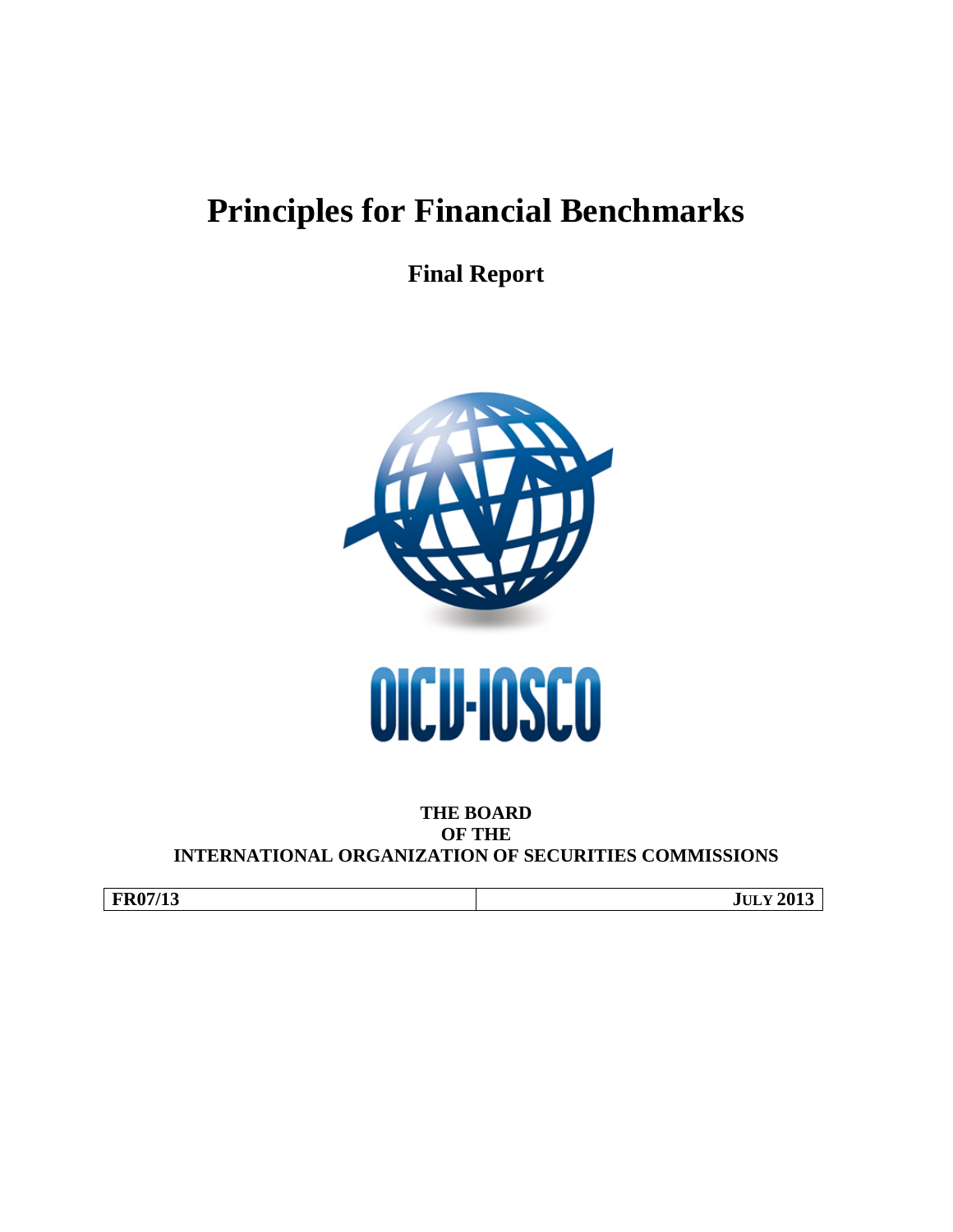# Principles for Financial Benchmarks

## Final Report

OICU-IOSCO

**THE BOARD**
**OF THE**
**INTERNATIONAL ORGANIZATION OF SECURITIES COMMISSIONS**

| | |
|---|---|
| **FR07/13** | **JULY 2013** |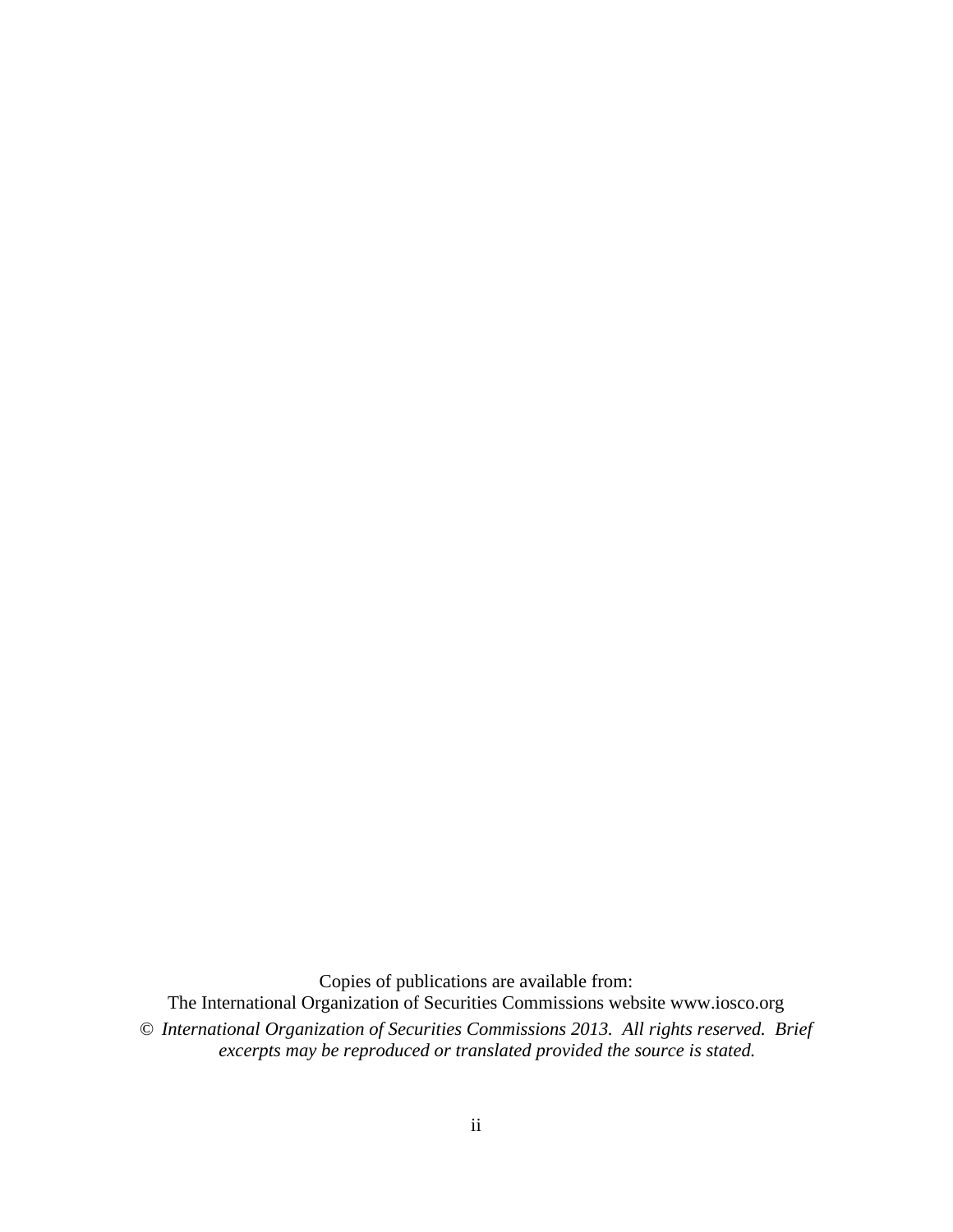Copies of publications are available from:
The International Organization of Securities Commissions website www.iosco.org

© *International Organization of Securities Commissions 2013. All rights reserved. Brief excerpts may be reproduced or translated provided the source is stated.*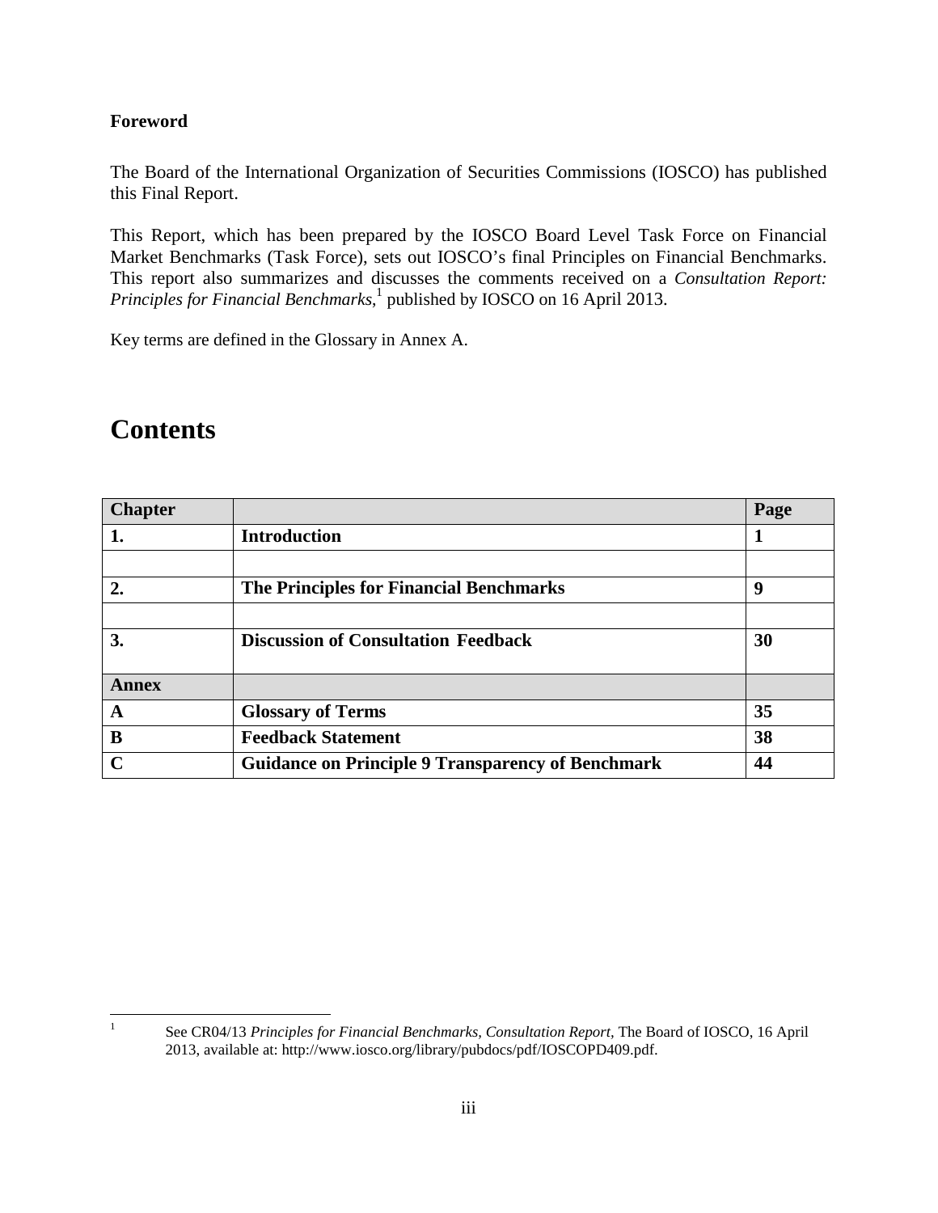**Foreword**

The Board of the International Organization of Securities Commissions (IOSCO) has published this Final Report.

This Report, which has been prepared by the IOSCO Board Level Task Force on Financial Market Benchmarks (Task Force), sets out IOSCO's final Principles on Financial Benchmarks. This report also summarizes and discusses the comments received on a *Consultation Report: Principles for Financial Benchmarks*,[1] published by IOSCO on 16 April 2013.

Key terms are defined in the Glossary in Annex A.

# Contents

| Chapter | | Page |
|---|---|---|
| **1.** | **Introduction** | **1** |
| | | |
| **2.** | **The Principles for Financial Benchmarks** | **9** |
| | | |
| **3.** | **Discussion of Consultation Feedback** | **30** |
| **Annex** | | |
| **A** | **Glossary of Terms** | **35** |
| **B** | **Feedback Statement** | **38** |
| **C** | **Guidance on Principle 9 Transparency of Benchmark** | **44** |

[1] See CR04/13 *Principles for Financial Benchmarks, Consultation Report*, The Board of IOSCO, 16 April 2013, available at: http://www.iosco.org/library/pubdocs/pdf/IOSCOPD409.pdf.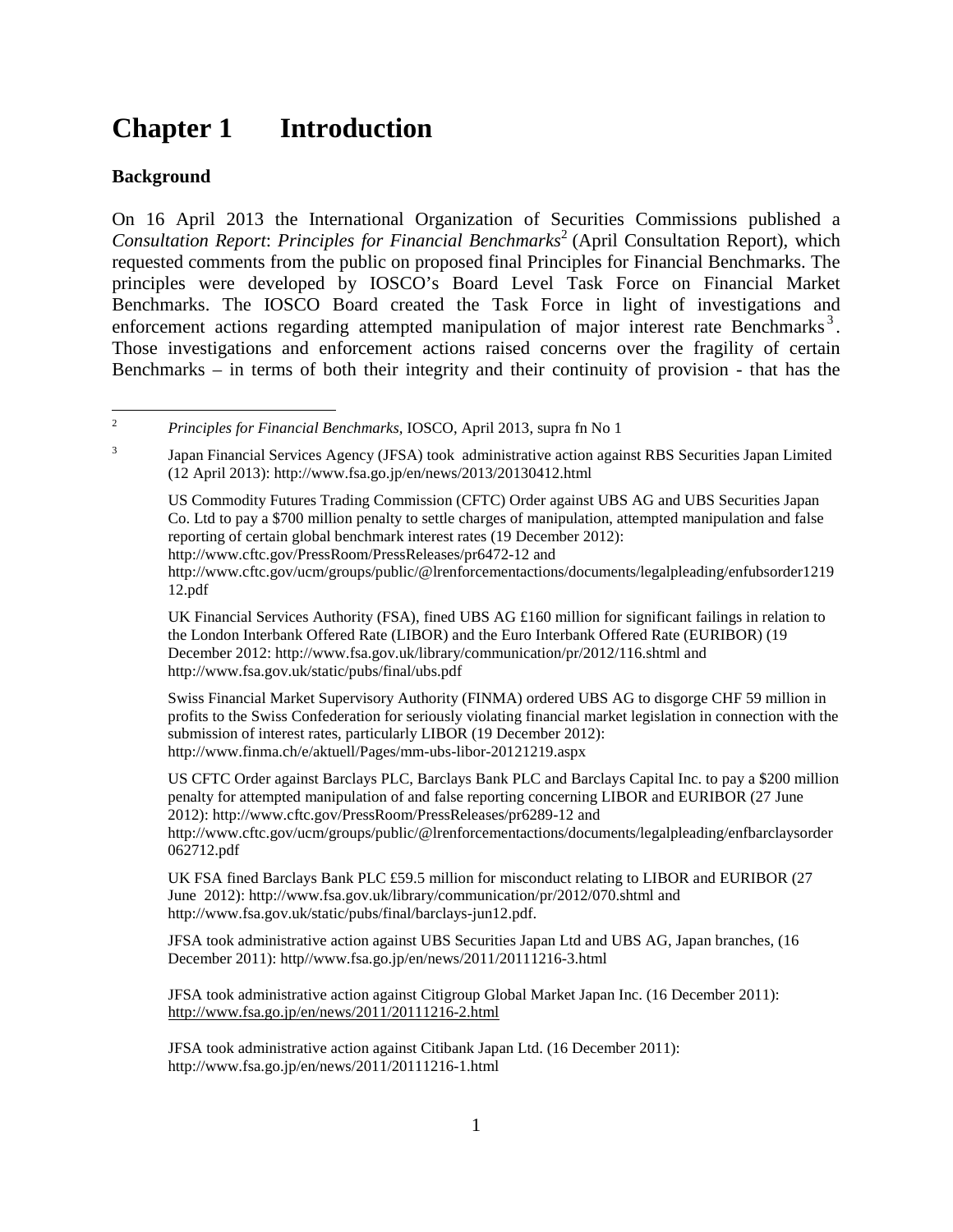# Chapter 1 Introduction

**Background**

On 16 April 2013 the International Organization of Securities Commissions published a *Consultation Report*: *Principles for Financial Benchmarks*[2] (April Consultation Report), which requested comments from the public on proposed final Principles for Financial Benchmarks. The principles were developed by IOSCO's Board Level Task Force on Financial Market Benchmarks. The IOSCO Board created the Task Force in light of investigations and enforcement actions regarding attempted manipulation of major interest rate Benchmarks[3]. Those investigations and enforcement actions raised concerns over the fragility of certain Benchmarks – in terms of both their integrity and their continuity of provision - that has the

---

[2] *Principles for Financial Benchmarks*, IOSCO, April 2013, supra fn No 1

[3] Japan Financial Services Agency (JFSA) took administrative action against RBS Securities Japan Limited (12 April 2013): http://www.fsa.go.jp/en/news/2013/20130412.html

US Commodity Futures Trading Commission (CFTC) Order against UBS AG and UBS Securities Japan Co. Ltd to pay a $700 million penalty to settle charges of manipulation, attempted manipulation and false reporting of certain global benchmark interest rates (19 December 2012): http://www.cftc.gov/PressRoom/PressReleases/pr6472-12 and http://www.cftc.gov/ucm/groups/public/@lrenforcementactions/documents/legalpleading/enfubsorder121912.pdf

UK Financial Services Authority (FSA), fined UBS AG £160 million for significant failings in relation to the London Interbank Offered Rate (LIBOR) and the Euro Interbank Offered Rate (EURIBOR) (19 December 2012: http://www.fsa.gov.uk/library/communication/pr/2012/116.shtml and http://www.fsa.gov.uk/static/pubs/final/ubs.pdf

Swiss Financial Market Supervisory Authority (FINMA) ordered UBS AG to disgorge CHF 59 million in profits to the Swiss Confederation for seriously violating financial market legislation in connection with the submission of interest rates, particularly LIBOR (19 December 2012): http://www.finma.ch/e/aktuell/Pages/mm-ubs-libor-20121219.aspx

US CFTC Order against Barclays PLC, Barclays Bank PLC and Barclays Capital Inc. to pay a $200 million penalty for attempted manipulation of and false reporting concerning LIBOR and EURIBOR (27 June 2012): http://www.cftc.gov/PressRoom/PressReleases/pr6289-12 and http://www.cftc.gov/ucm/groups/public/@lrenforcementactions/documents/legalpleading/enfbarclaysorder062712.pdf

UK FSA fined Barclays Bank PLC £59.5 million for misconduct relating to LIBOR and EURIBOR (27 June 2012): http://www.fsa.gov.uk/library/communication/pr/2012/070.shtml and http://www.fsa.gov.uk/static/pubs/final/barclays-jun12.pdf.

JFSA took administrative action against UBS Securities Japan Ltd and UBS AG, Japan branches, (16 December 2011): http//www.fsa.go.jp/en/news/2011/20111216-3.html

JFSA took administrative action against Citigroup Global Market Japan Inc. (16 December 2011): http://www.fsa.go.jp/en/news/2011/20111216-2.html

JFSA took administrative action against Citibank Japan Ltd. (16 December 2011): http://www.fsa.go.jp/en/news/2011/20111216-1.html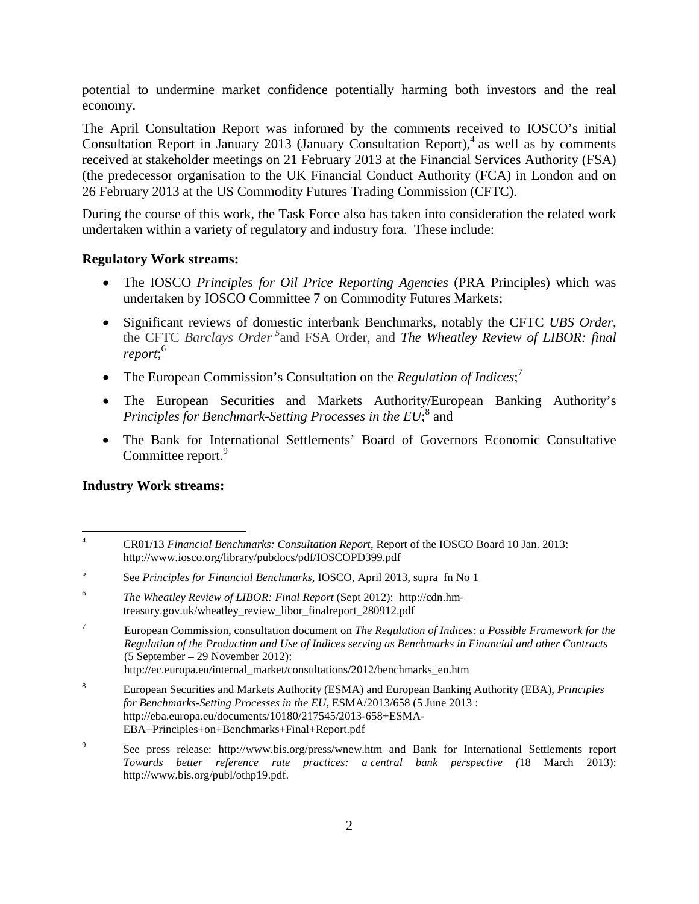potential to undermine market confidence potentially harming both investors and the real economy.

The April Consultation Report was informed by the comments received to IOSCO's initial Consultation Report in January 2013 (January Consultation Report),[4] as well as by comments received at stakeholder meetings on 21 February 2013 at the Financial Services Authority (FSA) (the predecessor organisation to the UK Financial Conduct Authority (FCA) in London and on 26 February 2013 at the US Commodity Futures Trading Commission (CFTC).

During the course of this work, the Task Force also has taken into consideration the related work undertaken within a variety of regulatory and industry fora. These include:

**Regulatory Work streams:**

- The IOSCO *Principles for Oil Price Reporting Agencies* (PRA Principles) which was undertaken by IOSCO Committee 7 on Commodity Futures Markets;
- Significant reviews of domestic interbank Benchmarks, notably the CFTC *UBS Order*, the CFTC *Barclays Order* [5] and FSA Order, and *The Wheatley Review of LIBOR: final report*;[6]
- The European Commission's Consultation on the *Regulation of Indices*;[7]
- The European Securities and Markets Authority/European Banking Authority's *Principles for Benchmark-Setting Processes in the EU*;[8] and
- The Bank for International Settlements' Board of Governors Economic Consultative Committee report.[9]

**Industry Work streams:**

---

[4] CR01/13 *Financial Benchmarks: Consultation Report*, Report of the IOSCO Board 10 Jan. 2013: http://www.iosco.org/library/pubdocs/pdf/IOSCOPD399.pdf

[5] See *Principles for Financial Benchmarks*, IOSCO, April 2013, supra fn No 1

[6] *The Wheatley Review of LIBOR: Final Report* (Sept 2012): http://cdn.hm-treasury.gov.uk/wheatley_review_libor_finalreport_280912.pdf

[7] European Commission, consultation document on *The Regulation of Indices: a Possible Framework for the Regulation of the Production and Use of Indices serving as Benchmarks in Financial and other Contracts* (5 September – 29 November 2012): http://ec.europa.eu/internal_market/consultations/2012/benchmarks_en.htm

[8] European Securities and Markets Authority (ESMA) and European Banking Authority (EBA), *Principles for Benchmarks-Setting Processes in the EU*, ESMA/2013/658 (5 June 2013 : http://eba.europa.eu/documents/10180/217545/2013-658+ESMA-EBA+Principles+on+Benchmarks+Final+Report.pdf

[9] See press release: http://www.bis.org/press/wnew.htm and Bank for International Settlements report *Towards better reference rate practices: a central bank perspective (*18 March 2013): http://www.bis.org/publ/othp19.pdf.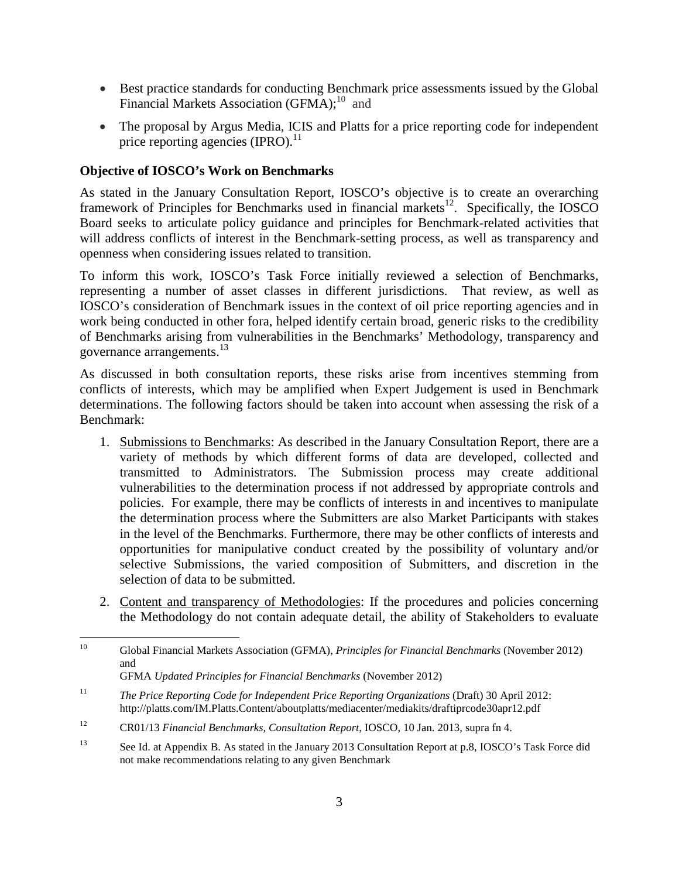- Best practice standards for conducting Benchmark price assessments issued by the Global Financial Markets Association (GFMA);[10] and
- The proposal by Argus Media, ICIS and Platts for a price reporting code for independent price reporting agencies (IPRO).[11]

**Objective of IOSCO's Work on Benchmarks**

As stated in the January Consultation Report, IOSCO's objective is to create an overarching framework of Principles for Benchmarks used in financial markets[12]. Specifically, the IOSCO Board seeks to articulate policy guidance and principles for Benchmark-related activities that will address conflicts of interest in the Benchmark-setting process, as well as transparency and openness when considering issues related to transition.

To inform this work, IOSCO's Task Force initially reviewed a selection of Benchmarks, representing a number of asset classes in different jurisdictions. That review, as well as IOSCO's consideration of Benchmark issues in the context of oil price reporting agencies and in work being conducted in other fora, helped identify certain broad, generic risks to the credibility of Benchmarks arising from vulnerabilities in the Benchmarks' Methodology, transparency and governance arrangements.[13]

As discussed in both consultation reports, these risks arise from incentives stemming from conflicts of interests, which may be amplified when Expert Judgement is used in Benchmark determinations. The following factors should be taken into account when assessing the risk of a Benchmark:

1. Submissions to Benchmarks: As described in the January Consultation Report, there are a variety of methods by which different forms of data are developed, collected and transmitted to Administrators. The Submission process may create additional vulnerabilities to the determination process if not addressed by appropriate controls and policies. For example, there may be conflicts of interests in and incentives to manipulate the determination process where the Submitters are also Market Participants with stakes in the level of the Benchmarks. Furthermore, there may be other conflicts of interests and opportunities for manipulative conduct created by the possibility of voluntary and/or selective Submissions, the varied composition of Submitters, and discretion in the selection of data to be submitted.

2. Content and transparency of Methodologies: If the procedures and policies concerning the Methodology do not contain adequate detail, the ability of Stakeholders to evaluate

---

[10] Global Financial Markets Association (GFMA), *Principles for Financial Benchmarks* (November 2012) and GFMA *Updated Principles for Financial Benchmarks* (November 2012)

[11] *The Price Reporting Code for Independent Price Reporting Organizations* (Draft) 30 April 2012: http://platts.com/IM.Platts.Content/aboutplatts/mediacenter/mediakits/draftiprcode30apr12.pdf

[12] CR01/13 *Financial Benchmarks, Consultation Report*, IOSCO, 10 Jan. 2013, supra fn 4.

[13] See Id. at Appendix B. As stated in the January 2013 Consultation Report at p.8, IOSCO's Task Force did not make recommendations relating to any given Benchmark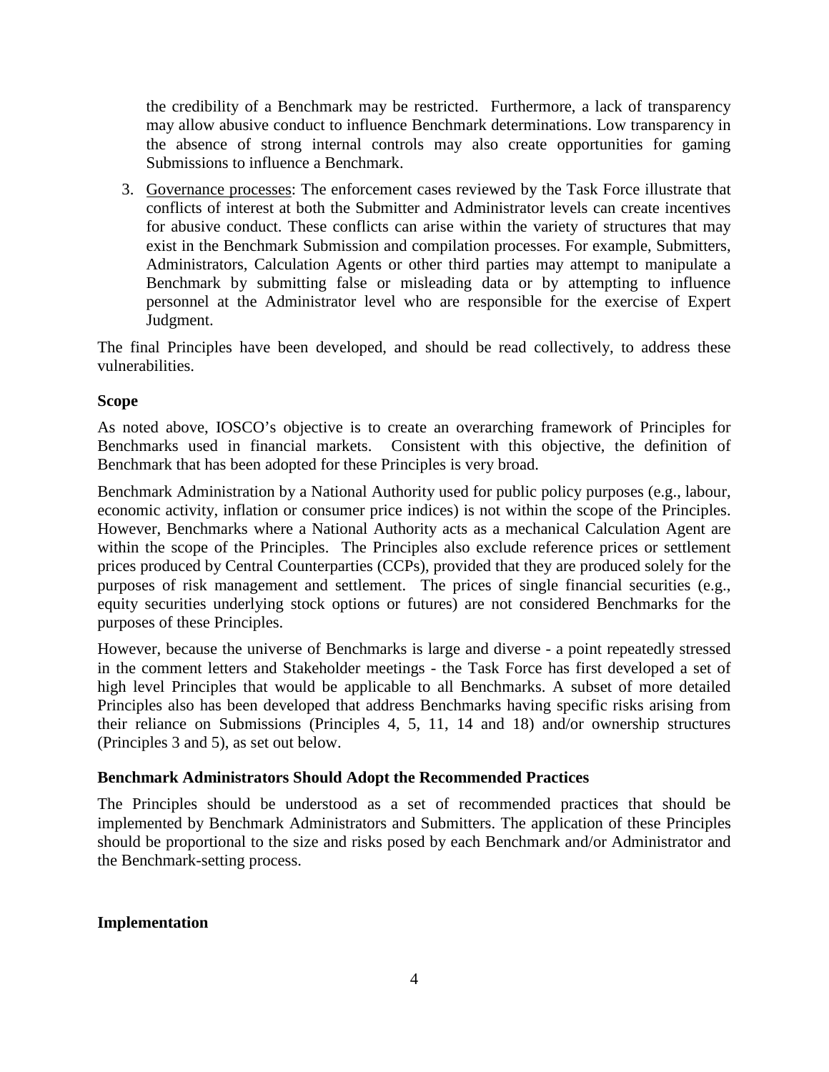the credibility of a Benchmark may be restricted. Furthermore, a lack of transparency may allow abusive conduct to influence Benchmark determinations. Low transparency in the absence of strong internal controls may also create opportunities for gaming Submissions to influence a Benchmark.

3. Governance processes: The enforcement cases reviewed by the Task Force illustrate that conflicts of interest at both the Submitter and Administrator levels can create incentives for abusive conduct. These conflicts can arise within the variety of structures that may exist in the Benchmark Submission and compilation processes. For example, Submitters, Administrators, Calculation Agents or other third parties may attempt to manipulate a Benchmark by submitting false or misleading data or by attempting to influence personnel at the Administrator level who are responsible for the exercise of Expert Judgment.

The final Principles have been developed, and should be read collectively, to address these vulnerabilities.

**Scope**

As noted above, IOSCO's objective is to create an overarching framework of Principles for Benchmarks used in financial markets. Consistent with this objective, the definition of Benchmark that has been adopted for these Principles is very broad.

Benchmark Administration by a National Authority used for public policy purposes (e.g., labour, economic activity, inflation or consumer price indices) is not within the scope of the Principles. However, Benchmarks where a National Authority acts as a mechanical Calculation Agent are within the scope of the Principles. The Principles also exclude reference prices or settlement prices produced by Central Counterparties (CCPs), provided that they are produced solely for the purposes of risk management and settlement. The prices of single financial securities (e.g., equity securities underlying stock options or futures) are not considered Benchmarks for the purposes of these Principles.

However, because the universe of Benchmarks is large and diverse - a point repeatedly stressed in the comment letters and Stakeholder meetings - the Task Force has first developed a set of high level Principles that would be applicable to all Benchmarks. A subset of more detailed Principles also has been developed that address Benchmarks having specific risks arising from their reliance on Submissions (Principles 4, 5, 11, 14 and 18) and/or ownership structures (Principles 3 and 5), as set out below.

**Benchmark Administrators Should Adopt the Recommended Practices**

The Principles should be understood as a set of recommended practices that should be implemented by Benchmark Administrators and Submitters. The application of these Principles should be proportional to the size and risks posed by each Benchmark and/or Administrator and the Benchmark-setting process.

**Implementation**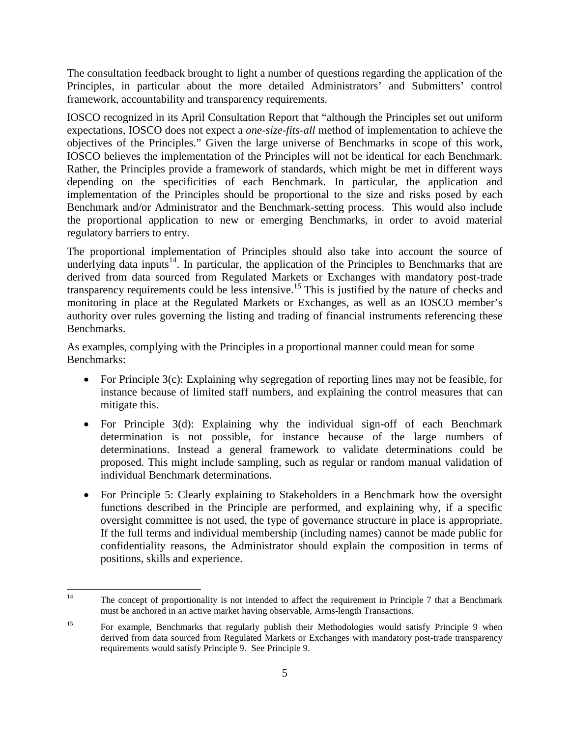The consultation feedback brought to light a number of questions regarding the application of the Principles, in particular about the more detailed Administrators' and Submitters' control framework, accountability and transparency requirements.

IOSCO recognized in its April Consultation Report that "although the Principles set out uniform expectations, IOSCO does not expect a *one-size-fits-all* method of implementation to achieve the objectives of the Principles." Given the large universe of Benchmarks in scope of this work, IOSCO believes the implementation of the Principles will not be identical for each Benchmark. Rather, the Principles provide a framework of standards, which might be met in different ways depending on the specificities of each Benchmark. In particular, the application and implementation of the Principles should be proportional to the size and risks posed by each Benchmark and/or Administrator and the Benchmark-setting process. This would also include the proportional application to new or emerging Benchmarks, in order to avoid material regulatory barriers to entry.

The proportional implementation of Principles should also take into account the source of underlying data inputs[14]. In particular, the application of the Principles to Benchmarks that are derived from data sourced from Regulated Markets or Exchanges with mandatory post-trade transparency requirements could be less intensive.[15] This is justified by the nature of checks and monitoring in place at the Regulated Markets or Exchanges, as well as an IOSCO member's authority over rules governing the listing and trading of financial instruments referencing these Benchmarks.

As examples, complying with the Principles in a proportional manner could mean for some Benchmarks:

- For Principle 3(c): Explaining why segregation of reporting lines may not be feasible, for instance because of limited staff numbers, and explaining the control measures that can mitigate this.
- For Principle 3(d): Explaining why the individual sign-off of each Benchmark determination is not possible, for instance because of the large numbers of determinations. Instead a general framework to validate determinations could be proposed. This might include sampling, such as regular or random manual validation of individual Benchmark determinations.
- For Principle 5: Clearly explaining to Stakeholders in a Benchmark how the oversight functions described in the Principle are performed, and explaining why, if a specific oversight committee is not used, the type of governance structure in place is appropriate. If the full terms and individual membership (including names) cannot be made public for confidentiality reasons, the Administrator should explain the composition in terms of positions, skills and experience.

---

[14] The concept of proportionality is not intended to affect the requirement in Principle 7 that a Benchmark must be anchored in an active market having observable, Arms-length Transactions.

[15] For example, Benchmarks that regularly publish their Methodologies would satisfy Principle 9 when derived from data sourced from Regulated Markets or Exchanges with mandatory post-trade transparency requirements would satisfy Principle 9. See Principle 9.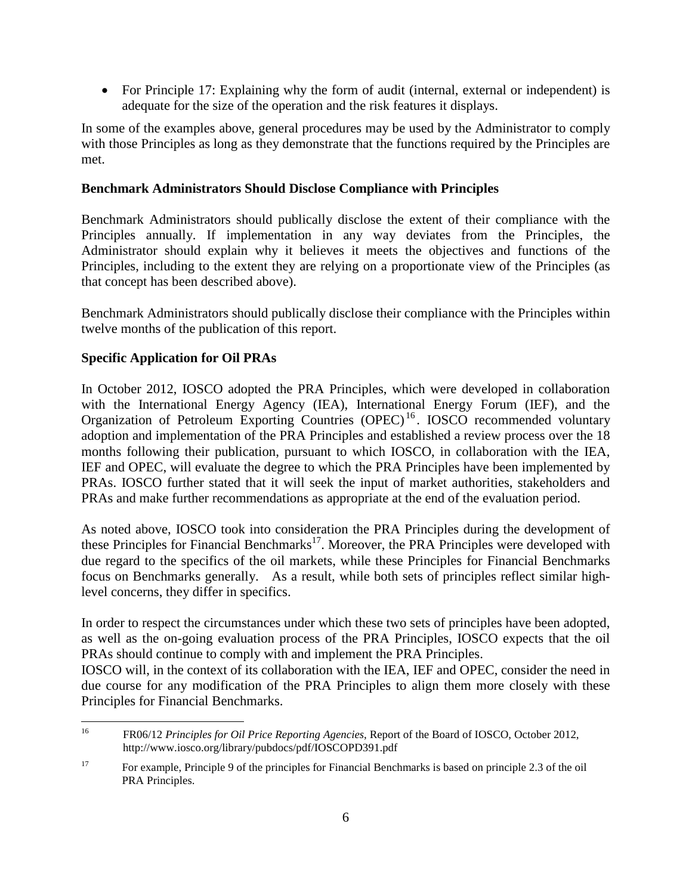- For Principle 17: Explaining why the form of audit (internal, external or independent) is adequate for the size of the operation and the risk features it displays.

In some of the examples above, general procedures may be used by the Administrator to comply with those Principles as long as they demonstrate that the functions required by the Principles are met.

**Benchmark Administrators Should Disclose Compliance with Principles**

Benchmark Administrators should publically disclose the extent of their compliance with the Principles annually. If implementation in any way deviates from the Principles, the Administrator should explain why it believes it meets the objectives and functions of the Principles, including to the extent they are relying on a proportionate view of the Principles (as that concept has been described above).

Benchmark Administrators should publically disclose their compliance with the Principles within twelve months of the publication of this report.

**Specific Application for Oil PRAs**

In October 2012, IOSCO adopted the PRA Principles, which were developed in collaboration with the International Energy Agency (IEA), International Energy Forum (IEF), and the Organization of Petroleum Exporting Countries (OPEC)[16]. IOSCO recommended voluntary adoption and implementation of the PRA Principles and established a review process over the 18 months following their publication, pursuant to which IOSCO, in collaboration with the IEA, IEF and OPEC, will evaluate the degree to which the PRA Principles have been implemented by PRAs. IOSCO further stated that it will seek the input of market authorities, stakeholders and PRAs and make further recommendations as appropriate at the end of the evaluation period.

As noted above, IOSCO took into consideration the PRA Principles during the development of these Principles for Financial Benchmarks[17]. Moreover, the PRA Principles were developed with due regard to the specifics of the oil markets, while these Principles for Financial Benchmarks focus on Benchmarks generally. As a result, while both sets of principles reflect similar high-level concerns, they differ in specifics.

In order to respect the circumstances under which these two sets of principles have been adopted, as well as the on-going evaluation process of the PRA Principles, IOSCO expects that the oil PRAs should continue to comply with and implement the PRA Principles.
IOSCO will, in the context of its collaboration with the IEA, IEF and OPEC, consider the need in due course for any modification of the PRA Principles to align them more closely with these Principles for Financial Benchmarks.

---

[16] FR06/12 *Principles for Oil Price Reporting Agencies*, Report of the Board of IOSCO, October 2012, http://www.iosco.org/library/pubdocs/pdf/IOSCOPD391.pdf

[17] For example, Principle 9 of the principles for Financial Benchmarks is based on principle 2.3 of the oil PRA Principles.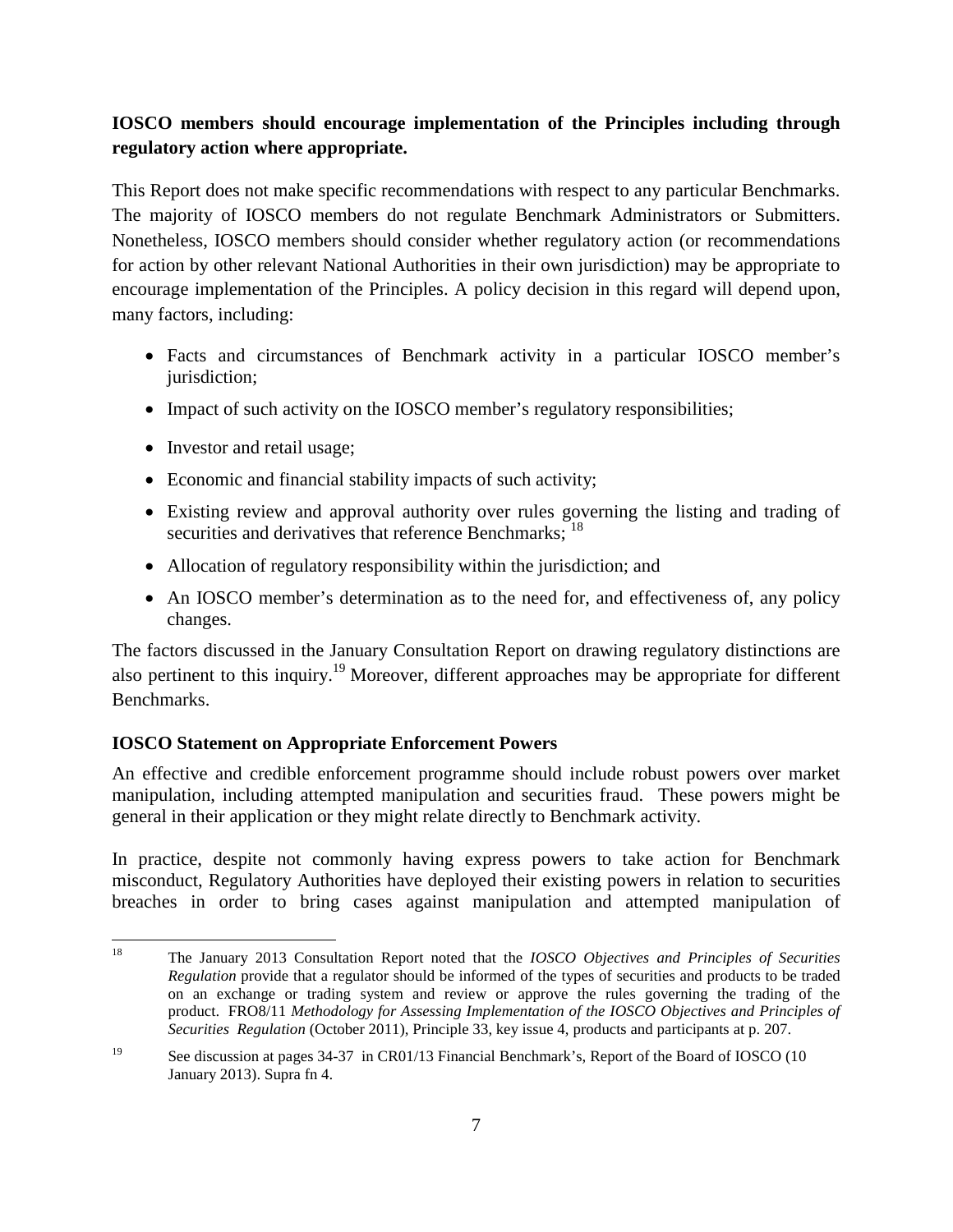**IOSCO members should encourage implementation of the Principles including through regulatory action where appropriate.**

This Report does not make specific recommendations with respect to any particular Benchmarks. The majority of IOSCO members do not regulate Benchmark Administrators or Submitters. Nonetheless, IOSCO members should consider whether regulatory action (or recommendations for action by other relevant National Authorities in their own jurisdiction) may be appropriate to encourage implementation of the Principles. A policy decision in this regard will depend upon, many factors, including:

- Facts and circumstances of Benchmark activity in a particular IOSCO member's jurisdiction;
- Impact of such activity on the IOSCO member's regulatory responsibilities;
- Investor and retail usage;
- Economic and financial stability impacts of such activity;
- Existing review and approval authority over rules governing the listing and trading of securities and derivatives that reference Benchmarks; [18]
- Allocation of regulatory responsibility within the jurisdiction; and
- An IOSCO member's determination as to the need for, and effectiveness of, any policy changes.

The factors discussed in the January Consultation Report on drawing regulatory distinctions are also pertinent to this inquiry.[19] Moreover, different approaches may be appropriate for different Benchmarks.

**IOSCO Statement on Appropriate Enforcement Powers**

An effective and credible enforcement programme should include robust powers over market manipulation, including attempted manipulation and securities fraud. These powers might be general in their application or they might relate directly to Benchmark activity.

In practice, despite not commonly having express powers to take action for Benchmark misconduct, Regulatory Authorities have deployed their existing powers in relation to securities breaches in order to bring cases against manipulation and attempted manipulation of

---

[18] The January 2013 Consultation Report noted that the *IOSCO Objectives and Principles of Securities Regulation* provide that a regulator should be informed of the types of securities and products to be traded on an exchange or trading system and review or approve the rules governing the trading of the product. FRO8/11 *Methodology for Assessing Implementation of the IOSCO Objectives and Principles of Securities Regulation* (October 2011), Principle 33, key issue 4, products and participants at p. 207.

[19] See discussion at pages 34-37 in CR01/13 Financial Benchmark's, Report of the Board of IOSCO (10 January 2013). Supra fn 4.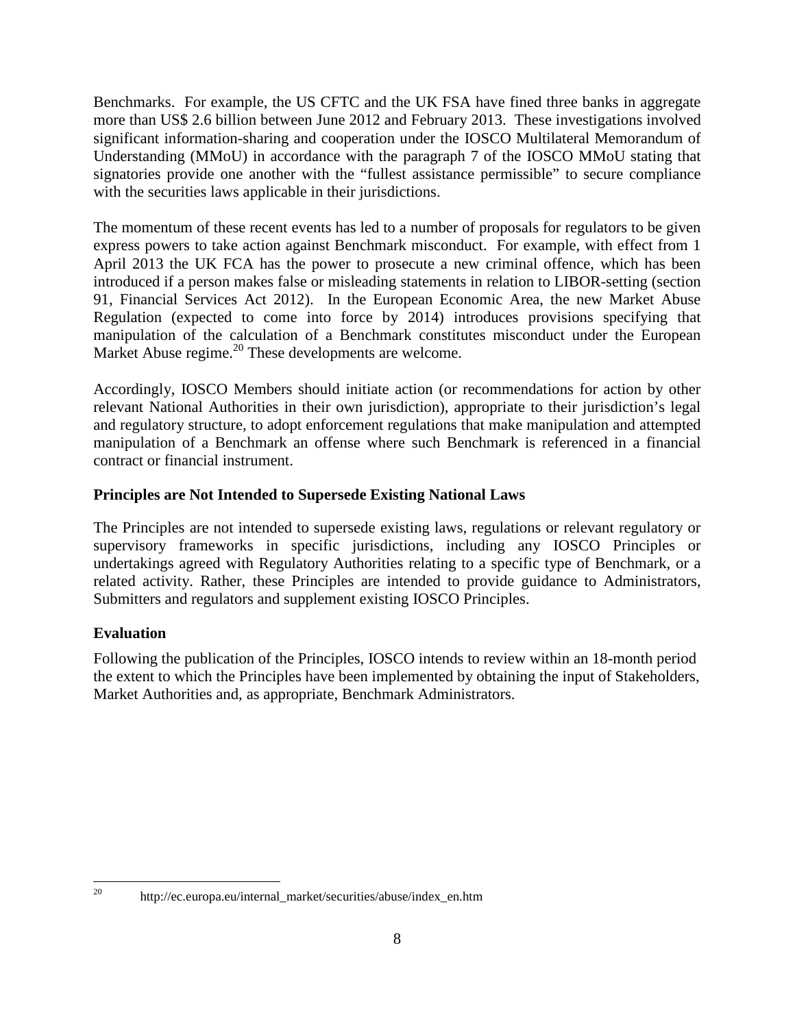Benchmarks. For example, the US CFTC and the UK FSA have fined three banks in aggregate more than US$ 2.6 billion between June 2012 and February 2013. These investigations involved significant information-sharing and cooperation under the IOSCO Multilateral Memorandum of Understanding (MMoU) in accordance with the paragraph 7 of the IOSCO MMoU stating that signatories provide one another with the "fullest assistance permissible" to secure compliance with the securities laws applicable in their jurisdictions.

The momentum of these recent events has led to a number of proposals for regulators to be given express powers to take action against Benchmark misconduct. For example, with effect from 1 April 2013 the UK FCA has the power to prosecute a new criminal offence, which has been introduced if a person makes false or misleading statements in relation to LIBOR-setting (section 91, Financial Services Act 2012). In the European Economic Area, the new Market Abuse Regulation (expected to come into force by 2014) introduces provisions specifying that manipulation of the calculation of a Benchmark constitutes misconduct under the European Market Abuse regime.[20] These developments are welcome.

Accordingly, IOSCO Members should initiate action (or recommendations for action by other relevant National Authorities in their own jurisdiction), appropriate to their jurisdiction's legal and regulatory structure, to adopt enforcement regulations that make manipulation and attempted manipulation of a Benchmark an offense where such Benchmark is referenced in a financial contract or financial instrument.

**Principles are Not Intended to Supersede Existing National Laws**

The Principles are not intended to supersede existing laws, regulations or relevant regulatory or supervisory frameworks in specific jurisdictions, including any IOSCO Principles or undertakings agreed with Regulatory Authorities relating to a specific type of Benchmark, or a related activity. Rather, these Principles are intended to provide guidance to Administrators, Submitters and regulators and supplement existing IOSCO Principles.

**Evaluation**

Following the publication of the Principles, IOSCO intends to review within an 18-month period the extent to which the Principles have been implemented by obtaining the input of Stakeholders, Market Authorities and, as appropriate, Benchmark Administrators.

[20] http://ec.europa.eu/internal_market/securities/abuse/index_en.htm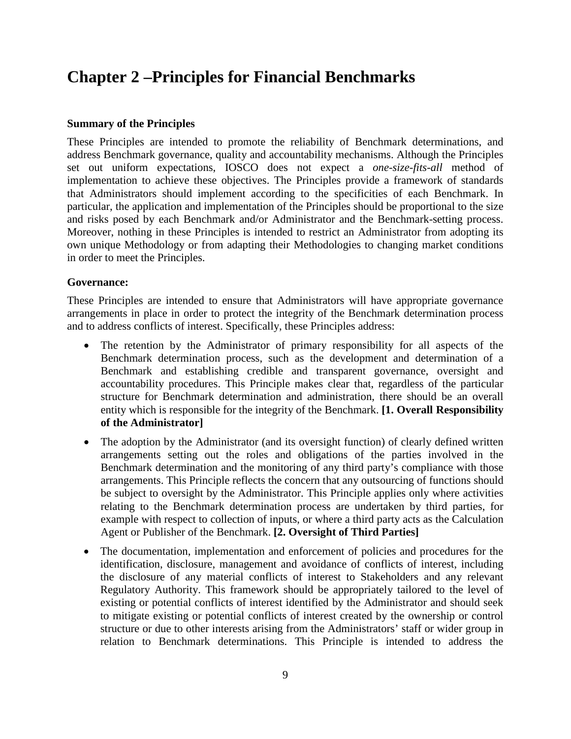# Chapter 2 –Principles for Financial Benchmarks

**Summary of the Principles**

These Principles are intended to promote the reliability of Benchmark determinations, and address Benchmark governance, quality and accountability mechanisms. Although the Principles set out uniform expectations, IOSCO does not expect a *one-size-fits-all* method of implementation to achieve these objectives. The Principles provide a framework of standards that Administrators should implement according to the specificities of each Benchmark. In particular, the application and implementation of the Principles should be proportional to the size and risks posed by each Benchmark and/or Administrator and the Benchmark-setting process. Moreover, nothing in these Principles is intended to restrict an Administrator from adopting its own unique Methodology or from adapting their Methodologies to changing market conditions in order to meet the Principles.

**Governance:**

These Principles are intended to ensure that Administrators will have appropriate governance arrangements in place in order to protect the integrity of the Benchmark determination process and to address conflicts of interest. Specifically, these Principles address:

- The retention by the Administrator of primary responsibility for all aspects of the Benchmark determination process, such as the development and determination of a Benchmark and establishing credible and transparent governance, oversight and accountability procedures. This Principle makes clear that, regardless of the particular structure for Benchmark determination and administration, there should be an overall entity which is responsible for the integrity of the Benchmark. **[1. Overall Responsibility of the Administrator]**

- The adoption by the Administrator (and its oversight function) of clearly defined written arrangements setting out the roles and obligations of the parties involved in the Benchmark determination and the monitoring of any third party's compliance with those arrangements. This Principle reflects the concern that any outsourcing of functions should be subject to oversight by the Administrator. This Principle applies only where activities relating to the Benchmark determination process are undertaken by third parties, for example with respect to collection of inputs, or where a third party acts as the Calculation Agent or Publisher of the Benchmark. **[2. Oversight of Third Parties]**

- The documentation, implementation and enforcement of policies and procedures for the identification, disclosure, management and avoidance of conflicts of interest, including the disclosure of any material conflicts of interest to Stakeholders and any relevant Regulatory Authority. This framework should be appropriately tailored to the level of existing or potential conflicts of interest identified by the Administrator and should seek to mitigate existing or potential conflicts of interest created by the ownership or control structure or due to other interests arising from the Administrators' staff or wider group in relation to Benchmark determinations. This Principle is intended to address the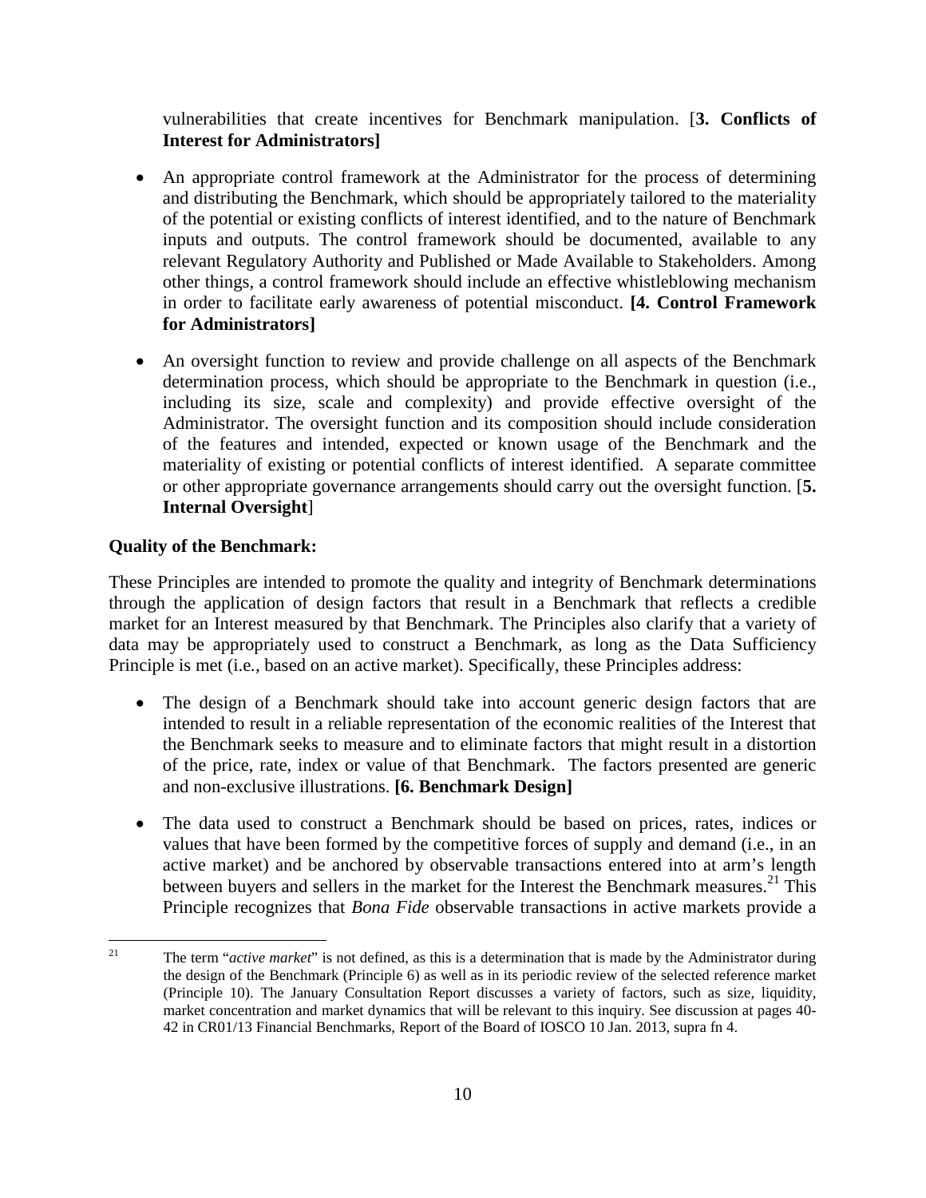vulnerabilities that create incentives for Benchmark manipulation. [**3. Conflicts of Interest for Administrators]**

- An appropriate control framework at the Administrator for the process of determining and distributing the Benchmark, which should be appropriately tailored to the materiality of the potential or existing conflicts of interest identified, and to the nature of Benchmark inputs and outputs. The control framework should be documented, available to any relevant Regulatory Authority and Published or Made Available to Stakeholders. Among other things, a control framework should include an effective whistleblowing mechanism in order to facilitate early awareness of potential misconduct. **[4. Control Framework for Administrators]**

- An oversight function to review and provide challenge on all aspects of the Benchmark determination process, which should be appropriate to the Benchmark in question (i.e., including its size, scale and complexity) and provide effective oversight of the Administrator. The oversight function and its composition should include consideration of the features and intended, expected or known usage of the Benchmark and the materiality of existing or potential conflicts of interest identified. A separate committee or other appropriate governance arrangements should carry out the oversight function. [**5. Internal Oversight**]

**Quality of the Benchmark:**

These Principles are intended to promote the quality and integrity of Benchmark determinations through the application of design factors that result in a Benchmark that reflects a credible market for an Interest measured by that Benchmark. The Principles also clarify that a variety of data may be appropriately used to construct a Benchmark, as long as the Data Sufficiency Principle is met (i.e., based on an active market). Specifically, these Principles address:

- The design of a Benchmark should take into account generic design factors that are intended to result in a reliable representation of the economic realities of the Interest that the Benchmark seeks to measure and to eliminate factors that might result in a distortion of the price, rate, index or value of that Benchmark. The factors presented are generic and non-exclusive illustrations. **[6. Benchmark Design]**

- The data used to construct a Benchmark should be based on prices, rates, indices or values that have been formed by the competitive forces of supply and demand (i.e., in an active market) and be anchored by observable transactions entered into at arm's length between buyers and sellers in the market for the Interest the Benchmark measures.[21] This Principle recognizes that *Bona Fide* observable transactions in active markets provide a

---

[21] The term "*active market*" is not defined, as this is a determination that is made by the Administrator during the design of the Benchmark (Principle 6) as well as in its periodic review of the selected reference market (Principle 10). The January Consultation Report discusses a variety of factors, such as size, liquidity, market concentration and market dynamics that will be relevant to this inquiry. See discussion at pages 40-42 in CR01/13 Financial Benchmarks, Report of the Board of IOSCO 10 Jan. 2013, supra fn 4.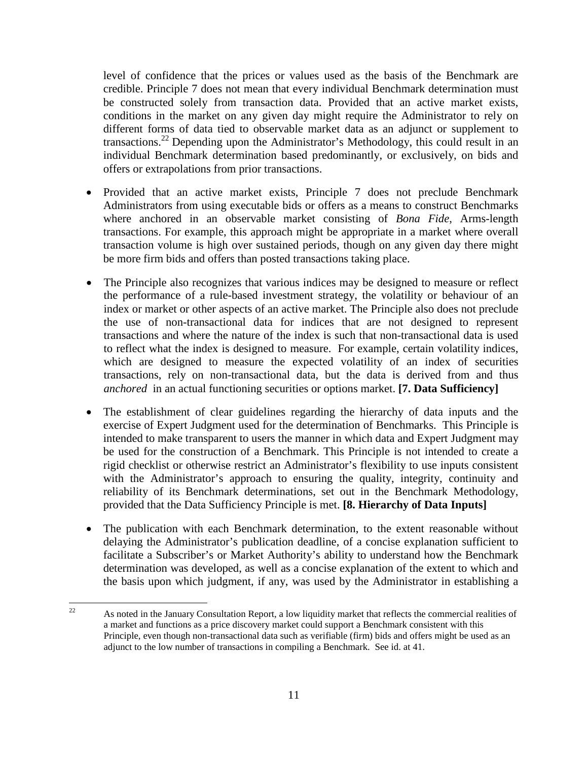level of confidence that the prices or values used as the basis of the Benchmark are credible. Principle 7 does not mean that every individual Benchmark determination must be constructed solely from transaction data. Provided that an active market exists, conditions in the market on any given day might require the Administrator to rely on different forms of data tied to observable market data as an adjunct or supplement to transactions.[22] Depending upon the Administrator's Methodology, this could result in an individual Benchmark determination based predominantly, or exclusively, on bids and offers or extrapolations from prior transactions.

- Provided that an active market exists, Principle 7 does not preclude Benchmark Administrators from using executable bids or offers as a means to construct Benchmarks where anchored in an observable market consisting of *Bona Fide*, Arms-length transactions. For example, this approach might be appropriate in a market where overall transaction volume is high over sustained periods, though on any given day there might be more firm bids and offers than posted transactions taking place.

- The Principle also recognizes that various indices may be designed to measure or reflect the performance of a rule-based investment strategy, the volatility or behaviour of an index or market or other aspects of an active market. The Principle also does not preclude the use of non-transactional data for indices that are not designed to represent transactions and where the nature of the index is such that non-transactional data is used to reflect what the index is designed to measure. For example, certain volatility indices, which are designed to measure the expected volatility of an index of securities transactions, rely on non-transactional data, but the data is derived from and thus *anchored* in an actual functioning securities or options market. **[7. Data Sufficiency]**

- The establishment of clear guidelines regarding the hierarchy of data inputs and the exercise of Expert Judgment used for the determination of Benchmarks. This Principle is intended to make transparent to users the manner in which data and Expert Judgment may be used for the construction of a Benchmark. This Principle is not intended to create a rigid checklist or otherwise restrict an Administrator's flexibility to use inputs consistent with the Administrator's approach to ensuring the quality, integrity, continuity and reliability of its Benchmark determinations, set out in the Benchmark Methodology, provided that the Data Sufficiency Principle is met. **[8. Hierarchy of Data Inputs]**

- The publication with each Benchmark determination, to the extent reasonable without delaying the Administrator's publication deadline, of a concise explanation sufficient to facilitate a Subscriber's or Market Authority's ability to understand how the Benchmark determination was developed, as well as a concise explanation of the extent to which and the basis upon which judgment, if any, was used by the Administrator in establishing a

---

[22] As noted in the January Consultation Report, a low liquidity market that reflects the commercial realities of a market and functions as a price discovery market could support a Benchmark consistent with this Principle, even though non-transactional data such as verifiable (firm) bids and offers might be used as an adjunct to the low number of transactions in compiling a Benchmark. See id. at 41.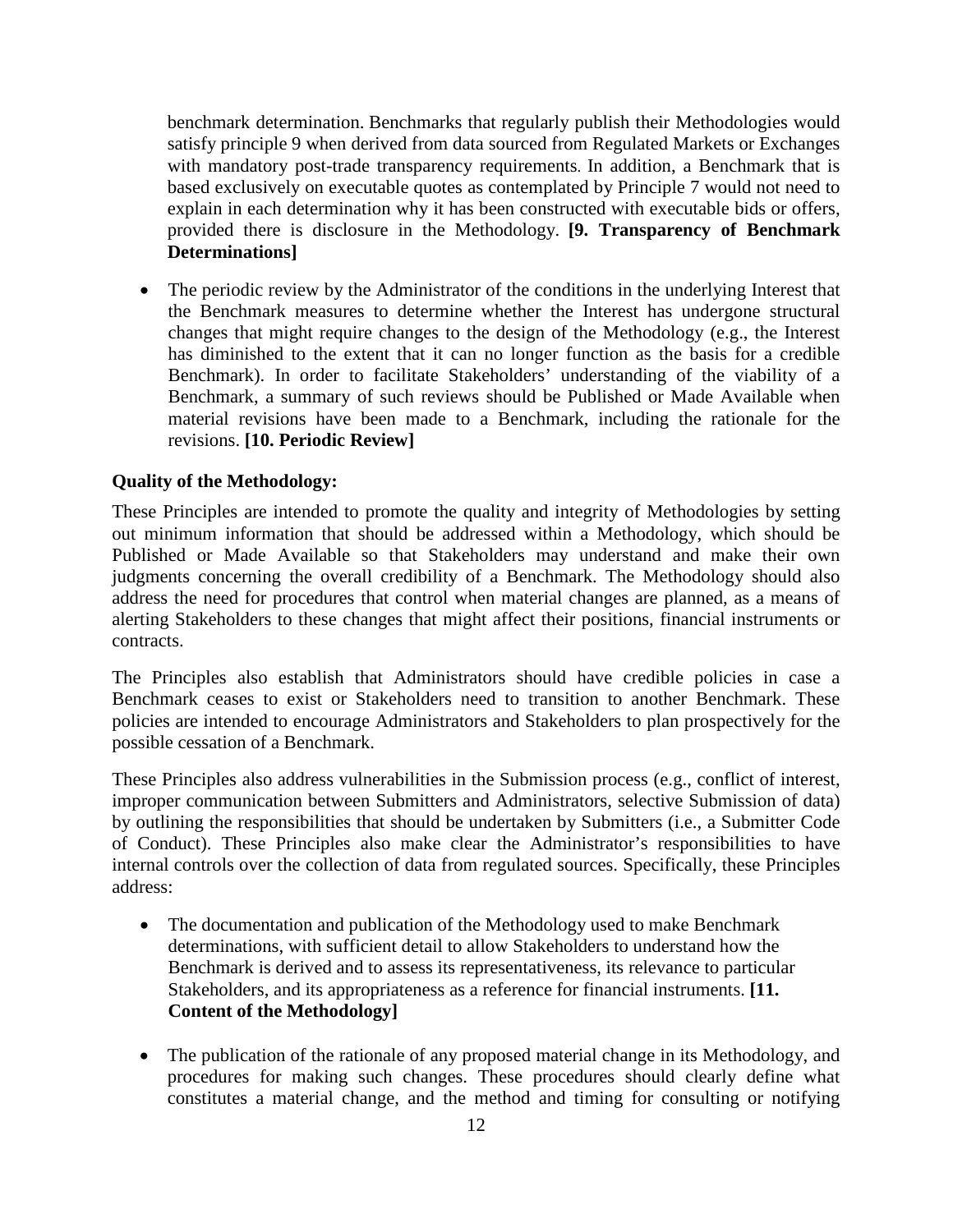benchmark determination. Benchmarks that regularly publish their Methodologies would satisfy principle 9 when derived from data sourced from Regulated Markets or Exchanges with mandatory post-trade transparency requirements. In addition, a Benchmark that is based exclusively on executable quotes as contemplated by Principle 7 would not need to explain in each determination why it has been constructed with executable bids or offers, provided there is disclosure in the Methodology. **[9. Transparency of Benchmark Determinations]**

- The periodic review by the Administrator of the conditions in the underlying Interest that the Benchmark measures to determine whether the Interest has undergone structural changes that might require changes to the design of the Methodology (e.g., the Interest has diminished to the extent that it can no longer function as the basis for a credible Benchmark). In order to facilitate Stakeholders' understanding of the viability of a Benchmark, a summary of such reviews should be Published or Made Available when material revisions have been made to a Benchmark, including the rationale for the revisions. **[10. Periodic Review]**

**Quality of the Methodology:**

These Principles are intended to promote the quality and integrity of Methodologies by setting out minimum information that should be addressed within a Methodology, which should be Published or Made Available so that Stakeholders may understand and make their own judgments concerning the overall credibility of a Benchmark. The Methodology should also address the need for procedures that control when material changes are planned, as a means of alerting Stakeholders to these changes that might affect their positions, financial instruments or contracts.

The Principles also establish that Administrators should have credible policies in case a Benchmark ceases to exist or Stakeholders need to transition to another Benchmark. These policies are intended to encourage Administrators and Stakeholders to plan prospectively for the possible cessation of a Benchmark.

These Principles also address vulnerabilities in the Submission process (e.g., conflict of interest, improper communication between Submitters and Administrators, selective Submission of data) by outlining the responsibilities that should be undertaken by Submitters (i.e., a Submitter Code of Conduct). These Principles also make clear the Administrator's responsibilities to have internal controls over the collection of data from regulated sources. Specifically, these Principles address:

- The documentation and publication of the Methodology used to make Benchmark determinations, with sufficient detail to allow Stakeholders to understand how the Benchmark is derived and to assess its representativeness, its relevance to particular Stakeholders, and its appropriateness as a reference for financial instruments. **[11. Content of the Methodology]**

- The publication of the rationale of any proposed material change in its Methodology, and procedures for making such changes. These procedures should clearly define what constitutes a material change, and the method and timing for consulting or notifying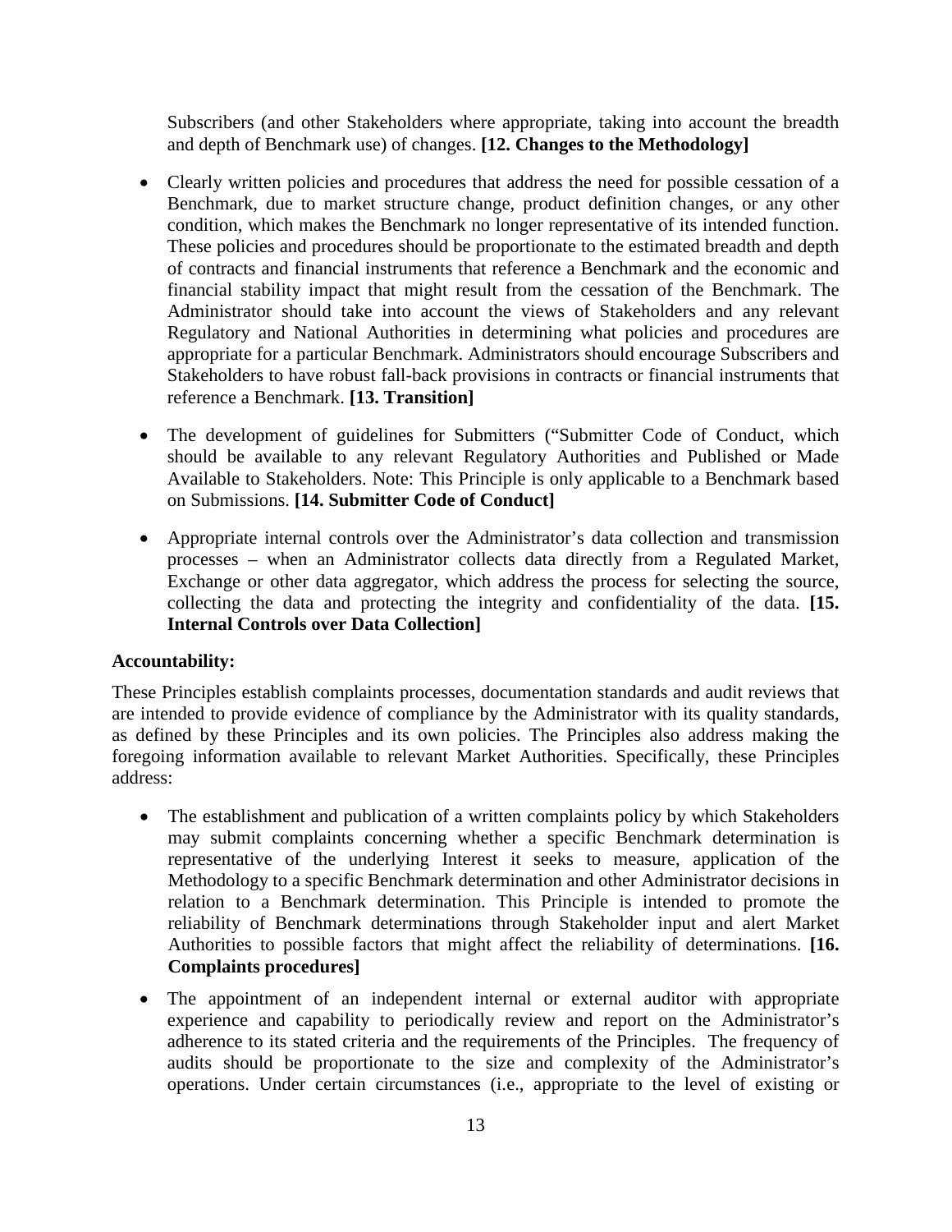Subscribers (and other Stakeholders where appropriate, taking into account the breadth and depth of Benchmark use) of changes. **[12. Changes to the Methodology]**

- Clearly written policies and procedures that address the need for possible cessation of a Benchmark, due to market structure change, product definition changes, or any other condition, which makes the Benchmark no longer representative of its intended function. These policies and procedures should be proportionate to the estimated breadth and depth of contracts and financial instruments that reference a Benchmark and the economic and financial stability impact that might result from the cessation of the Benchmark. The Administrator should take into account the views of Stakeholders and any relevant Regulatory and National Authorities in determining what policies and procedures are appropriate for a particular Benchmark. Administrators should encourage Subscribers and Stakeholders to have robust fall-back provisions in contracts or financial instruments that reference a Benchmark. **[13. Transition]**

- The development of guidelines for Submitters ("Submitter Code of Conduct, which should be available to any relevant Regulatory Authorities and Published or Made Available to Stakeholders. Note: This Principle is only applicable to a Benchmark based on Submissions. **[14. Submitter Code of Conduct]**

- Appropriate internal controls over the Administrator's data collection and transmission processes – when an Administrator collects data directly from a Regulated Market, Exchange or other data aggregator, which address the process for selecting the source, collecting the data and protecting the integrity and confidentiality of the data. **[15. Internal Controls over Data Collection]**

**Accountability:**

These Principles establish complaints processes, documentation standards and audit reviews that are intended to provide evidence of compliance by the Administrator with its quality standards, as defined by these Principles and its own policies. The Principles also address making the foregoing information available to relevant Market Authorities. Specifically, these Principles address:

- The establishment and publication of a written complaints policy by which Stakeholders may submit complaints concerning whether a specific Benchmark determination is representative of the underlying Interest it seeks to measure, application of the Methodology to a specific Benchmark determination and other Administrator decisions in relation to a Benchmark determination. This Principle is intended to promote the reliability of Benchmark determinations through Stakeholder input and alert Market Authorities to possible factors that might affect the reliability of determinations. **[16. Complaints procedures]**

- The appointment of an independent internal or external auditor with appropriate experience and capability to periodically review and report on the Administrator's adherence to its stated criteria and the requirements of the Principles. The frequency of audits should be proportionate to the size and complexity of the Administrator's operations. Under certain circumstances (i.e., appropriate to the level of existing or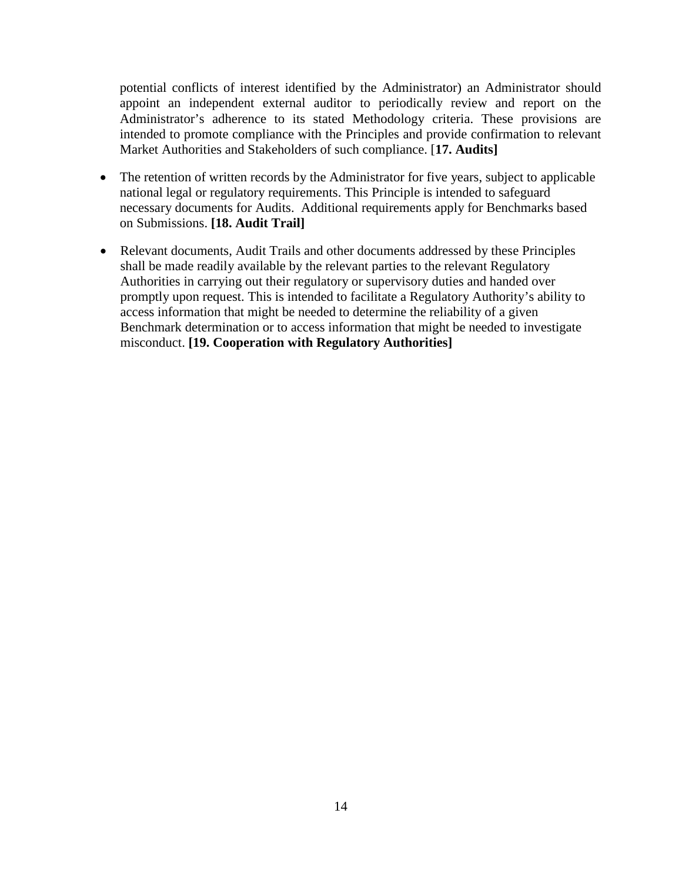potential conflicts of interest identified by the Administrator) an Administrator should appoint an independent external auditor to periodically review and report on the Administrator's adherence to its stated Methodology criteria. These provisions are intended to promote compliance with the Principles and provide confirmation to relevant Market Authorities and Stakeholders of such compliance. [**17. Audits]**

- The retention of written records by the Administrator for five years, subject to applicable national legal or regulatory requirements. This Principle is intended to safeguard necessary documents for Audits. Additional requirements apply for Benchmarks based on Submissions. **[18. Audit Trail]**

- Relevant documents, Audit Trails and other documents addressed by these Principles shall be made readily available by the relevant parties to the relevant Regulatory Authorities in carrying out their regulatory or supervisory duties and handed over promptly upon request. This is intended to facilitate a Regulatory Authority's ability to access information that might be needed to determine the reliability of a given Benchmark determination or to access information that might be needed to investigate misconduct. **[19. Cooperation with Regulatory Authorities]**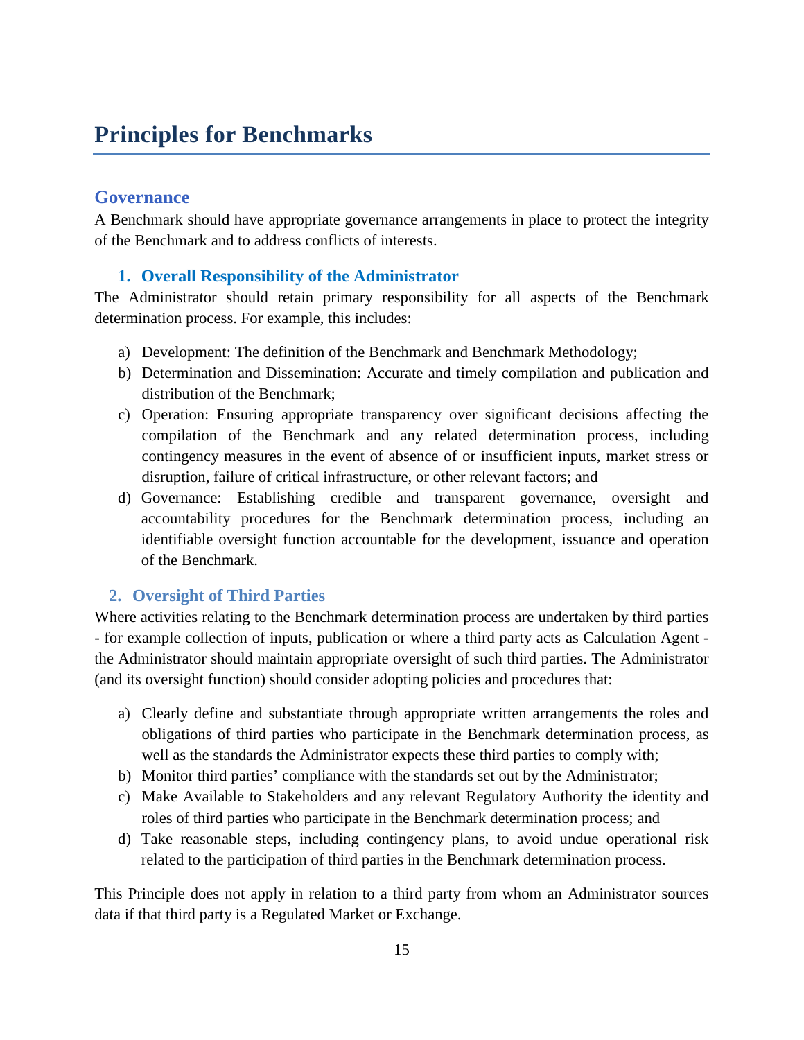# Principles for Benchmarks

## Governance

A Benchmark should have appropriate governance arrangements in place to protect the integrity of the Benchmark and to address conflicts of interests.

### 1. Overall Responsibility of the Administrator

The Administrator should retain primary responsibility for all aspects of the Benchmark determination process. For example, this includes:

a) Development: The definition of the Benchmark and Benchmark Methodology;
b) Determination and Dissemination: Accurate and timely compilation and publication and distribution of the Benchmark;
c) Operation: Ensuring appropriate transparency over significant decisions affecting the compilation of the Benchmark and any related determination process, including contingency measures in the event of absence of or insufficient inputs, market stress or disruption, failure of critical infrastructure, or other relevant factors; and
d) Governance: Establishing credible and transparent governance, oversight and accountability procedures for the Benchmark determination process, including an identifiable oversight function accountable for the development, issuance and operation of the Benchmark.

### 2. Oversight of Third Parties

Where activities relating to the Benchmark determination process are undertaken by third parties - for example collection of inputs, publication or where a third party acts as Calculation Agent - the Administrator should maintain appropriate oversight of such third parties. The Administrator (and its oversight function) should consider adopting policies and procedures that:

a) Clearly define and substantiate through appropriate written arrangements the roles and obligations of third parties who participate in the Benchmark determination process, as well as the standards the Administrator expects these third parties to comply with;
b) Monitor third parties' compliance with the standards set out by the Administrator;
c) Make Available to Stakeholders and any relevant Regulatory Authority the identity and roles of third parties who participate in the Benchmark determination process; and
d) Take reasonable steps, including contingency plans, to avoid undue operational risk related to the participation of third parties in the Benchmark determination process.

This Principle does not apply in relation to a third party from whom an Administrator sources data if that third party is a Regulated Market or Exchange.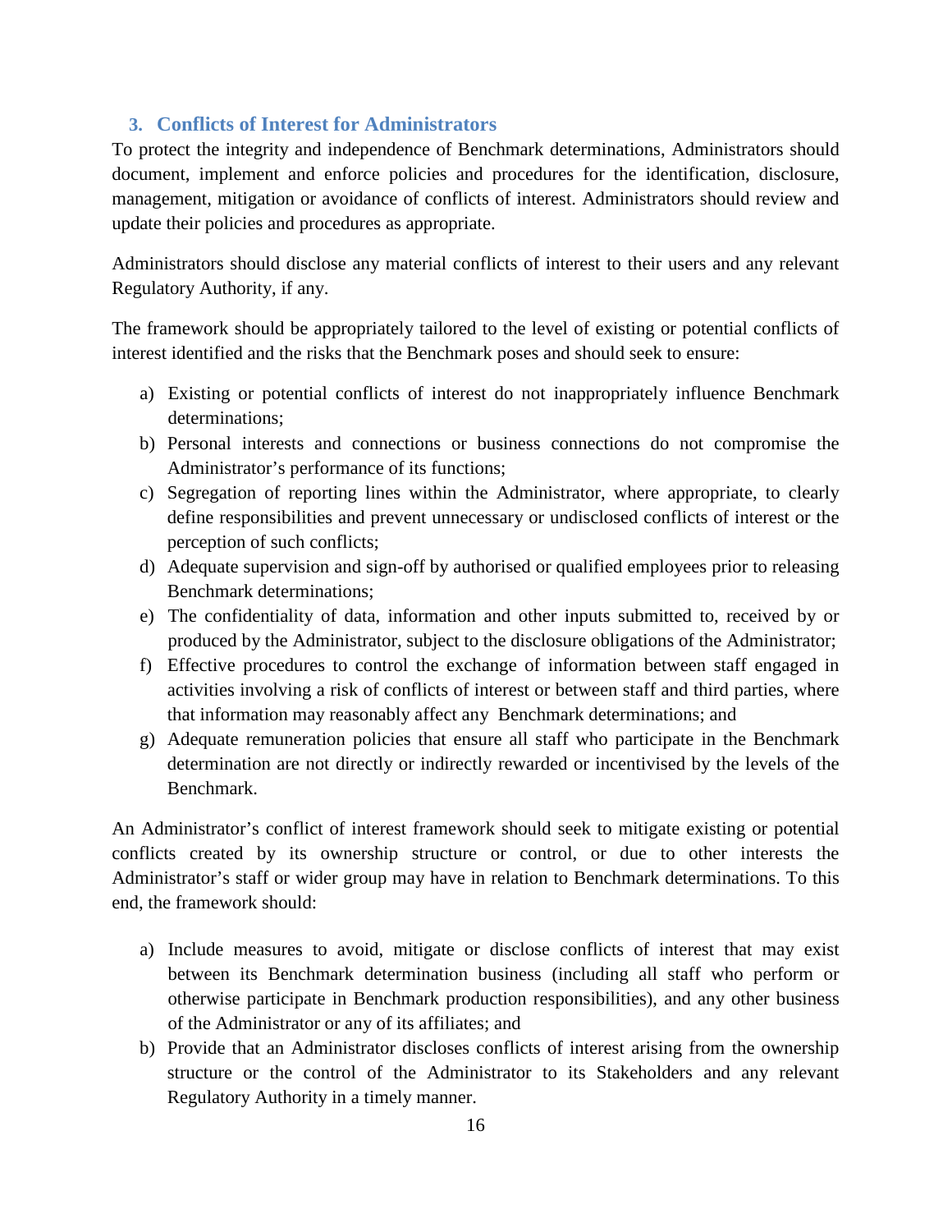### 3. Conflicts of Interest for Administrators

To protect the integrity and independence of Benchmark determinations, Administrators should document, implement and enforce policies and procedures for the identification, disclosure, management, mitigation or avoidance of conflicts of interest. Administrators should review and update their policies and procedures as appropriate.

Administrators should disclose any material conflicts of interest to their users and any relevant Regulatory Authority, if any.

The framework should be appropriately tailored to the level of existing or potential conflicts of interest identified and the risks that the Benchmark poses and should seek to ensure:

a) Existing or potential conflicts of interest do not inappropriately influence Benchmark determinations;
b) Personal interests and connections or business connections do not compromise the Administrator's performance of its functions;
c) Segregation of reporting lines within the Administrator, where appropriate, to clearly define responsibilities and prevent unnecessary or undisclosed conflicts of interest or the perception of such conflicts;
d) Adequate supervision and sign-off by authorised or qualified employees prior to releasing Benchmark determinations;
e) The confidentiality of data, information and other inputs submitted to, received by or produced by the Administrator, subject to the disclosure obligations of the Administrator;
f) Effective procedures to control the exchange of information between staff engaged in activities involving a risk of conflicts of interest or between staff and third parties, where that information may reasonably affect any Benchmark determinations; and
g) Adequate remuneration policies that ensure all staff who participate in the Benchmark determination are not directly or indirectly rewarded or incentivised by the levels of the Benchmark.

An Administrator's conflict of interest framework should seek to mitigate existing or potential conflicts created by its ownership structure or control, or due to other interests the Administrator's staff or wider group may have in relation to Benchmark determinations. To this end, the framework should:

a) Include measures to avoid, mitigate or disclose conflicts of interest that may exist between its Benchmark determination business (including all staff who perform or otherwise participate in Benchmark production responsibilities), and any other business of the Administrator or any of its affiliates; and
b) Provide that an Administrator discloses conflicts of interest arising from the ownership structure or the control of the Administrator to its Stakeholders and any relevant Regulatory Authority in a timely manner.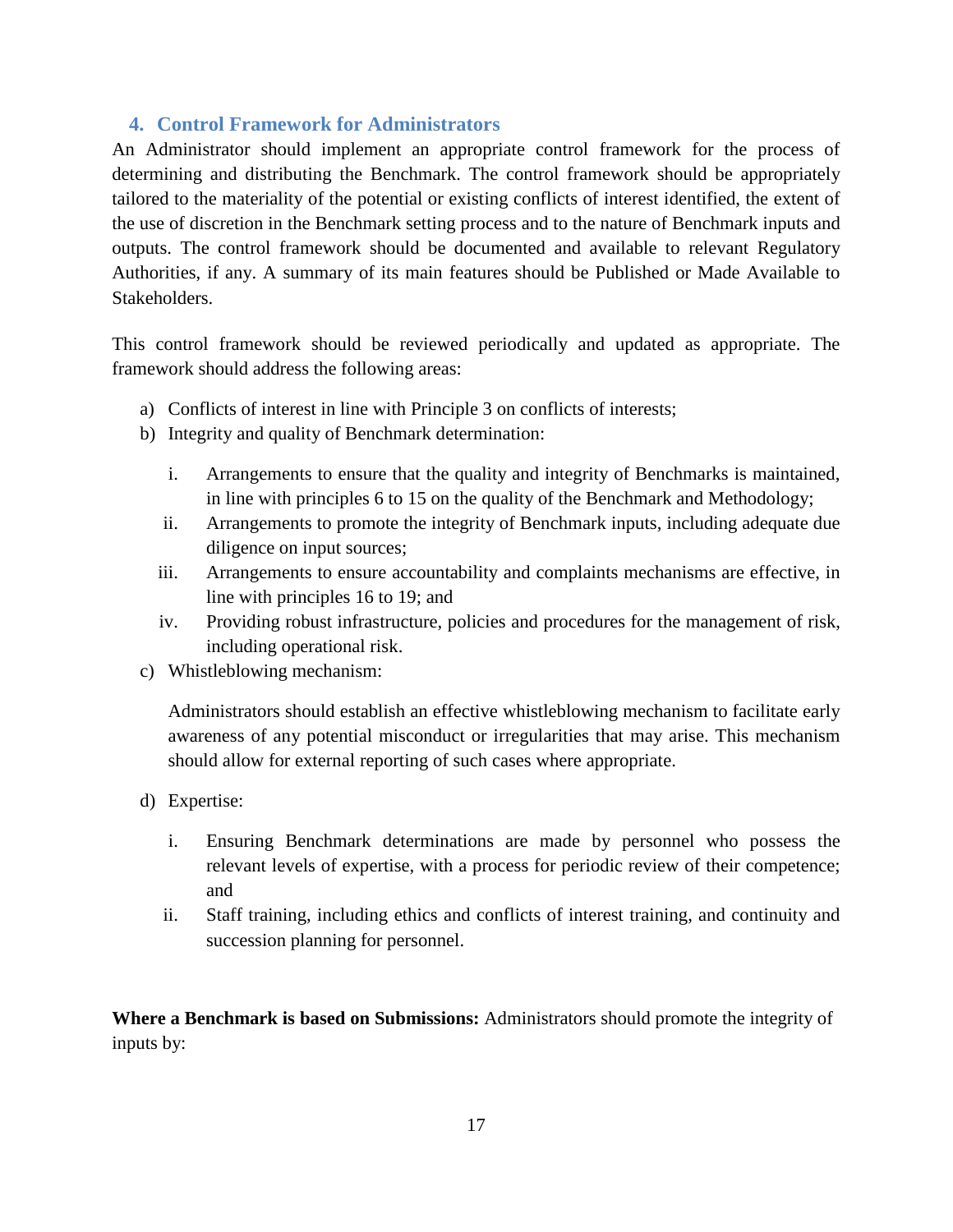## 4. Control Framework for Administrators

An Administrator should implement an appropriate control framework for the process of determining and distributing the Benchmark. The control framework should be appropriately tailored to the materiality of the potential or existing conflicts of interest identified, the extent of the use of discretion in the Benchmark setting process and to the nature of Benchmark inputs and outputs. The control framework should be documented and available to relevant Regulatory Authorities, if any. A summary of its main features should be Published or Made Available to Stakeholders.

This control framework should be reviewed periodically and updated as appropriate. The framework should address the following areas:

a) Conflicts of interest in line with Principle 3 on conflicts of interests;

b) Integrity and quality of Benchmark determination:

   i. Arrangements to ensure that the quality and integrity of Benchmarks is maintained, in line with principles 6 to 15 on the quality of the Benchmark and Methodology;

   ii. Arrangements to promote the integrity of Benchmark inputs, including adequate due diligence on input sources;

   iii. Arrangements to ensure accountability and complaints mechanisms are effective, in line with principles 16 to 19; and

   iv. Providing robust infrastructure, policies and procedures for the management of risk, including operational risk.

c) Whistleblowing mechanism:

   Administrators should establish an effective whistleblowing mechanism to facilitate early awareness of any potential misconduct or irregularities that may arise. This mechanism should allow for external reporting of such cases where appropriate.

d) Expertise:

   i. Ensuring Benchmark determinations are made by personnel who possess the relevant levels of expertise, with a process for periodic review of their competence; and

   ii. Staff training, including ethics and conflicts of interest training, and continuity and succession planning for personnel.

**Where a Benchmark is based on Submissions:** Administrators should promote the integrity of inputs by: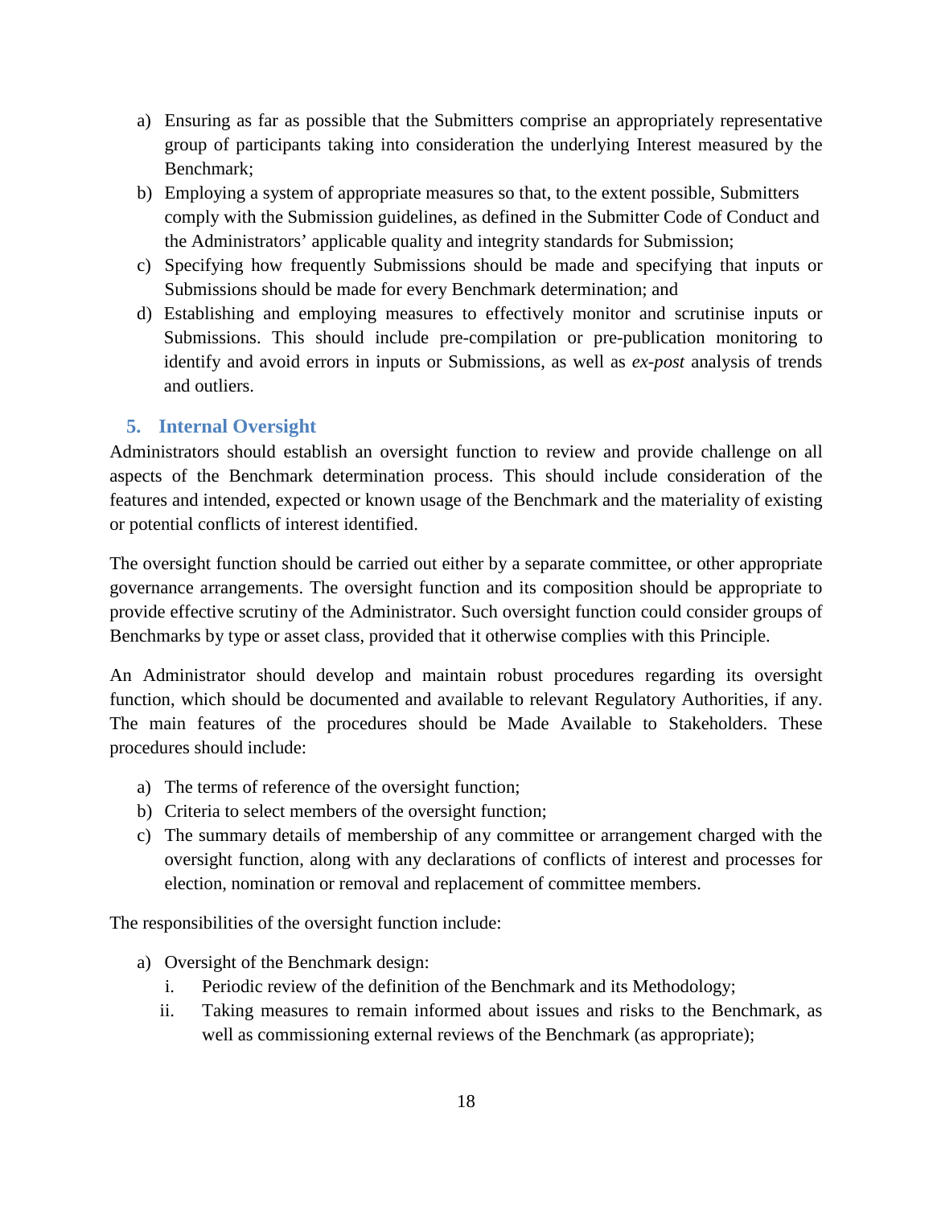a) Ensuring as far as possible that the Submitters comprise an appropriately representative group of participants taking into consideration the underlying Interest measured by the Benchmark;
b) Employing a system of appropriate measures so that, to the extent possible, Submitters comply with the Submission guidelines, as defined in the Submitter Code of Conduct and the Administrators' applicable quality and integrity standards for Submission;
c) Specifying how frequently Submissions should be made and specifying that inputs or Submissions should be made for every Benchmark determination; and
d) Establishing and employing measures to effectively monitor and scrutinise inputs or Submissions. This should include pre-compilation or pre-publication monitoring to identify and avoid errors in inputs or Submissions, as well as *ex-post* analysis of trends and outliers.

## 5. Internal Oversight

Administrators should establish an oversight function to review and provide challenge on all aspects of the Benchmark determination process. This should include consideration of the features and intended, expected or known usage of the Benchmark and the materiality of existing or potential conflicts of interest identified.

The oversight function should be carried out either by a separate committee, or other appropriate governance arrangements. The oversight function and its composition should be appropriate to provide effective scrutiny of the Administrator. Such oversight function could consider groups of Benchmarks by type or asset class, provided that it otherwise complies with this Principle.

An Administrator should develop and maintain robust procedures regarding its oversight function, which should be documented and available to relevant Regulatory Authorities, if any. The main features of the procedures should be Made Available to Stakeholders. These procedures should include:

a) The terms of reference of the oversight function;
b) Criteria to select members of the oversight function;
c) The summary details of membership of any committee or arrangement charged with the oversight function, along with any declarations of conflicts of interest and processes for election, nomination or removal and replacement of committee members.

The responsibilities of the oversight function include:

a) Oversight of the Benchmark design:
   i. Periodic review of the definition of the Benchmark and its Methodology;
   ii. Taking measures to remain informed about issues and risks to the Benchmark, as well as commissioning external reviews of the Benchmark (as appropriate);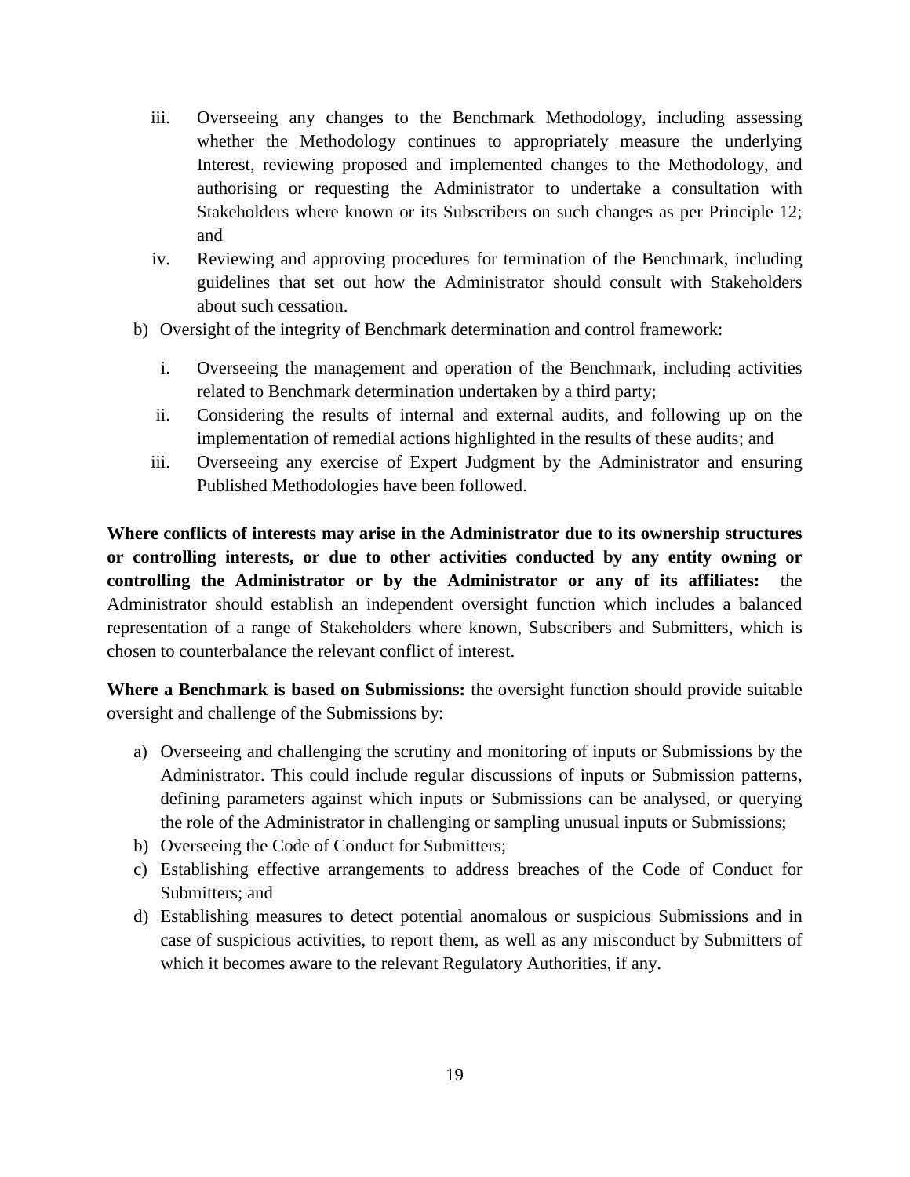iii. Overseeing any changes to the Benchmark Methodology, including assessing whether the Methodology continues to appropriately measure the underlying Interest, reviewing proposed and implemented changes to the Methodology, and authorising or requesting the Administrator to undertake a consultation with Stakeholders where known or its Subscribers on such changes as per Principle 12; and
iv. Reviewing and approving procedures for termination of the Benchmark, including guidelines that set out how the Administrator should consult with Stakeholders about such cessation.

b) Oversight of the integrity of Benchmark determination and control framework:

i. Overseeing the management and operation of the Benchmark, including activities related to Benchmark determination undertaken by a third party;
ii. Considering the results of internal and external audits, and following up on the implementation of remedial actions highlighted in the results of these audits; and
iii. Overseeing any exercise of Expert Judgment by the Administrator and ensuring Published Methodologies have been followed.

**Where conflicts of interests may arise in the Administrator due to its ownership structures or controlling interests, or due to other activities conducted by any entity owning or controlling the Administrator or by the Administrator or any of its affiliates:** the Administrator should establish an independent oversight function which includes a balanced representation of a range of Stakeholders where known, Subscribers and Submitters, which is chosen to counterbalance the relevant conflict of interest.

**Where a Benchmark is based on Submissions:** the oversight function should provide suitable oversight and challenge of the Submissions by:

a) Overseeing and challenging the scrutiny and monitoring of inputs or Submissions by the Administrator. This could include regular discussions of inputs or Submission patterns, defining parameters against which inputs or Submissions can be analysed, or querying the role of the Administrator in challenging or sampling unusual inputs or Submissions;
b) Overseeing the Code of Conduct for Submitters;
c) Establishing effective arrangements to address breaches of the Code of Conduct for Submitters; and
d) Establishing measures to detect potential anomalous or suspicious Submissions and in case of suspicious activities, to report them, as well as any misconduct by Submitters of which it becomes aware to the relevant Regulatory Authorities, if any.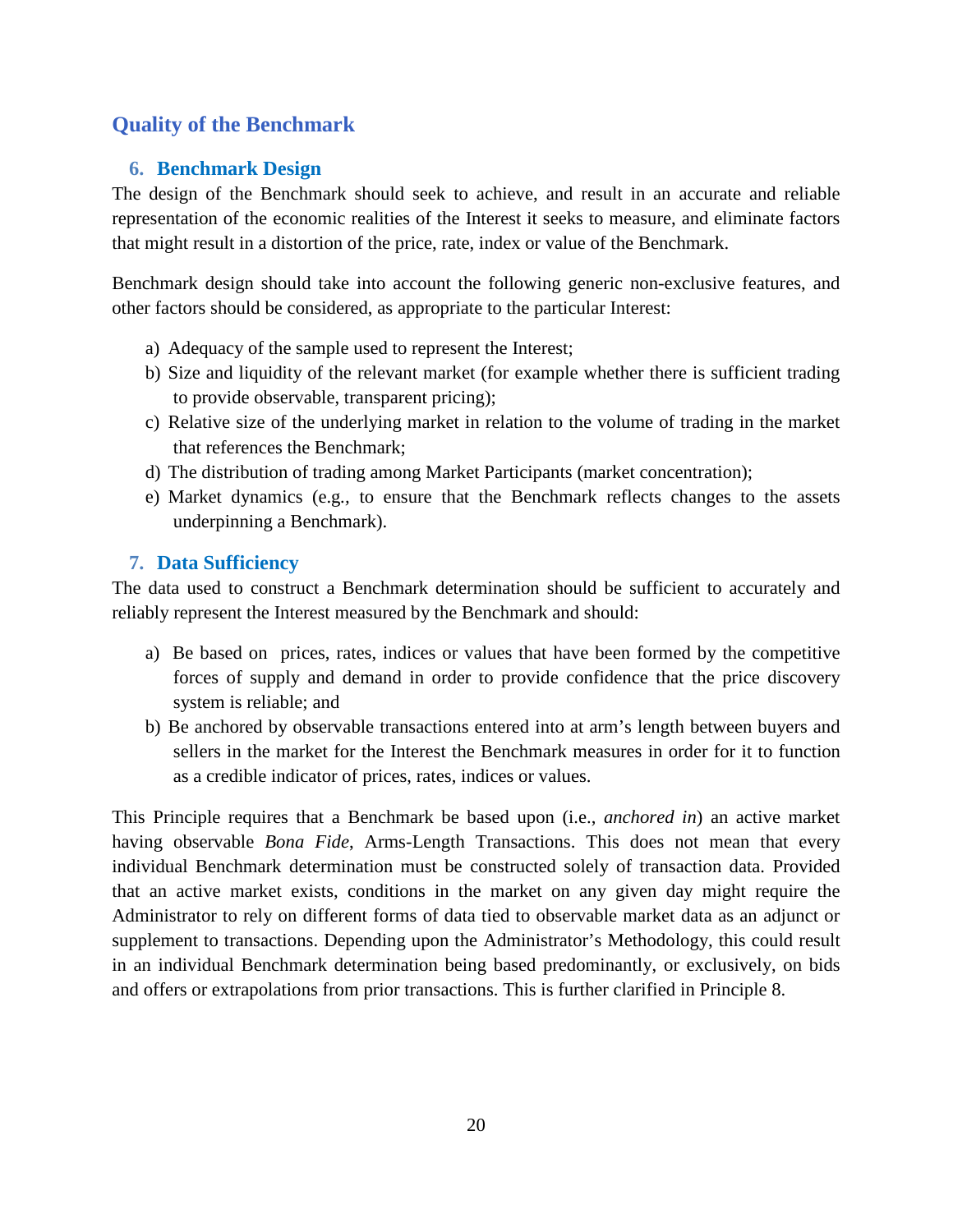## Quality of the Benchmark

### 6. Benchmark Design

The design of the Benchmark should seek to achieve, and result in an accurate and reliable representation of the economic realities of the Interest it seeks to measure, and eliminate factors that might result in a distortion of the price, rate, index or value of the Benchmark.

Benchmark design should take into account the following generic non-exclusive features, and other factors should be considered, as appropriate to the particular Interest:

a) Adequacy of the sample used to represent the Interest;
b) Size and liquidity of the relevant market (for example whether there is sufficient trading to provide observable, transparent pricing);
c) Relative size of the underlying market in relation to the volume of trading in the market that references the Benchmark;
d) The distribution of trading among Market Participants (market concentration);
e) Market dynamics (e.g., to ensure that the Benchmark reflects changes to the assets underpinning a Benchmark).

### 7. Data Sufficiency

The data used to construct a Benchmark determination should be sufficient to accurately and reliably represent the Interest measured by the Benchmark and should:

a) Be based on prices, rates, indices or values that have been formed by the competitive forces of supply and demand in order to provide confidence that the price discovery system is reliable; and
b) Be anchored by observable transactions entered into at arm's length between buyers and sellers in the market for the Interest the Benchmark measures in order for it to function as a credible indicator of prices, rates, indices or values.

This Principle requires that a Benchmark be based upon (i.e., *anchored in*) an active market having observable *Bona Fide*, Arms-Length Transactions. This does not mean that every individual Benchmark determination must be constructed solely of transaction data. Provided that an active market exists, conditions in the market on any given day might require the Administrator to rely on different forms of data tied to observable market data as an adjunct or supplement to transactions. Depending upon the Administrator's Methodology, this could result in an individual Benchmark determination being based predominantly, or exclusively, on bids and offers or extrapolations from prior transactions. This is further clarified in Principle 8.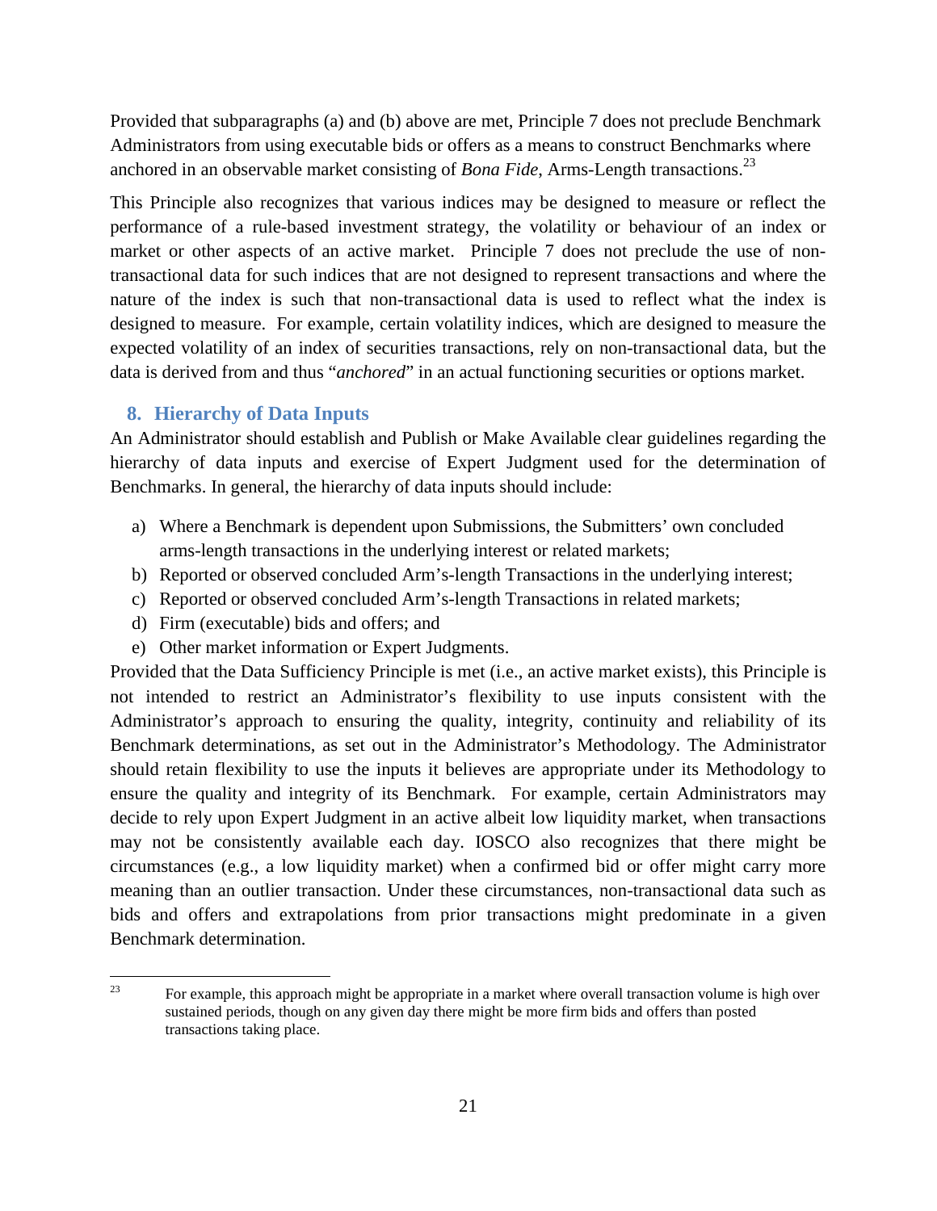Provided that subparagraphs (a) and (b) above are met, Principle 7 does not preclude Benchmark Administrators from using executable bids or offers as a means to construct Benchmarks where anchored in an observable market consisting of *Bona Fide*, Arms-Length transactions.[23]

This Principle also recognizes that various indices may be designed to measure or reflect the performance of a rule-based investment strategy, the volatility or behaviour of an index or market or other aspects of an active market. Principle 7 does not preclude the use of non-transactional data for such indices that are not designed to represent transactions and where the nature of the index is such that non-transactional data is used to reflect what the index is designed to measure. For example, certain volatility indices, which are designed to measure the expected volatility of an index of securities transactions, rely on non-transactional data, but the data is derived from and thus "*anchored*" in an actual functioning securities or options market.

## 8. Hierarchy of Data Inputs

An Administrator should establish and Publish or Make Available clear guidelines regarding the hierarchy of data inputs and exercise of Expert Judgment used for the determination of Benchmarks. In general, the hierarchy of data inputs should include:

a) Where a Benchmark is dependent upon Submissions, the Submitters' own concluded arms-length transactions in the underlying interest or related markets;
b) Reported or observed concluded Arm's-length Transactions in the underlying interest;
c) Reported or observed concluded Arm's-length Transactions in related markets;
d) Firm (executable) bids and offers; and
e) Other market information or Expert Judgments.

Provided that the Data Sufficiency Principle is met (i.e., an active market exists), this Principle is not intended to restrict an Administrator's flexibility to use inputs consistent with the Administrator's approach to ensuring the quality, integrity, continuity and reliability of its Benchmark determinations, as set out in the Administrator's Methodology. The Administrator should retain flexibility to use the inputs it believes are appropriate under its Methodology to ensure the quality and integrity of its Benchmark. For example, certain Administrators may decide to rely upon Expert Judgment in an active albeit low liquidity market, when transactions may not be consistently available each day. IOSCO also recognizes that there might be circumstances (e.g., a low liquidity market) when a confirmed bid or offer might carry more meaning than an outlier transaction. Under these circumstances, non-transactional data such as bids and offers and extrapolations from prior transactions might predominate in a given Benchmark determination.

---

[23] For example, this approach might be appropriate in a market where overall transaction volume is high over sustained periods, though on any given day there might be more firm bids and offers than posted transactions taking place.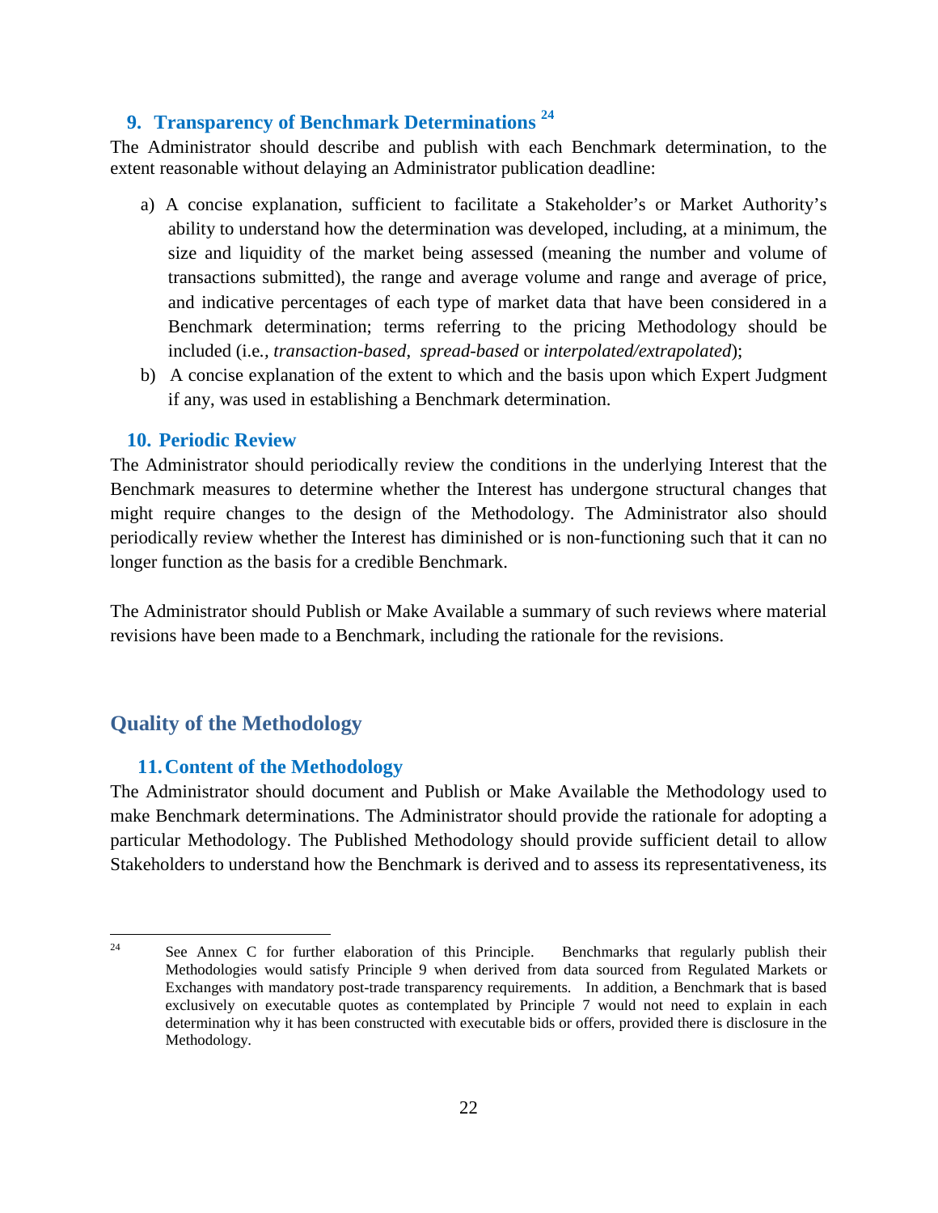### 9. Transparency of Benchmark Determinations [24]

The Administrator should describe and publish with each Benchmark determination, to the extent reasonable without delaying an Administrator publication deadline:

a) A concise explanation, sufficient to facilitate a Stakeholder's or Market Authority's ability to understand how the determination was developed, including, at a minimum, the size and liquidity of the market being assessed (meaning the number and volume of transactions submitted), the range and average volume and range and average of price, and indicative percentages of each type of market data that have been considered in a Benchmark determination; terms referring to the pricing Methodology should be included (i.e*.*, *transaction-based*, *spread-based* or *interpolated/extrapolated*);

b) A concise explanation of the extent to which and the basis upon which Expert Judgment if any, was used in establishing a Benchmark determination.

### 10. Periodic Review

The Administrator should periodically review the conditions in the underlying Interest that the Benchmark measures to determine whether the Interest has undergone structural changes that might require changes to the design of the Methodology. The Administrator also should periodically review whether the Interest has diminished or is non-functioning such that it can no longer function as the basis for a credible Benchmark.

The Administrator should Publish or Make Available a summary of such reviews where material revisions have been made to a Benchmark, including the rationale for the revisions.

## Quality of the Methodology

### 11. Content of the Methodology

The Administrator should document and Publish or Make Available the Methodology used to make Benchmark determinations. The Administrator should provide the rationale for adopting a particular Methodology. The Published Methodology should provide sufficient detail to allow Stakeholders to understand how the Benchmark is derived and to assess its representativeness, its

---

[24] See Annex C for further elaboration of this Principle. Benchmarks that regularly publish their Methodologies would satisfy Principle 9 when derived from data sourced from Regulated Markets or Exchanges with mandatory post-trade transparency requirements. In addition, a Benchmark that is based exclusively on executable quotes as contemplated by Principle 7 would not need to explain in each determination why it has been constructed with executable bids or offers, provided there is disclosure in the Methodology.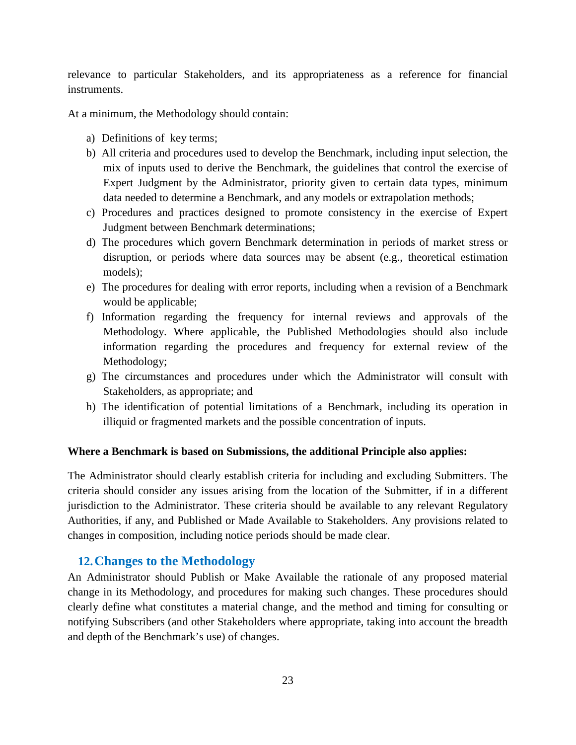relevance to particular Stakeholders, and its appropriateness as a reference for financial instruments.

At a minimum, the Methodology should contain:

a) Definitions of key terms;
b) All criteria and procedures used to develop the Benchmark, including input selection, the mix of inputs used to derive the Benchmark, the guidelines that control the exercise of Expert Judgment by the Administrator, priority given to certain data types, minimum data needed to determine a Benchmark, and any models or extrapolation methods;
c) Procedures and practices designed to promote consistency in the exercise of Expert Judgment between Benchmark determinations;
d) The procedures which govern Benchmark determination in periods of market stress or disruption, or periods where data sources may be absent (e.g., theoretical estimation models);
e) The procedures for dealing with error reports, including when a revision of a Benchmark would be applicable;
f) Information regarding the frequency for internal reviews and approvals of the Methodology. Where applicable, the Published Methodologies should also include information regarding the procedures and frequency for external review of the Methodology;
g) The circumstances and procedures under which the Administrator will consult with Stakeholders, as appropriate; and
h) The identification of potential limitations of a Benchmark, including its operation in illiquid or fragmented markets and the possible concentration of inputs.

**Where a Benchmark is based on Submissions, the additional Principle also applies:**

The Administrator should clearly establish criteria for including and excluding Submitters. The criteria should consider any issues arising from the location of the Submitter, if in a different jurisdiction to the Administrator. These criteria should be available to any relevant Regulatory Authorities, if any, and Published or Made Available to Stakeholders. Any provisions related to changes in composition, including notice periods should be made clear.

## 12. Changes to the Methodology

An Administrator should Publish or Make Available the rationale of any proposed material change in its Methodology, and procedures for making such changes. These procedures should clearly define what constitutes a material change, and the method and timing for consulting or notifying Subscribers (and other Stakeholders where appropriate, taking into account the breadth and depth of the Benchmark's use) of changes.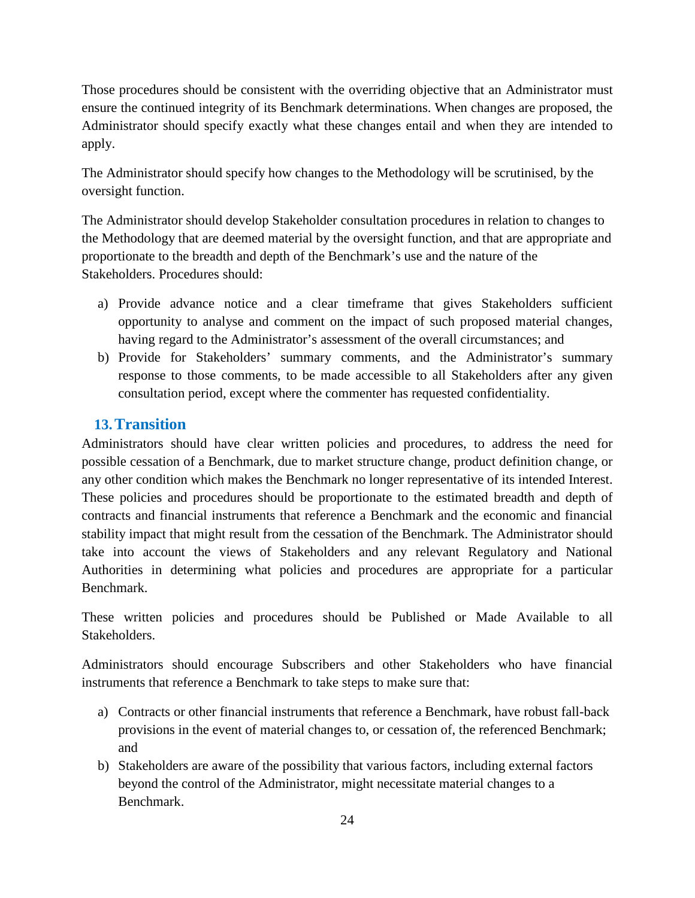Those procedures should be consistent with the overriding objective that an Administrator must ensure the continued integrity of its Benchmark determinations. When changes are proposed, the Administrator should specify exactly what these changes entail and when they are intended to apply.

The Administrator should specify how changes to the Methodology will be scrutinised, by the oversight function.

The Administrator should develop Stakeholder consultation procedures in relation to changes to the Methodology that are deemed material by the oversight function, and that are appropriate and proportionate to the breadth and depth of the Benchmark's use and the nature of the Stakeholders. Procedures should:

a) Provide advance notice and a clear timeframe that gives Stakeholders sufficient opportunity to analyse and comment on the impact of such proposed material changes, having regard to the Administrator's assessment of the overall circumstances; and
b) Provide for Stakeholders' summary comments, and the Administrator's summary response to those comments, to be made accessible to all Stakeholders after any given consultation period, except where the commenter has requested confidentiality.

## 13. Transition

Administrators should have clear written policies and procedures, to address the need for possible cessation of a Benchmark, due to market structure change, product definition change, or any other condition which makes the Benchmark no longer representative of its intended Interest. These policies and procedures should be proportionate to the estimated breadth and depth of contracts and financial instruments that reference a Benchmark and the economic and financial stability impact that might result from the cessation of the Benchmark. The Administrator should take into account the views of Stakeholders and any relevant Regulatory and National Authorities in determining what policies and procedures are appropriate for a particular Benchmark.

These written policies and procedures should be Published or Made Available to all Stakeholders.

Administrators should encourage Subscribers and other Stakeholders who have financial instruments that reference a Benchmark to take steps to make sure that:

a) Contracts or other financial instruments that reference a Benchmark, have robust fall-back provisions in the event of material changes to, or cessation of, the referenced Benchmark; and
b) Stakeholders are aware of the possibility that various factors, including external factors beyond the control of the Administrator, might necessitate material changes to a Benchmark.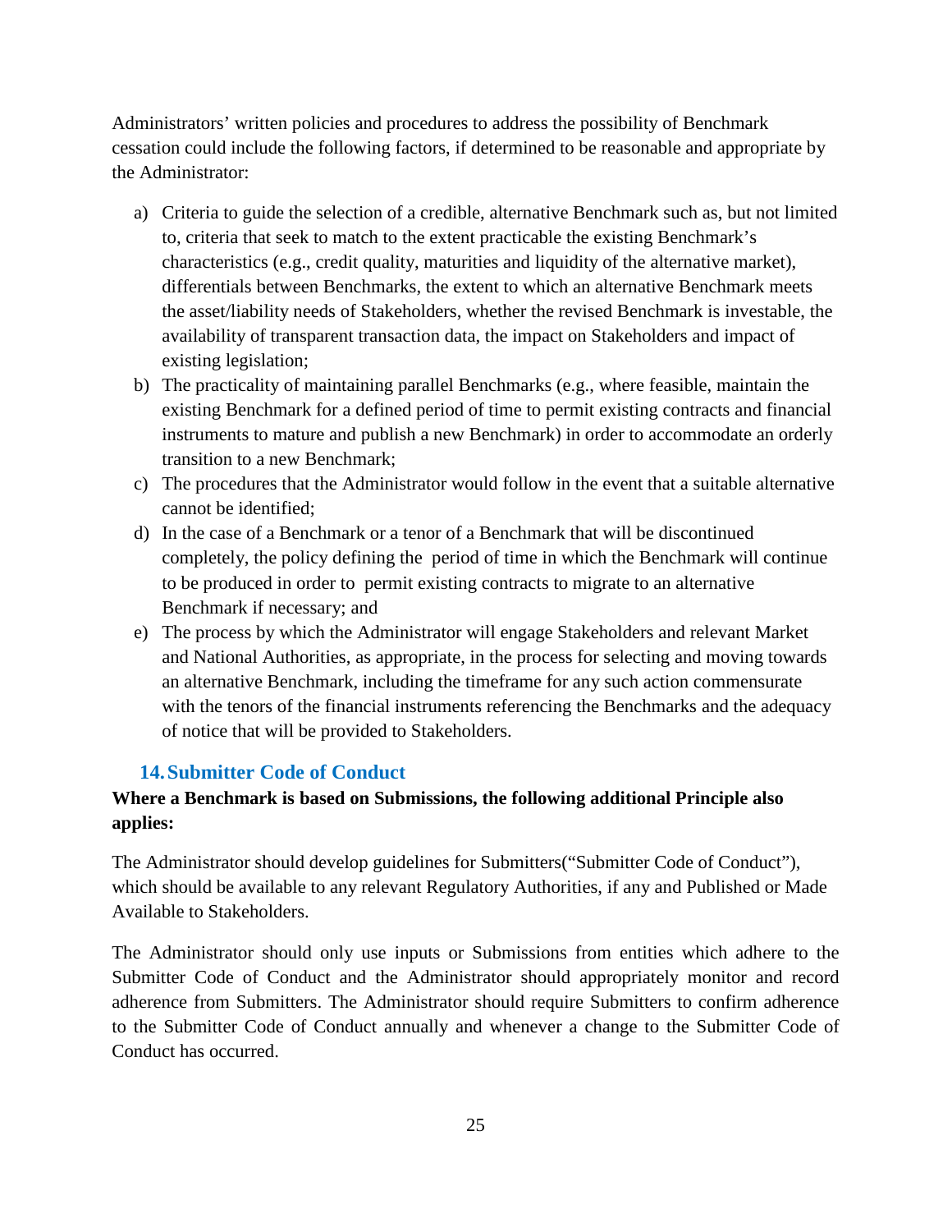Administrators' written policies and procedures to address the possibility of Benchmark cessation could include the following factors, if determined to be reasonable and appropriate by the Administrator:

a) Criteria to guide the selection of a credible, alternative Benchmark such as, but not limited to, criteria that seek to match to the extent practicable the existing Benchmark's characteristics (e.g., credit quality, maturities and liquidity of the alternative market), differentials between Benchmarks, the extent to which an alternative Benchmark meets the asset/liability needs of Stakeholders, whether the revised Benchmark is investable, the availability of transparent transaction data, the impact on Stakeholders and impact of existing legislation;
b) The practicality of maintaining parallel Benchmarks (e.g., where feasible, maintain the existing Benchmark for a defined period of time to permit existing contracts and financial instruments to mature and publish a new Benchmark) in order to accommodate an orderly transition to a new Benchmark;
c) The procedures that the Administrator would follow in the event that a suitable alternative cannot be identified;
d) In the case of a Benchmark or a tenor of a Benchmark that will be discontinued completely, the policy defining the period of time in which the Benchmark will continue to be produced in order to permit existing contracts to migrate to an alternative Benchmark if necessary; and
e) The process by which the Administrator will engage Stakeholders and relevant Market and National Authorities, as appropriate, in the process for selecting and moving towards an alternative Benchmark, including the timeframe for any such action commensurate with the tenors of the financial instruments referencing the Benchmarks and the adequacy of notice that will be provided to Stakeholders.

## 14. Submitter Code of Conduct

**Where a Benchmark is based on Submissions, the following additional Principle also applies:**

The Administrator should develop guidelines for Submitters("Submitter Code of Conduct"), which should be available to any relevant Regulatory Authorities, if any and Published or Made Available to Stakeholders.

The Administrator should only use inputs or Submissions from entities which adhere to the Submitter Code of Conduct and the Administrator should appropriately monitor and record adherence from Submitters. The Administrator should require Submitters to confirm adherence to the Submitter Code of Conduct annually and whenever a change to the Submitter Code of Conduct has occurred.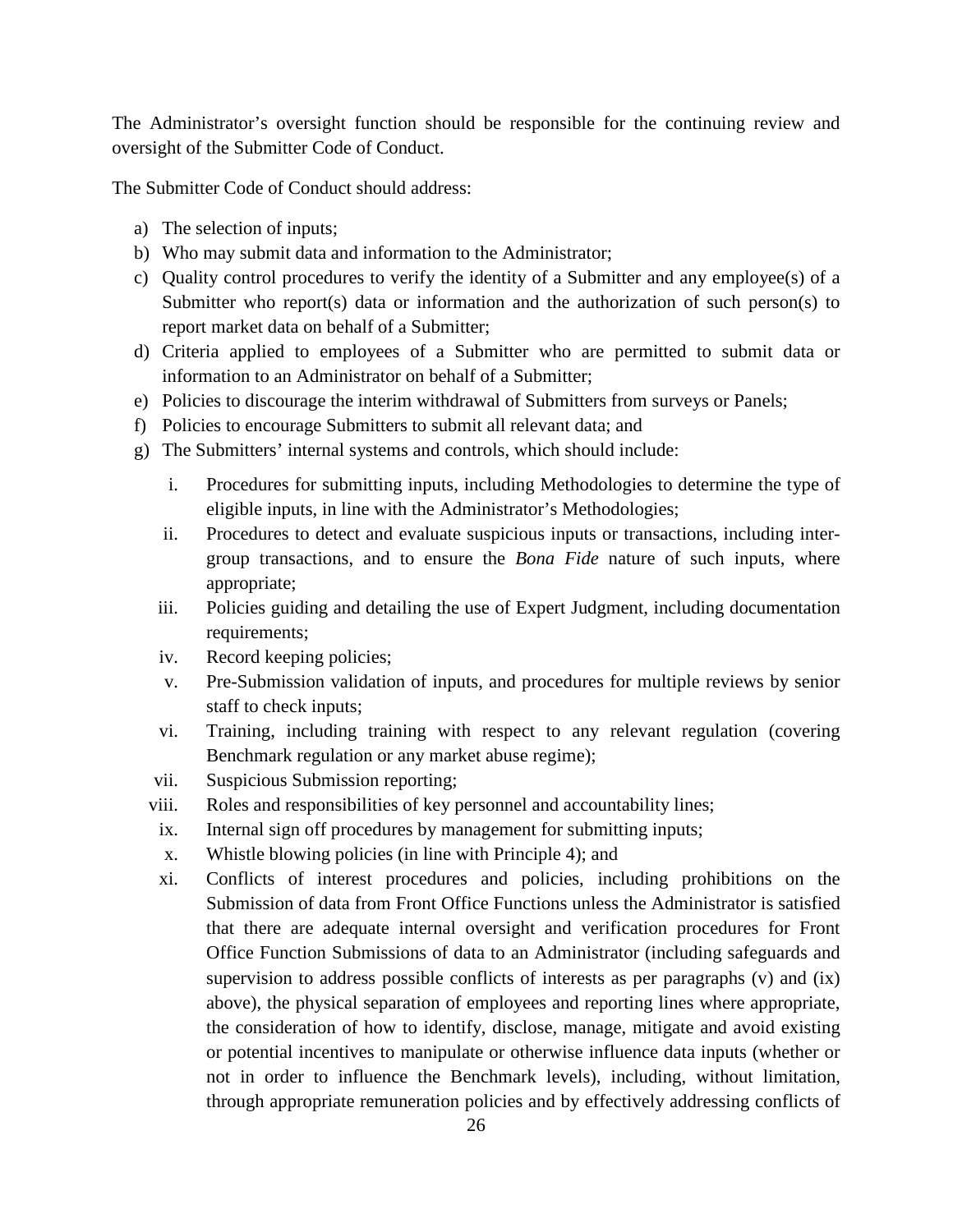The Administrator's oversight function should be responsible for the continuing review and oversight of the Submitter Code of Conduct.

The Submitter Code of Conduct should address:

a) The selection of inputs;
b) Who may submit data and information to the Administrator;
c) Quality control procedures to verify the identity of a Submitter and any employee(s) of a Submitter who report(s) data or information and the authorization of such person(s) to report market data on behalf of a Submitter;
d) Criteria applied to employees of a Submitter who are permitted to submit data or information to an Administrator on behalf of a Submitter;
e) Policies to discourage the interim withdrawal of Submitters from surveys or Panels;
f) Policies to encourage Submitters to submit all relevant data; and
g) The Submitters' internal systems and controls, which should include:
    i. Procedures for submitting inputs, including Methodologies to determine the type of eligible inputs, in line with the Administrator's Methodologies;
    ii. Procedures to detect and evaluate suspicious inputs or transactions, including inter-group transactions, and to ensure the *Bona Fide* nature of such inputs, where appropriate;
    iii. Policies guiding and detailing the use of Expert Judgment, including documentation requirements;
    iv. Record keeping policies;
    v. Pre-Submission validation of inputs, and procedures for multiple reviews by senior staff to check inputs;
    vi. Training, including training with respect to any relevant regulation (covering Benchmark regulation or any market abuse regime);
    vii. Suspicious Submission reporting;
    viii. Roles and responsibilities of key personnel and accountability lines;
    ix. Internal sign off procedures by management for submitting inputs;
    x. Whistle blowing policies (in line with Principle 4); and
    xi. Conflicts of interest procedures and policies, including prohibitions on the Submission of data from Front Office Functions unless the Administrator is satisfied that there are adequate internal oversight and verification procedures for Front Office Function Submissions of data to an Administrator (including safeguards and supervision to address possible conflicts of interests as per paragraphs (v) and (ix) above), the physical separation of employees and reporting lines where appropriate, the consideration of how to identify, disclose, manage, mitigate and avoid existing or potential incentives to manipulate or otherwise influence data inputs (whether or not in order to influence the Benchmark levels), including, without limitation, through appropriate remuneration policies and by effectively addressing conflicts of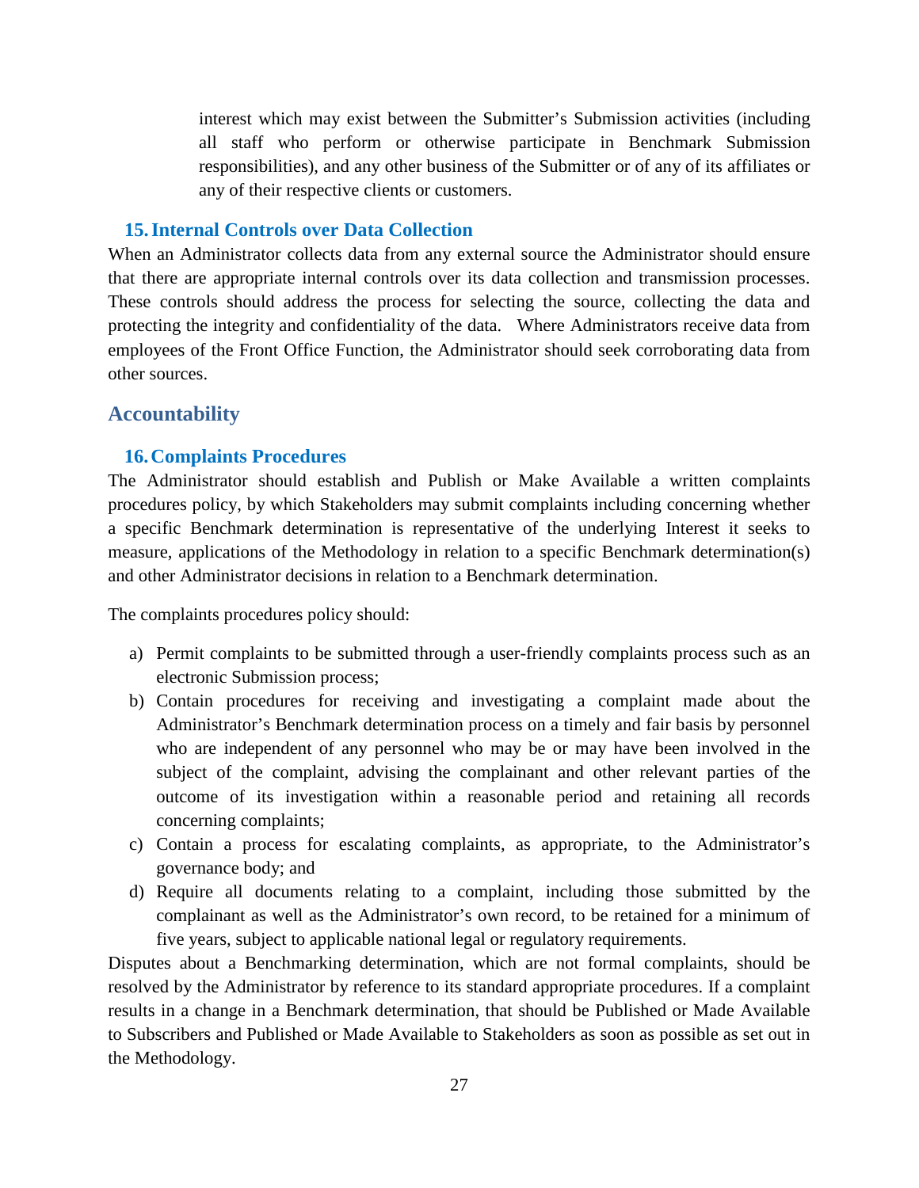interest which may exist between the Submitter's Submission activities (including all staff who perform or otherwise participate in Benchmark Submission responsibilities), and any other business of the Submitter or of any of its affiliates or any of their respective clients or customers.

### 15. Internal Controls over Data Collection

When an Administrator collects data from any external source the Administrator should ensure that there are appropriate internal controls over its data collection and transmission processes. These controls should address the process for selecting the source, collecting the data and protecting the integrity and confidentiality of the data. Where Administrators receive data from employees of the Front Office Function, the Administrator should seek corroborating data from other sources.

## Accountability

### 16. Complaints Procedures

The Administrator should establish and Publish or Make Available a written complaints procedures policy, by which Stakeholders may submit complaints including concerning whether a specific Benchmark determination is representative of the underlying Interest it seeks to measure, applications of the Methodology in relation to a specific Benchmark determination(s) and other Administrator decisions in relation to a Benchmark determination.

The complaints procedures policy should:

a) Permit complaints to be submitted through a user-friendly complaints process such as an electronic Submission process;

b) Contain procedures for receiving and investigating a complaint made about the Administrator's Benchmark determination process on a timely and fair basis by personnel who are independent of any personnel who may be or may have been involved in the subject of the complaint, advising the complainant and other relevant parties of the outcome of its investigation within a reasonable period and retaining all records concerning complaints;

c) Contain a process for escalating complaints, as appropriate, to the Administrator's governance body; and

d) Require all documents relating to a complaint, including those submitted by the complainant as well as the Administrator's own record, to be retained for a minimum of five years, subject to applicable national legal or regulatory requirements.

Disputes about a Benchmarking determination, which are not formal complaints, should be resolved by the Administrator by reference to its standard appropriate procedures. If a complaint results in a change in a Benchmark determination, that should be Published or Made Available to Subscribers and Published or Made Available to Stakeholders as soon as possible as set out in the Methodology.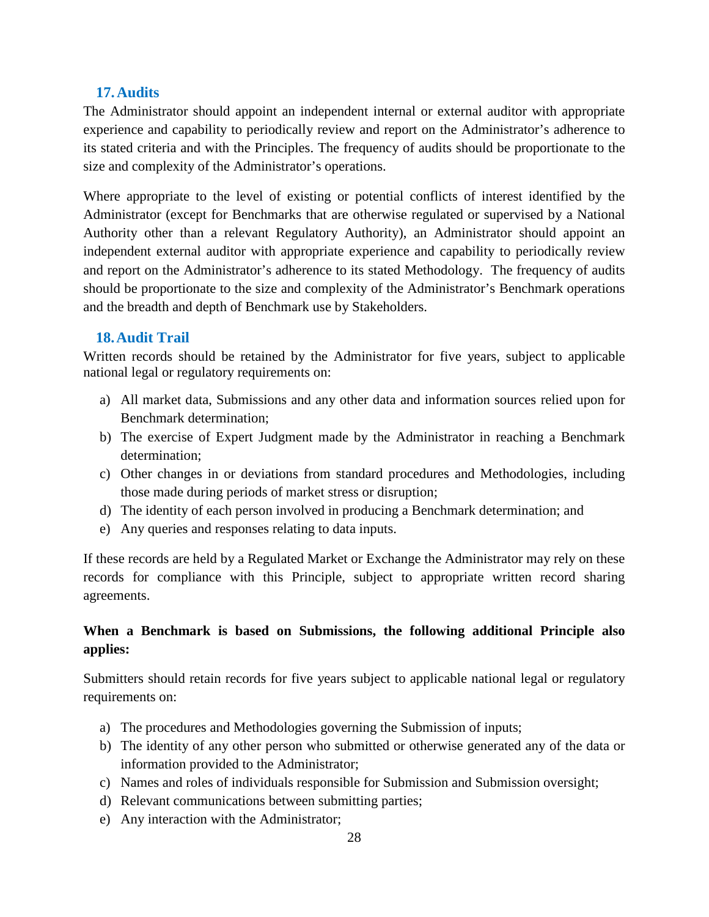## 17. Audits

The Administrator should appoint an independent internal or external auditor with appropriate experience and capability to periodically review and report on the Administrator's adherence to its stated criteria and with the Principles. The frequency of audits should be proportionate to the size and complexity of the Administrator's operations.

Where appropriate to the level of existing or potential conflicts of interest identified by the Administrator (except for Benchmarks that are otherwise regulated or supervised by a National Authority other than a relevant Regulatory Authority), an Administrator should appoint an independent external auditor with appropriate experience and capability to periodically review and report on the Administrator's adherence to its stated Methodology. The frequency of audits should be proportionate to the size and complexity of the Administrator's Benchmark operations and the breadth and depth of Benchmark use by Stakeholders.

## 18. Audit Trail

Written records should be retained by the Administrator for five years, subject to applicable national legal or regulatory requirements on:

a) All market data, Submissions and any other data and information sources relied upon for Benchmark determination;
b) The exercise of Expert Judgment made by the Administrator in reaching a Benchmark determination;
c) Other changes in or deviations from standard procedures and Methodologies, including those made during periods of market stress or disruption;
d) The identity of each person involved in producing a Benchmark determination; and
e) Any queries and responses relating to data inputs.

If these records are held by a Regulated Market or Exchange the Administrator may rely on these records for compliance with this Principle, subject to appropriate written record sharing agreements.

**When a Benchmark is based on Submissions, the following additional Principle also applies:**

Submitters should retain records for five years subject to applicable national legal or regulatory requirements on:

a) The procedures and Methodologies governing the Submission of inputs;
b) The identity of any other person who submitted or otherwise generated any of the data or information provided to the Administrator;
c) Names and roles of individuals responsible for Submission and Submission oversight;
d) Relevant communications between submitting parties;
e) Any interaction with the Administrator;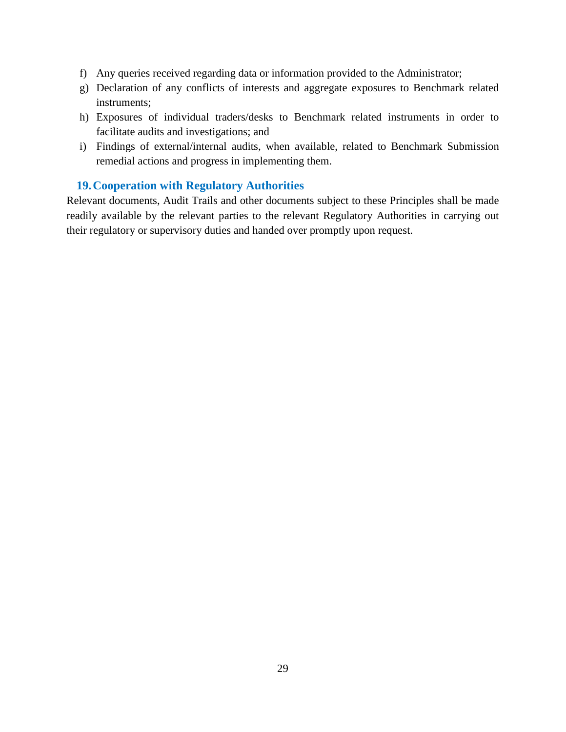f) Any queries received regarding data or information provided to the Administrator;
g) Declaration of any conflicts of interests and aggregate exposures to Benchmark related instruments;
h) Exposures of individual traders/desks to Benchmark related instruments in order to facilitate audits and investigations; and
i) Findings of external/internal audits, when available, related to Benchmark Submission remedial actions and progress in implementing them.

## 19. Cooperation with Regulatory Authorities

Relevant documents, Audit Trails and other documents subject to these Principles shall be made readily available by the relevant parties to the relevant Regulatory Authorities in carrying out their regulatory or supervisory duties and handed over promptly upon request.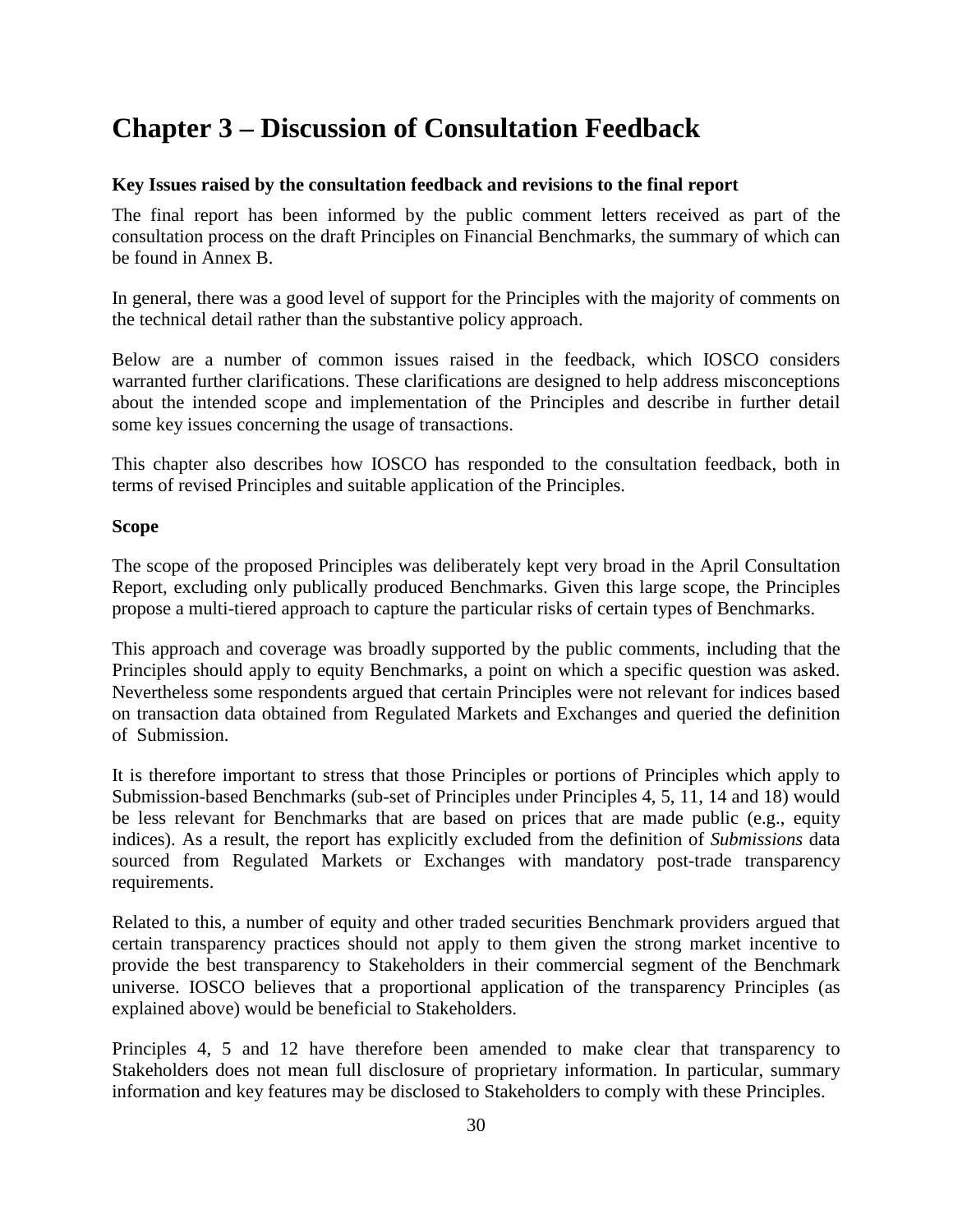# Chapter 3 – Discussion of Consultation Feedback

**Key Issues raised by the consultation feedback and revisions to the final report**

The final report has been informed by the public comment letters received as part of the consultation process on the draft Principles on Financial Benchmarks, the summary of which can be found in Annex B.

In general, there was a good level of support for the Principles with the majority of comments on the technical detail rather than the substantive policy approach.

Below are a number of common issues raised in the feedback, which IOSCO considers warranted further clarifications. These clarifications are designed to help address misconceptions about the intended scope and implementation of the Principles and describe in further detail some key issues concerning the usage of transactions.

This chapter also describes how IOSCO has responded to the consultation feedback, both in terms of revised Principles and suitable application of the Principles.

**Scope**

The scope of the proposed Principles was deliberately kept very broad in the April Consultation Report, excluding only publically produced Benchmarks. Given this large scope, the Principles propose a multi-tiered approach to capture the particular risks of certain types of Benchmarks.

This approach and coverage was broadly supported by the public comments, including that the Principles should apply to equity Benchmarks, a point on which a specific question was asked. Nevertheless some respondents argued that certain Principles were not relevant for indices based on transaction data obtained from Regulated Markets and Exchanges and queried the definition of Submission.

It is therefore important to stress that those Principles or portions of Principles which apply to Submission-based Benchmarks (sub-set of Principles under Principles 4, 5, 11, 14 and 18) would be less relevant for Benchmarks that are based on prices that are made public (e.g., equity indices). As a result, the report has explicitly excluded from the definition of *Submissions* data sourced from Regulated Markets or Exchanges with mandatory post-trade transparency requirements.

Related to this, a number of equity and other traded securities Benchmark providers argued that certain transparency practices should not apply to them given the strong market incentive to provide the best transparency to Stakeholders in their commercial segment of the Benchmark universe. IOSCO believes that a proportional application of the transparency Principles (as explained above) would be beneficial to Stakeholders.

Principles 4, 5 and 12 have therefore been amended to make clear that transparency to Stakeholders does not mean full disclosure of proprietary information. In particular, summary information and key features may be disclosed to Stakeholders to comply with these Principles.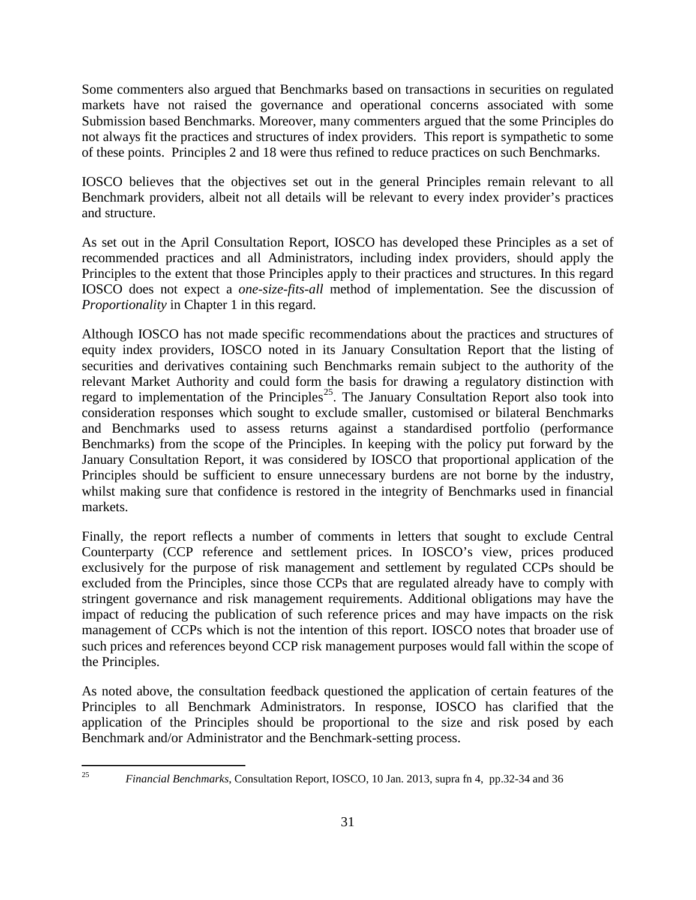Some commenters also argued that Benchmarks based on transactions in securities on regulated markets have not raised the governance and operational concerns associated with some Submission based Benchmarks. Moreover, many commenters argued that the some Principles do not always fit the practices and structures of index providers. This report is sympathetic to some of these points. Principles 2 and 18 were thus refined to reduce practices on such Benchmarks.

IOSCO believes that the objectives set out in the general Principles remain relevant to all Benchmark providers, albeit not all details will be relevant to every index provider's practices and structure.

As set out in the April Consultation Report, IOSCO has developed these Principles as a set of recommended practices and all Administrators, including index providers, should apply the Principles to the extent that those Principles apply to their practices and structures. In this regard IOSCO does not expect a *one-size-fits-all* method of implementation. See the discussion of *Proportionality* in Chapter 1 in this regard.

Although IOSCO has not made specific recommendations about the practices and structures of equity index providers, IOSCO noted in its January Consultation Report that the listing of securities and derivatives containing such Benchmarks remain subject to the authority of the relevant Market Authority and could form the basis for drawing a regulatory distinction with regard to implementation of the Principles[25]. The January Consultation Report also took into consideration responses which sought to exclude smaller, customised or bilateral Benchmarks and Benchmarks used to assess returns against a standardised portfolio (performance Benchmarks) from the scope of the Principles. In keeping with the policy put forward by the January Consultation Report, it was considered by IOSCO that proportional application of the Principles should be sufficient to ensure unnecessary burdens are not borne by the industry, whilst making sure that confidence is restored in the integrity of Benchmarks used in financial markets.

Finally, the report reflects a number of comments in letters that sought to exclude Central Counterparty (CCP reference and settlement prices. In IOSCO's view, prices produced exclusively for the purpose of risk management and settlement by regulated CCPs should be excluded from the Principles, since those CCPs that are regulated already have to comply with stringent governance and risk management requirements. Additional obligations may have the impact of reducing the publication of such reference prices and may have impacts on the risk management of CCPs which is not the intention of this report. IOSCO notes that broader use of such prices and references beyond CCP risk management purposes would fall within the scope of the Principles.

As noted above, the consultation feedback questioned the application of certain features of the Principles to all Benchmark Administrators. In response, IOSCO has clarified that the application of the Principles should be proportional to the size and risk posed by each Benchmark and/or Administrator and the Benchmark-setting process.

[25] *Financial Benchmarks*, Consultation Report, IOSCO, 10 Jan. 2013, supra fn 4, pp.32-34 and 36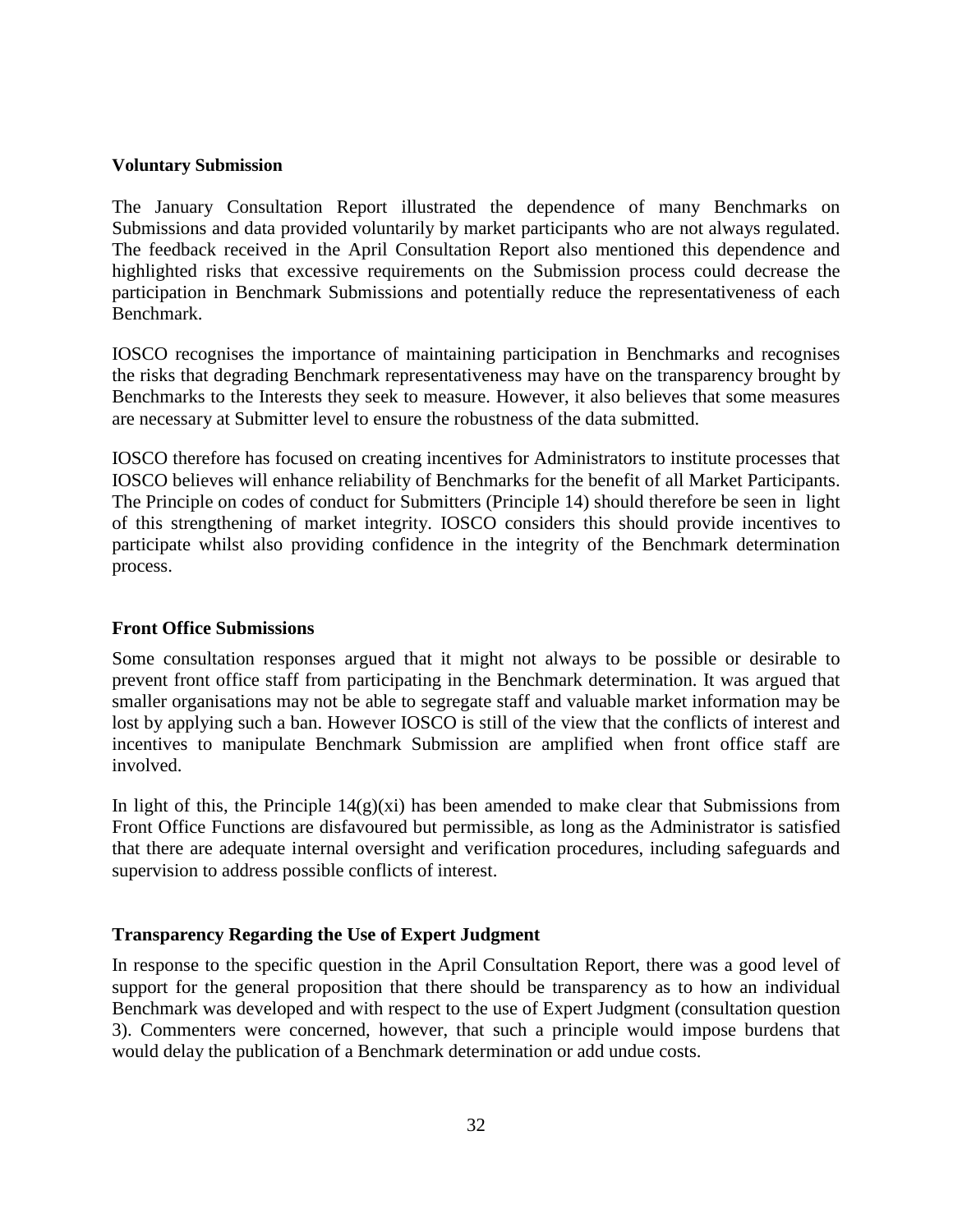**Voluntary Submission**

The January Consultation Report illustrated the dependence of many Benchmarks on Submissions and data provided voluntarily by market participants who are not always regulated. The feedback received in the April Consultation Report also mentioned this dependence and highlighted risks that excessive requirements on the Submission process could decrease the participation in Benchmark Submissions and potentially reduce the representativeness of each Benchmark.

IOSCO recognises the importance of maintaining participation in Benchmarks and recognises the risks that degrading Benchmark representativeness may have on the transparency brought by Benchmarks to the Interests they seek to measure. However, it also believes that some measures are necessary at Submitter level to ensure the robustness of the data submitted.

IOSCO therefore has focused on creating incentives for Administrators to institute processes that IOSCO believes will enhance reliability of Benchmarks for the benefit of all Market Participants. The Principle on codes of conduct for Submitters (Principle 14) should therefore be seen in light of this strengthening of market integrity. IOSCO considers this should provide incentives to participate whilst also providing confidence in the integrity of the Benchmark determination process.

**Front Office Submissions**

Some consultation responses argued that it might not always to be possible or desirable to prevent front office staff from participating in the Benchmark determination. It was argued that smaller organisations may not be able to segregate staff and valuable market information may be lost by applying such a ban. However IOSCO is still of the view that the conflicts of interest and incentives to manipulate Benchmark Submission are amplified when front office staff are involved.

In light of this, the Principle 14(g)(xi) has been amended to make clear that Submissions from Front Office Functions are disfavoured but permissible, as long as the Administrator is satisfied that there are adequate internal oversight and verification procedures, including safeguards and supervision to address possible conflicts of interest.

**Transparency Regarding the Use of Expert Judgment**

In response to the specific question in the April Consultation Report, there was a good level of support for the general proposition that there should be transparency as to how an individual Benchmark was developed and with respect to the use of Expert Judgment (consultation question 3). Commenters were concerned, however, that such a principle would impose burdens that would delay the publication of a Benchmark determination or add undue costs.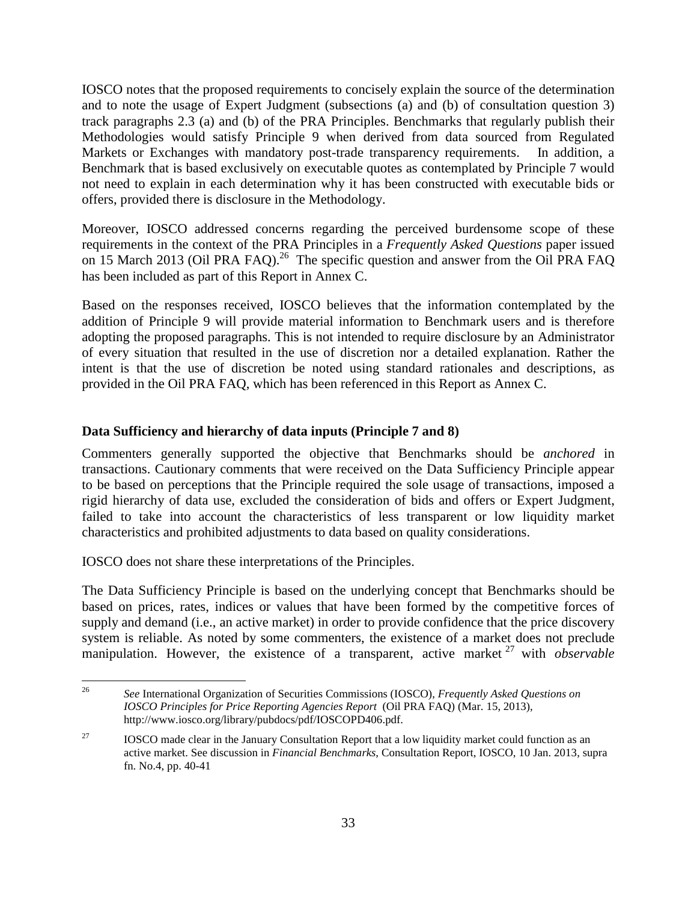IOSCO notes that the proposed requirements to concisely explain the source of the determination and to note the usage of Expert Judgment (subsections (a) and (b) of consultation question 3) track paragraphs 2.3 (a) and (b) of the PRA Principles. Benchmarks that regularly publish their Methodologies would satisfy Principle 9 when derived from data sourced from Regulated Markets or Exchanges with mandatory post-trade transparency requirements. In addition, a Benchmark that is based exclusively on executable quotes as contemplated by Principle 7 would not need to explain in each determination why it has been constructed with executable bids or offers, provided there is disclosure in the Methodology.

Moreover, IOSCO addressed concerns regarding the perceived burdensome scope of these requirements in the context of the PRA Principles in a *Frequently Asked Questions* paper issued on 15 March 2013 (Oil PRA FAQ).[26] The specific question and answer from the Oil PRA FAQ has been included as part of this Report in Annex C.

Based on the responses received, IOSCO believes that the information contemplated by the addition of Principle 9 will provide material information to Benchmark users and is therefore adopting the proposed paragraphs. This is not intended to require disclosure by an Administrator of every situation that resulted in the use of discretion nor a detailed explanation. Rather the intent is that the use of discretion be noted using standard rationales and descriptions, as provided in the Oil PRA FAQ, which has been referenced in this Report as Annex C.

**Data Sufficiency and hierarchy of data inputs (Principle 7 and 8)**

Commenters generally supported the objective that Benchmarks should be *anchored* in transactions. Cautionary comments that were received on the Data Sufficiency Principle appear to be based on perceptions that the Principle required the sole usage of transactions, imposed a rigid hierarchy of data use, excluded the consideration of bids and offers or Expert Judgment, failed to take into account the characteristics of less transparent or low liquidity market characteristics and prohibited adjustments to data based on quality considerations.

IOSCO does not share these interpretations of the Principles.

The Data Sufficiency Principle is based on the underlying concept that Benchmarks should be based on prices, rates, indices or values that have been formed by the competitive forces of supply and demand (i.e., an active market) in order to provide confidence that the price discovery system is reliable. As noted by some commenters, the existence of a market does not preclude manipulation. However, the existence of a transparent, active market[27] with *observable*

---

[26] *See* International Organization of Securities Commissions (IOSCO), *Frequently Asked Questions on IOSCO Principles for Price Reporting Agencies Report* (Oil PRA FAQ) (Mar. 15, 2013), http://www.iosco.org/library/pubdocs/pdf/IOSCOPD406.pdf.

[27] IOSCO made clear in the January Consultation Report that a low liquidity market could function as an active market. See discussion in *Financial Benchmarks*, Consultation Report, IOSCO, 10 Jan. 2013, supra fn. No.4, pp. 40-41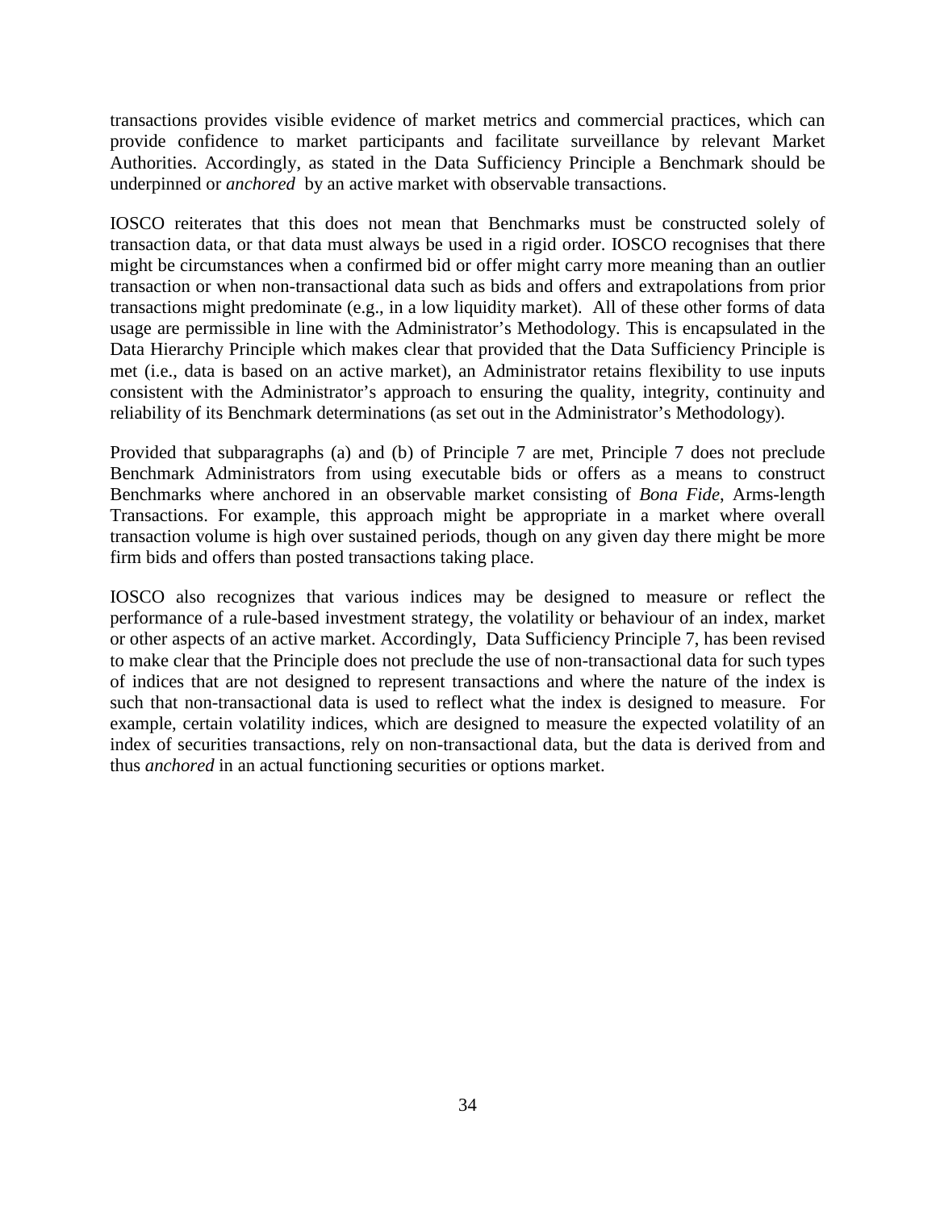transactions provides visible evidence of market metrics and commercial practices, which can provide confidence to market participants and facilitate surveillance by relevant Market Authorities. Accordingly, as stated in the Data Sufficiency Principle a Benchmark should be underpinned or *anchored* by an active market with observable transactions.

IOSCO reiterates that this does not mean that Benchmarks must be constructed solely of transaction data, or that data must always be used in a rigid order. IOSCO recognises that there might be circumstances when a confirmed bid or offer might carry more meaning than an outlier transaction or when non-transactional data such as bids and offers and extrapolations from prior transactions might predominate (e.g., in a low liquidity market). All of these other forms of data usage are permissible in line with the Administrator's Methodology. This is encapsulated in the Data Hierarchy Principle which makes clear that provided that the Data Sufficiency Principle is met (i.e., data is based on an active market), an Administrator retains flexibility to use inputs consistent with the Administrator's approach to ensuring the quality, integrity, continuity and reliability of its Benchmark determinations (as set out in the Administrator's Methodology).

Provided that subparagraphs (a) and (b) of Principle 7 are met, Principle 7 does not preclude Benchmark Administrators from using executable bids or offers as a means to construct Benchmarks where anchored in an observable market consisting of *Bona Fide*, Arms-length Transactions. For example, this approach might be appropriate in a market where overall transaction volume is high over sustained periods, though on any given day there might be more firm bids and offers than posted transactions taking place.

IOSCO also recognizes that various indices may be designed to measure or reflect the performance of a rule-based investment strategy, the volatility or behaviour of an index, market or other aspects of an active market. Accordingly, Data Sufficiency Principle 7, has been revised to make clear that the Principle does not preclude the use of non-transactional data for such types of indices that are not designed to represent transactions and where the nature of the index is such that non-transactional data is used to reflect what the index is designed to measure. For example, certain volatility indices, which are designed to measure the expected volatility of an index of securities transactions, rely on non-transactional data, but the data is derived from and thus *anchored* in an actual functioning securities or options market.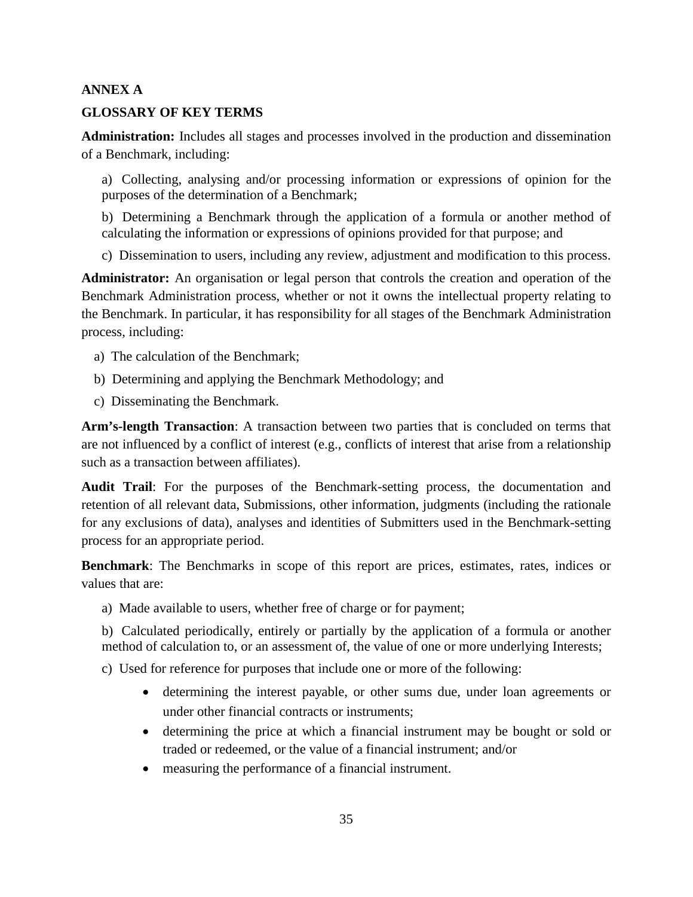**ANNEX A**

**GLOSSARY OF KEY TERMS**

**Administration:** Includes all stages and processes involved in the production and dissemination of a Benchmark, including:

a) Collecting, analysing and/or processing information or expressions of opinion for the purposes of the determination of a Benchmark;

b) Determining a Benchmark through the application of a formula or another method of calculating the information or expressions of opinions provided for that purpose; and

c) Dissemination to users, including any review, adjustment and modification to this process.

**Administrator:** An organisation or legal person that controls the creation and operation of the Benchmark Administration process, whether or not it owns the intellectual property relating to the Benchmark. In particular, it has responsibility for all stages of the Benchmark Administration process, including:

a) The calculation of the Benchmark;

b) Determining and applying the Benchmark Methodology; and

c) Disseminating the Benchmark.

**Arm's-length Transaction**: A transaction between two parties that is concluded on terms that are not influenced by a conflict of interest (e.g., conflicts of interest that arise from a relationship such as a transaction between affiliates).

**Audit Trail**: For the purposes of the Benchmark-setting process, the documentation and retention of all relevant data, Submissions, other information, judgments (including the rationale for any exclusions of data), analyses and identities of Submitters used in the Benchmark-setting process for an appropriate period.

**Benchmark**: The Benchmarks in scope of this report are prices, estimates, rates, indices or values that are:

a) Made available to users, whether free of charge or for payment;

b) Calculated periodically, entirely or partially by the application of a formula or another method of calculation to, or an assessment of, the value of one or more underlying Interests;

c) Used for reference for purposes that include one or more of the following:

- determining the interest payable, or other sums due, under loan agreements or under other financial contracts or instruments;
- determining the price at which a financial instrument may be bought or sold or traded or redeemed, or the value of a financial instrument; and/or
- measuring the performance of a financial instrument.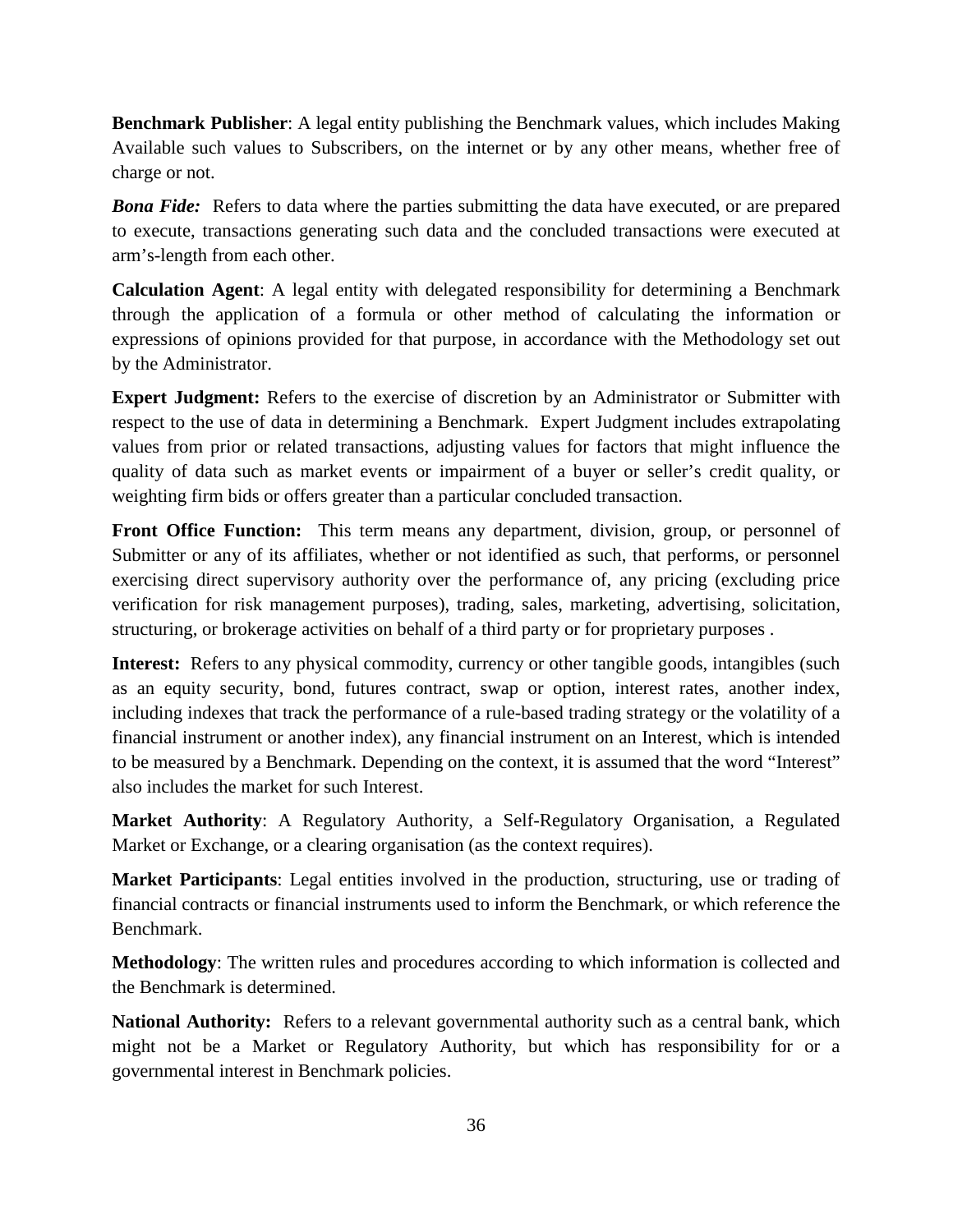**Benchmark Publisher**: A legal entity publishing the Benchmark values, which includes Making Available such values to Subscribers, on the internet or by any other means, whether free of charge or not.

***Bona Fide:*** Refers to data where the parties submitting the data have executed, or are prepared to execute, transactions generating such data and the concluded transactions were executed at arm's-length from each other.

**Calculation Agent**: A legal entity with delegated responsibility for determining a Benchmark through the application of a formula or other method of calculating the information or expressions of opinions provided for that purpose, in accordance with the Methodology set out by the Administrator.

**Expert Judgment:** Refers to the exercise of discretion by an Administrator or Submitter with respect to the use of data in determining a Benchmark. Expert Judgment includes extrapolating values from prior or related transactions, adjusting values for factors that might influence the quality of data such as market events or impairment of a buyer or seller's credit quality, or weighting firm bids or offers greater than a particular concluded transaction.

**Front Office Function:** This term means any department, division, group, or personnel of Submitter or any of its affiliates, whether or not identified as such, that performs, or personnel exercising direct supervisory authority over the performance of, any pricing (excluding price verification for risk management purposes), trading, sales, marketing, advertising, solicitation, structuring, or brokerage activities on behalf of a third party or for proprietary purposes .

**Interest:** Refers to any physical commodity, currency or other tangible goods, intangibles (such as an equity security, bond, futures contract, swap or option, interest rates, another index, including indexes that track the performance of a rule-based trading strategy or the volatility of a financial instrument or another index), any financial instrument on an Interest, which is intended to be measured by a Benchmark. Depending on the context, it is assumed that the word "Interest" also includes the market for such Interest.

**Market Authority**: A Regulatory Authority, a Self-Regulatory Organisation, a Regulated Market or Exchange, or a clearing organisation (as the context requires).

**Market Participants**: Legal entities involved in the production, structuring, use or trading of financial contracts or financial instruments used to inform the Benchmark, or which reference the Benchmark.

**Methodology**: The written rules and procedures according to which information is collected and the Benchmark is determined.

**National Authority:** Refers to a relevant governmental authority such as a central bank, which might not be a Market or Regulatory Authority, but which has responsibility for or a governmental interest in Benchmark policies.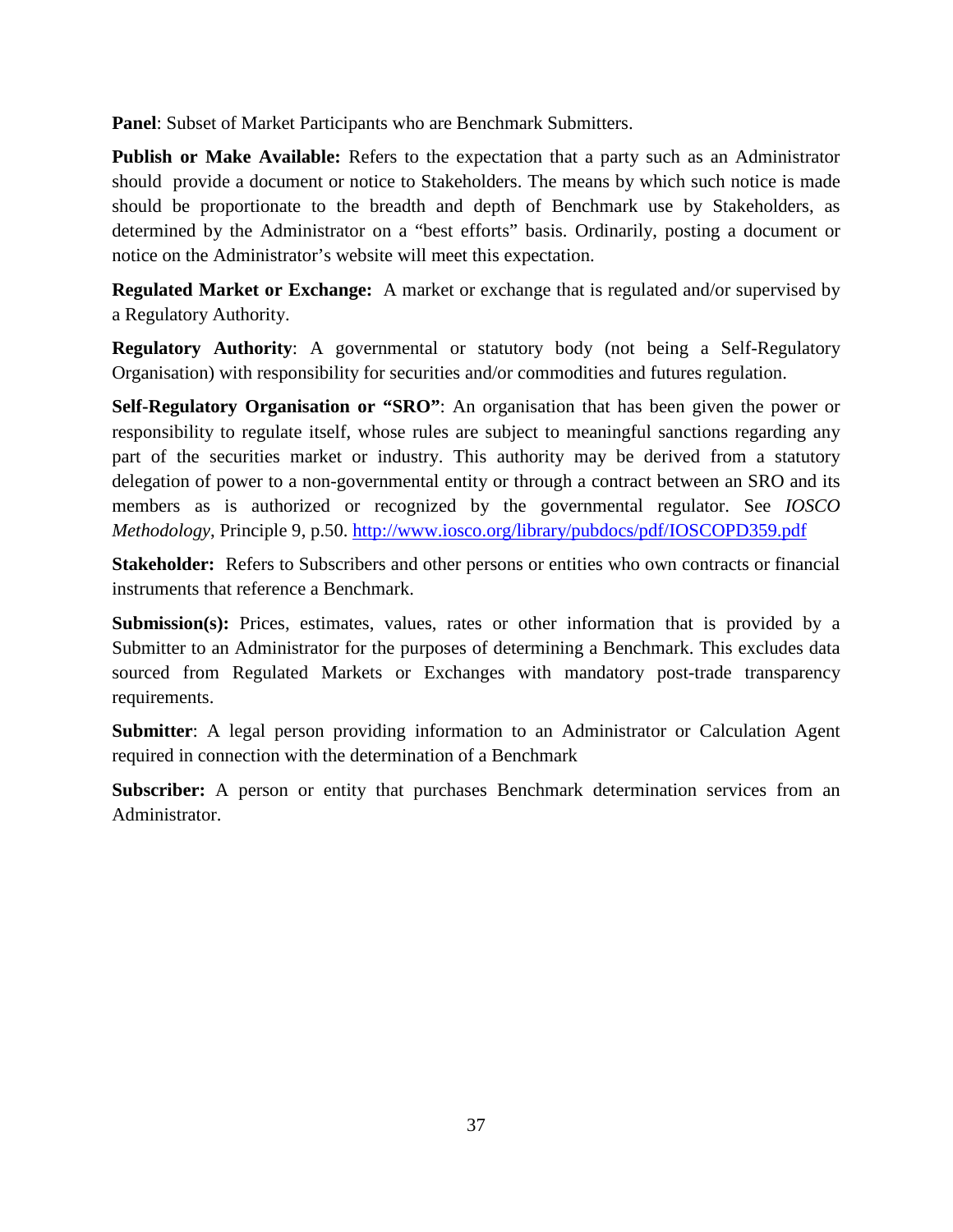**Panel**: Subset of Market Participants who are Benchmark Submitters.

**Publish or Make Available:** Refers to the expectation that a party such as an Administrator should provide a document or notice to Stakeholders. The means by which such notice is made should be proportionate to the breadth and depth of Benchmark use by Stakeholders, as determined by the Administrator on a "best efforts" basis. Ordinarily, posting a document or notice on the Administrator's website will meet this expectation.

**Regulated Market or Exchange:** A market or exchange that is regulated and/or supervised by a Regulatory Authority.

**Regulatory Authority**: A governmental or statutory body (not being a Self-Regulatory Organisation) with responsibility for securities and/or commodities and futures regulation.

**Self-Regulatory Organisation or "SRO"**: An organisation that has been given the power or responsibility to regulate itself, whose rules are subject to meaningful sanctions regarding any part of the securities market or industry. This authority may be derived from a statutory delegation of power to a non-governmental entity or through a contract between an SRO and its members as is authorized or recognized by the governmental regulator. See *IOSCO Methodology*, Principle 9, p.50. http://www.iosco.org/library/pubdocs/pdf/IOSCOPD359.pdf

**Stakeholder:** Refers to Subscribers and other persons or entities who own contracts or financial instruments that reference a Benchmark.

**Submission(s):** Prices, estimates, values, rates or other information that is provided by a Submitter to an Administrator for the purposes of determining a Benchmark. This excludes data sourced from Regulated Markets or Exchanges with mandatory post-trade transparency requirements.

**Submitter**: A legal person providing information to an Administrator or Calculation Agent required in connection with the determination of a Benchmark

**Subscriber:** A person or entity that purchases Benchmark determination services from an Administrator.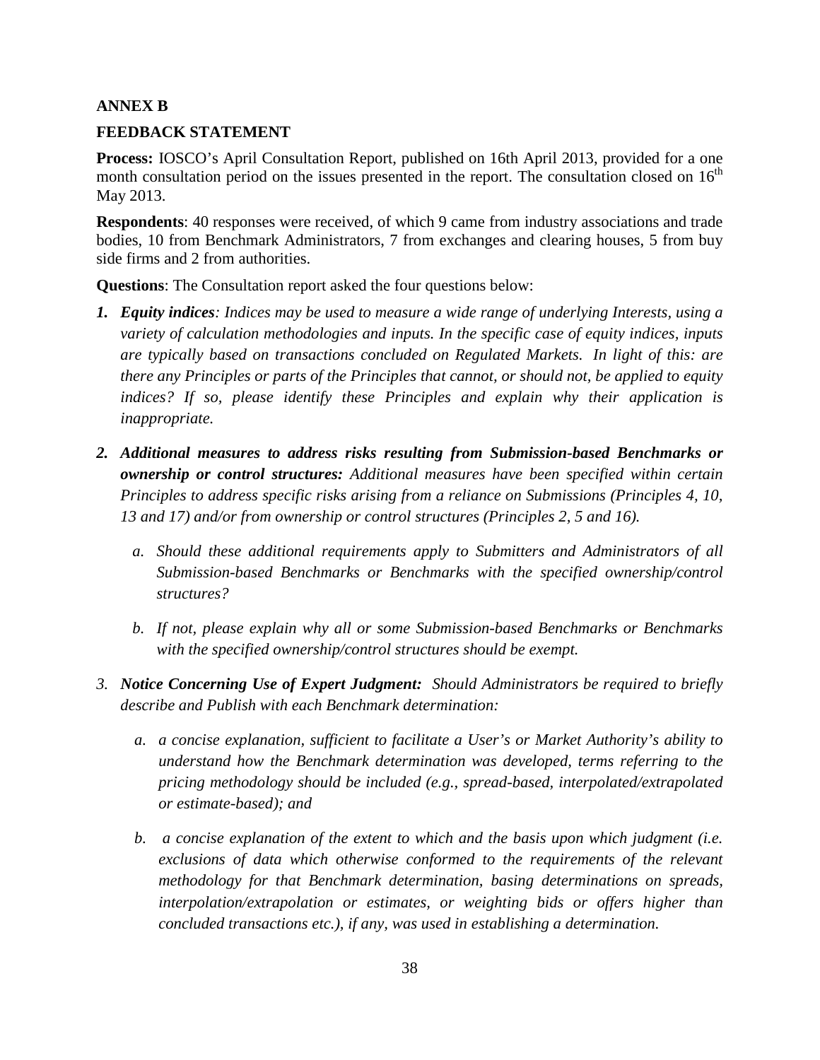**ANNEX B**

**FEEDBACK STATEMENT**

**Process:** IOSCO's April Consultation Report, published on 16th April 2013, provided for a one month consultation period on the issues presented in the report. The consultation closed on 16th May 2013.

**Respondents**: 40 responses were received, of which 9 came from industry associations and trade bodies, 10 from Benchmark Administrators, 7 from exchanges and clearing houses, 5 from buy side firms and 2 from authorities.

**Questions**: The Consultation report asked the four questions below:

1. ***Equity indices****: Indices may be used to measure a wide range of underlying Interests, using a variety of calculation methodologies and inputs. In the specific case of equity indices, inputs are typically based on transactions concluded on Regulated Markets. In light of this: are there any Principles or parts of the Principles that cannot, or should not, be applied to equity indices? If so, please identify these Principles and explain why their application is inappropriate.*

2. ***Additional measures to address risks resulting from Submission-based Benchmarks or ownership or control structures:*** *Additional measures have been specified within certain Principles to address specific risks arising from a reliance on Submissions (Principles 4, 10, 13 and 17) and/or from ownership or control structures (Principles 2, 5 and 16).*

   a. *Should these additional requirements apply to Submitters and Administrators of all Submission-based Benchmarks or Benchmarks with the specified ownership/control structures?*

   b. *If not, please explain why all or some Submission-based Benchmarks or Benchmarks with the specified ownership/control structures should be exempt.*

3. ***Notice Concerning Use of Expert Judgment:*** *Should Administrators be required to briefly describe and Publish with each Benchmark determination:*

   a. *a concise explanation, sufficient to facilitate a User's or Market Authority's ability to understand how the Benchmark determination was developed, terms referring to the pricing methodology should be included (e.g., spread-based, interpolated/extrapolated or estimate-based); and*

   b. *a concise explanation of the extent to which and the basis upon which judgment (i.e. exclusions of data which otherwise conformed to the requirements of the relevant methodology for that Benchmark determination, basing determinations on spreads, interpolation/extrapolation or estimates, or weighting bids or offers higher than concluded transactions etc.), if any, was used in establishing a determination.*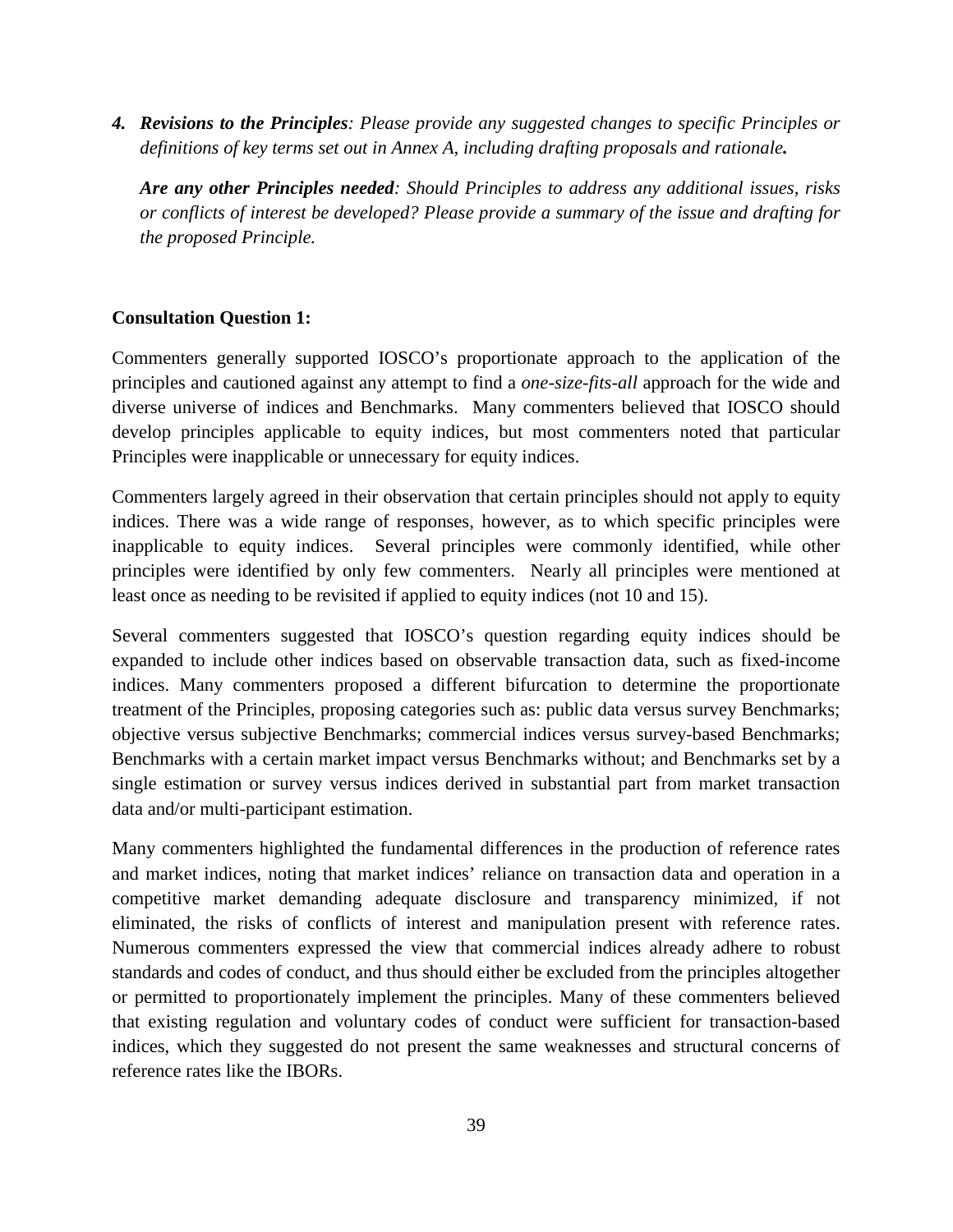4. ***Revisions to the Principles**: Please provide any suggested changes to specific Principles or definitions of key terms set out in Annex A, including drafting proposals and rationale.*

   ***Are any other Principles needed**: Should Principles to address any additional issues, risks or conflicts of interest be developed? Please provide a summary of the issue and drafting for the proposed Principle.*

**Consultation Question 1:**

Commenters generally supported IOSCO's proportionate approach to the application of the principles and cautioned against any attempt to find a *one-size-fits-all* approach for the wide and diverse universe of indices and Benchmarks. Many commenters believed that IOSCO should develop principles applicable to equity indices, but most commenters noted that particular Principles were inapplicable or unnecessary for equity indices.

Commenters largely agreed in their observation that certain principles should not apply to equity indices. There was a wide range of responses, however, as to which specific principles were inapplicable to equity indices. Several principles were commonly identified, while other principles were identified by only few commenters. Nearly all principles were mentioned at least once as needing to be revisited if applied to equity indices (not 10 and 15).

Several commenters suggested that IOSCO's question regarding equity indices should be expanded to include other indices based on observable transaction data, such as fixed-income indices. Many commenters proposed a different bifurcation to determine the proportionate treatment of the Principles, proposing categories such as: public data versus survey Benchmarks; objective versus subjective Benchmarks; commercial indices versus survey-based Benchmarks; Benchmarks with a certain market impact versus Benchmarks without; and Benchmarks set by a single estimation or survey versus indices derived in substantial part from market transaction data and/or multi-participant estimation.

Many commenters highlighted the fundamental differences in the production of reference rates and market indices, noting that market indices' reliance on transaction data and operation in a competitive market demanding adequate disclosure and transparency minimized, if not eliminated, the risks of conflicts of interest and manipulation present with reference rates. Numerous commenters expressed the view that commercial indices already adhere to robust standards and codes of conduct, and thus should either be excluded from the principles altogether or permitted to proportionately implement the principles. Many of these commenters believed that existing regulation and voluntary codes of conduct were sufficient for transaction-based indices, which they suggested do not present the same weaknesses and structural concerns of reference rates like the IBORs.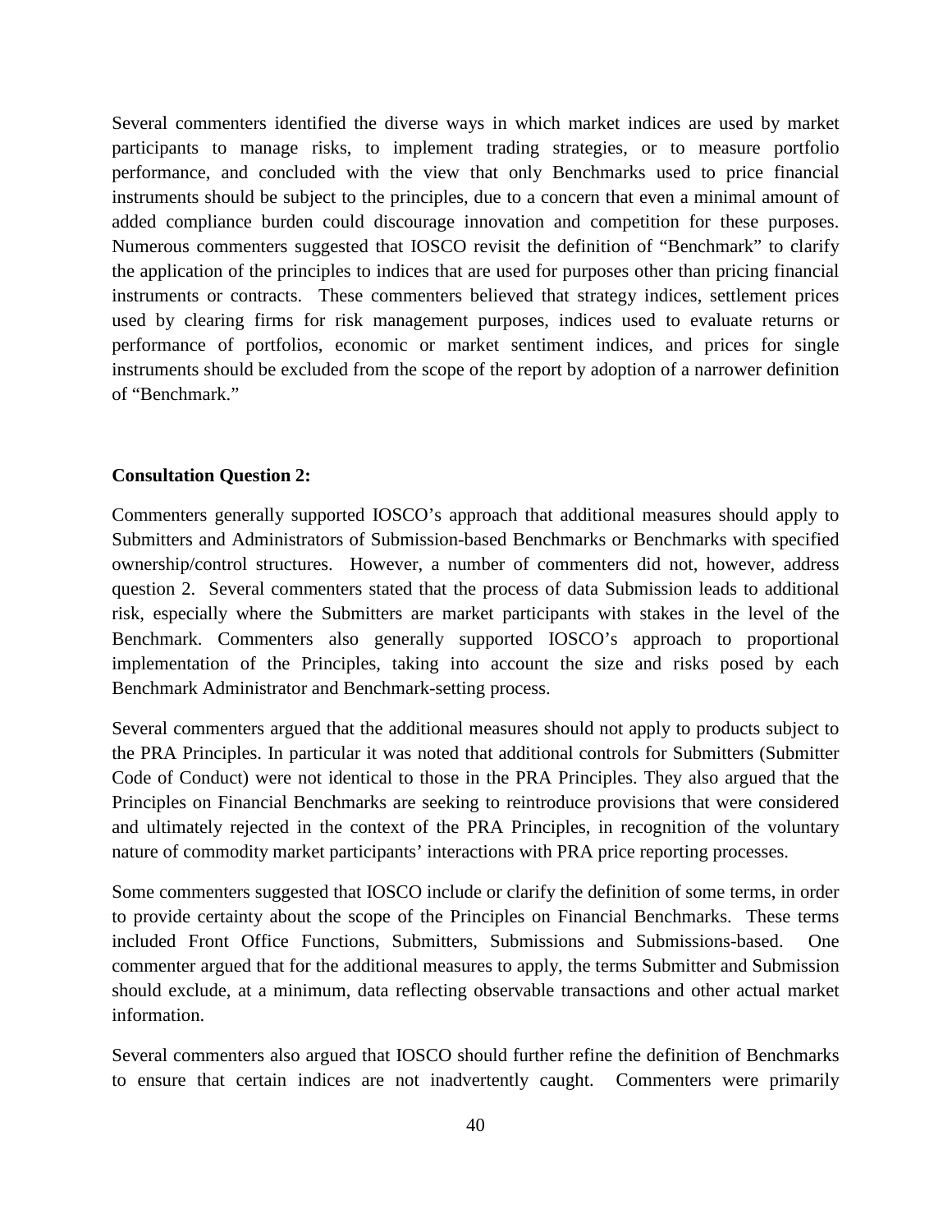Several commenters identified the diverse ways in which market indices are used by market participants to manage risks, to implement trading strategies, or to measure portfolio performance, and concluded with the view that only Benchmarks used to price financial instruments should be subject to the principles, due to a concern that even a minimal amount of added compliance burden could discourage innovation and competition for these purposes. Numerous commenters suggested that IOSCO revisit the definition of "Benchmark" to clarify the application of the principles to indices that are used for purposes other than pricing financial instruments or contracts. These commenters believed that strategy indices, settlement prices used by clearing firms for risk management purposes, indices used to evaluate returns or performance of portfolios, economic or market sentiment indices, and prices for single instruments should be excluded from the scope of the report by adoption of a narrower definition of "Benchmark."

**Consultation Question 2:**

Commenters generally supported IOSCO's approach that additional measures should apply to Submitters and Administrators of Submission-based Benchmarks or Benchmarks with specified ownership/control structures. However, a number of commenters did not, however, address question 2. Several commenters stated that the process of data Submission leads to additional risk, especially where the Submitters are market participants with stakes in the level of the Benchmark. Commenters also generally supported IOSCO's approach to proportional implementation of the Principles, taking into account the size and risks posed by each Benchmark Administrator and Benchmark-setting process.

Several commenters argued that the additional measures should not apply to products subject to the PRA Principles. In particular it was noted that additional controls for Submitters (Submitter Code of Conduct) were not identical to those in the PRA Principles. They also argued that the Principles on Financial Benchmarks are seeking to reintroduce provisions that were considered and ultimately rejected in the context of the PRA Principles, in recognition of the voluntary nature of commodity market participants' interactions with PRA price reporting processes.

Some commenters suggested that IOSCO include or clarify the definition of some terms, in order to provide certainty about the scope of the Principles on Financial Benchmarks. These terms included Front Office Functions, Submitters, Submissions and Submissions-based. One commenter argued that for the additional measures to apply, the terms Submitter and Submission should exclude, at a minimum, data reflecting observable transactions and other actual market information.

Several commenters also argued that IOSCO should further refine the definition of Benchmarks to ensure that certain indices are not inadvertently caught. Commenters were primarily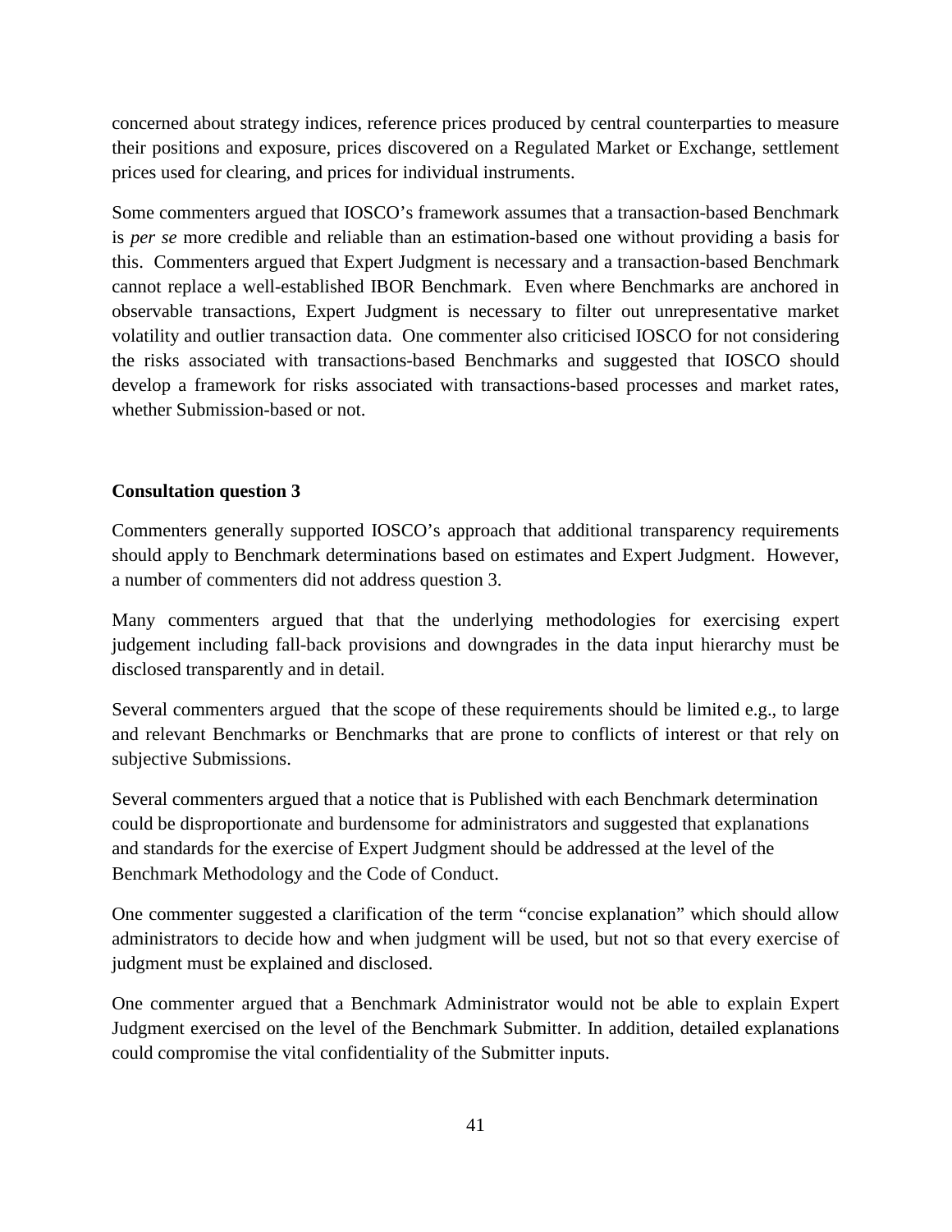concerned about strategy indices, reference prices produced by central counterparties to measure their positions and exposure, prices discovered on a Regulated Market or Exchange, settlement prices used for clearing, and prices for individual instruments.

Some commenters argued that IOSCO's framework assumes that a transaction-based Benchmark is *per se* more credible and reliable than an estimation-based one without providing a basis for this. Commenters argued that Expert Judgment is necessary and a transaction-based Benchmark cannot replace a well-established IBOR Benchmark. Even where Benchmarks are anchored in observable transactions, Expert Judgment is necessary to filter out unrepresentative market volatility and outlier transaction data. One commenter also criticised IOSCO for not considering the risks associated with transactions-based Benchmarks and suggested that IOSCO should develop a framework for risks associated with transactions-based processes and market rates, whether Submission-based or not.

**Consultation question 3**

Commenters generally supported IOSCO's approach that additional transparency requirements should apply to Benchmark determinations based on estimates and Expert Judgment. However, a number of commenters did not address question 3.

Many commenters argued that that the underlying methodologies for exercising expert judgement including fall-back provisions and downgrades in the data input hierarchy must be disclosed transparently and in detail.

Several commenters argued that the scope of these requirements should be limited e.g., to large and relevant Benchmarks or Benchmarks that are prone to conflicts of interest or that rely on subjective Submissions.

Several commenters argued that a notice that is Published with each Benchmark determination could be disproportionate and burdensome for administrators and suggested that explanations and standards for the exercise of Expert Judgment should be addressed at the level of the Benchmark Methodology and the Code of Conduct.

One commenter suggested a clarification of the term "concise explanation" which should allow administrators to decide how and when judgment will be used, but not so that every exercise of judgment must be explained and disclosed.

One commenter argued that a Benchmark Administrator would not be able to explain Expert Judgment exercised on the level of the Benchmark Submitter. In addition, detailed explanations could compromise the vital confidentiality of the Submitter inputs.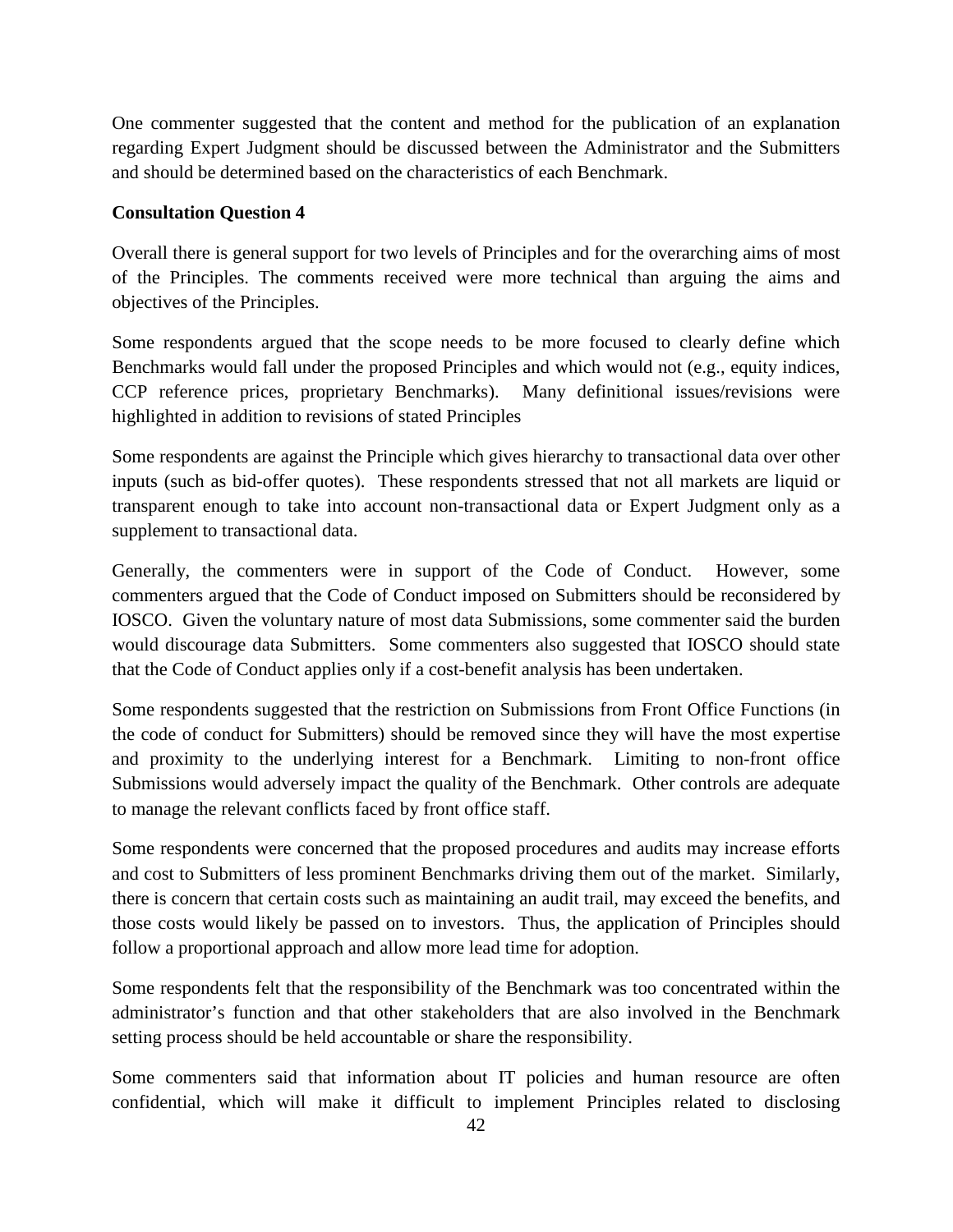One commenter suggested that the content and method for the publication of an explanation regarding Expert Judgment should be discussed between the Administrator and the Submitters and should be determined based on the characteristics of each Benchmark.

**Consultation Question 4**

Overall there is general support for two levels of Principles and for the overarching aims of most of the Principles. The comments received were more technical than arguing the aims and objectives of the Principles.

Some respondents argued that the scope needs to be more focused to clearly define which Benchmarks would fall under the proposed Principles and which would not (e.g., equity indices, CCP reference prices, proprietary Benchmarks). Many definitional issues/revisions were highlighted in addition to revisions of stated Principles

Some respondents are against the Principle which gives hierarchy to transactional data over other inputs (such as bid-offer quotes). These respondents stressed that not all markets are liquid or transparent enough to take into account non-transactional data or Expert Judgment only as a supplement to transactional data.

Generally, the commenters were in support of the Code of Conduct. However, some commenters argued that the Code of Conduct imposed on Submitters should be reconsidered by IOSCO. Given the voluntary nature of most data Submissions, some commenter said the burden would discourage data Submitters. Some commenters also suggested that IOSCO should state that the Code of Conduct applies only if a cost-benefit analysis has been undertaken.

Some respondents suggested that the restriction on Submissions from Front Office Functions (in the code of conduct for Submitters) should be removed since they will have the most expertise and proximity to the underlying interest for a Benchmark. Limiting to non-front office Submissions would adversely impact the quality of the Benchmark. Other controls are adequate to manage the relevant conflicts faced by front office staff.

Some respondents were concerned that the proposed procedures and audits may increase efforts and cost to Submitters of less prominent Benchmarks driving them out of the market. Similarly, there is concern that certain costs such as maintaining an audit trail, may exceed the benefits, and those costs would likely be passed on to investors. Thus, the application of Principles should follow a proportional approach and allow more lead time for adoption.

Some respondents felt that the responsibility of the Benchmark was too concentrated within the administrator's function and that other stakeholders that are also involved in the Benchmark setting process should be held accountable or share the responsibility.

Some commenters said that information about IT policies and human resource are often confidential, which will make it difficult to implement Principles related to disclosing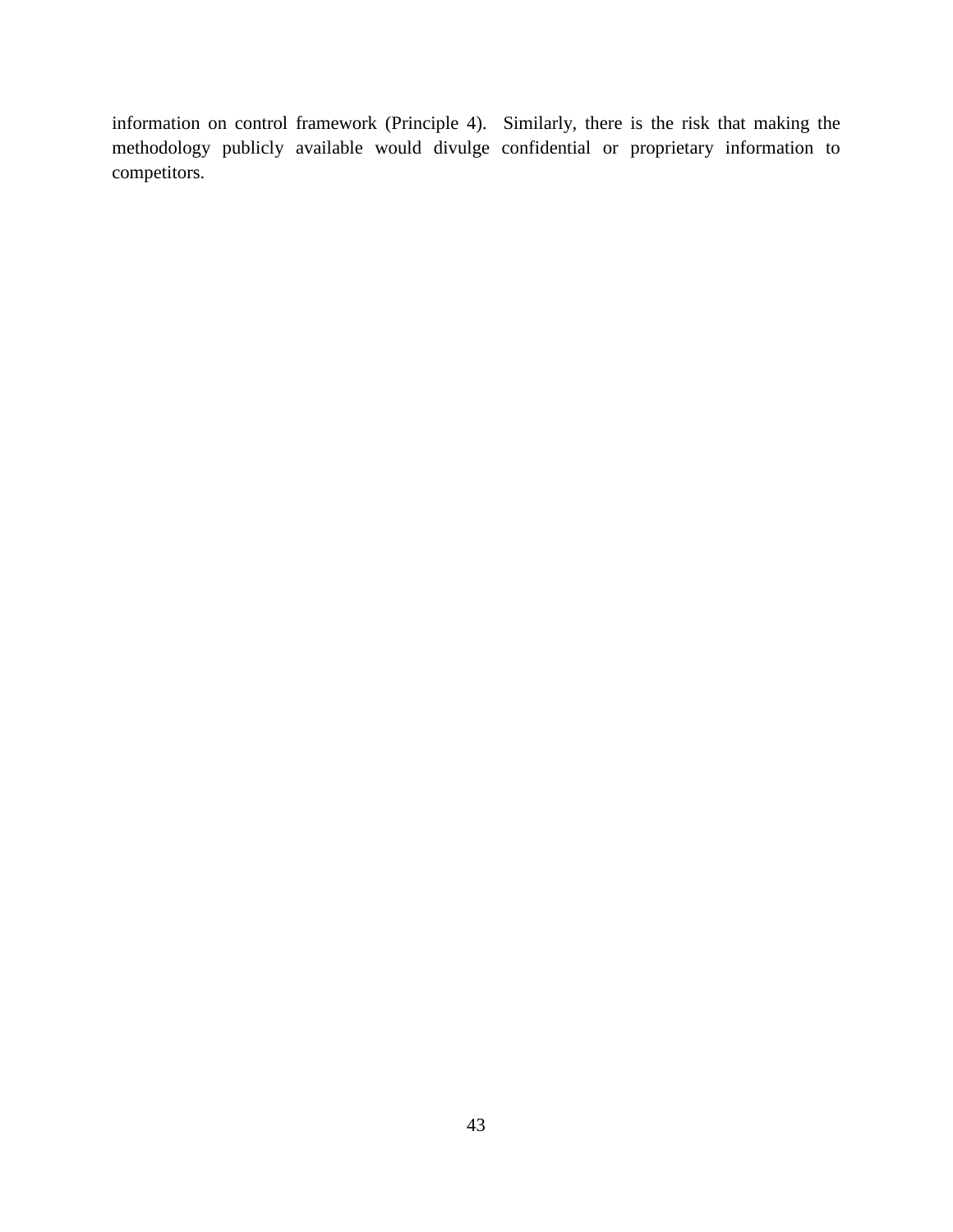information on control framework (Principle 4). Similarly, there is the risk that making the methodology publicly available would divulge confidential or proprietary information to competitors.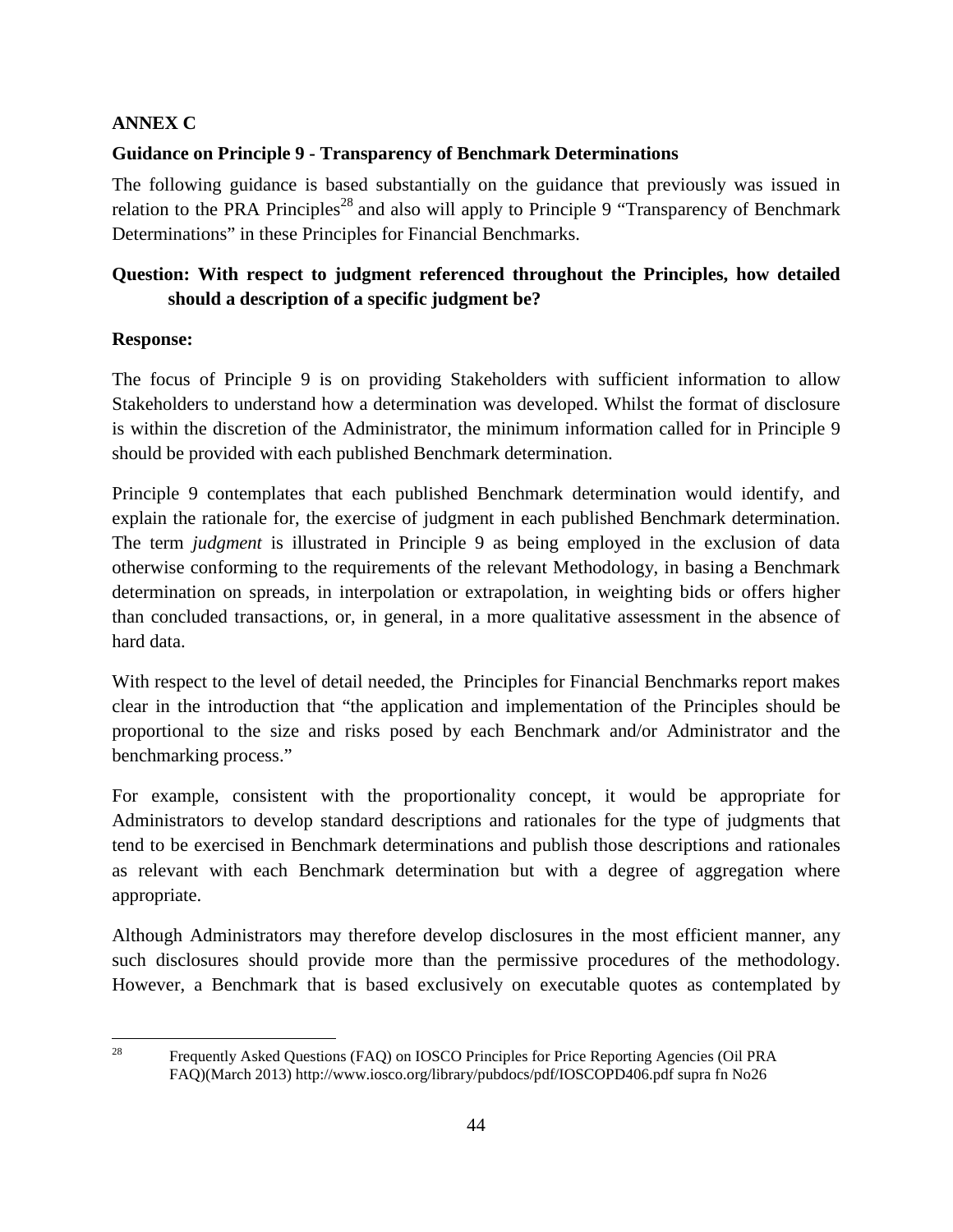## ANNEX C

### Guidance on Principle 9 - Transparency of Benchmark Determinations

The following guidance is based substantially on the guidance that previously was issued in relation to the PRA Principles[28] and also will apply to Principle 9 "Transparency of Benchmark Determinations" in these Principles for Financial Benchmarks.

**Question: With respect to judgment referenced throughout the Principles, how detailed should a description of a specific judgment be?**

**Response:**

The focus of Principle 9 is on providing Stakeholders with sufficient information to allow Stakeholders to understand how a determination was developed. Whilst the format of disclosure is within the discretion of the Administrator, the minimum information called for in Principle 9 should be provided with each published Benchmark determination.

Principle 9 contemplates that each published Benchmark determination would identify, and explain the rationale for, the exercise of judgment in each published Benchmark determination. The term *judgment* is illustrated in Principle 9 as being employed in the exclusion of data otherwise conforming to the requirements of the relevant Methodology, in basing a Benchmark determination on spreads, in interpolation or extrapolation, in weighting bids or offers higher than concluded transactions, or, in general, in a more qualitative assessment in the absence of hard data.

With respect to the level of detail needed, the Principles for Financial Benchmarks report makes clear in the introduction that "the application and implementation of the Principles should be proportional to the size and risks posed by each Benchmark and/or Administrator and the benchmarking process."

For example, consistent with the proportionality concept, it would be appropriate for Administrators to develop standard descriptions and rationales for the type of judgments that tend to be exercised in Benchmark determinations and publish those descriptions and rationales as relevant with each Benchmark determination but with a degree of aggregation where appropriate.

Although Administrators may therefore develop disclosures in the most efficient manner, any such disclosures should provide more than the permissive procedures of the methodology. However, a Benchmark that is based exclusively on executable quotes as contemplated by

---

[28] Frequently Asked Questions (FAQ) on IOSCO Principles for Price Reporting Agencies (Oil PRA FAQ)(March 2013) http://www.iosco.org/library/pubdocs/pdf/IOSCOPD406.pdf supra fn No26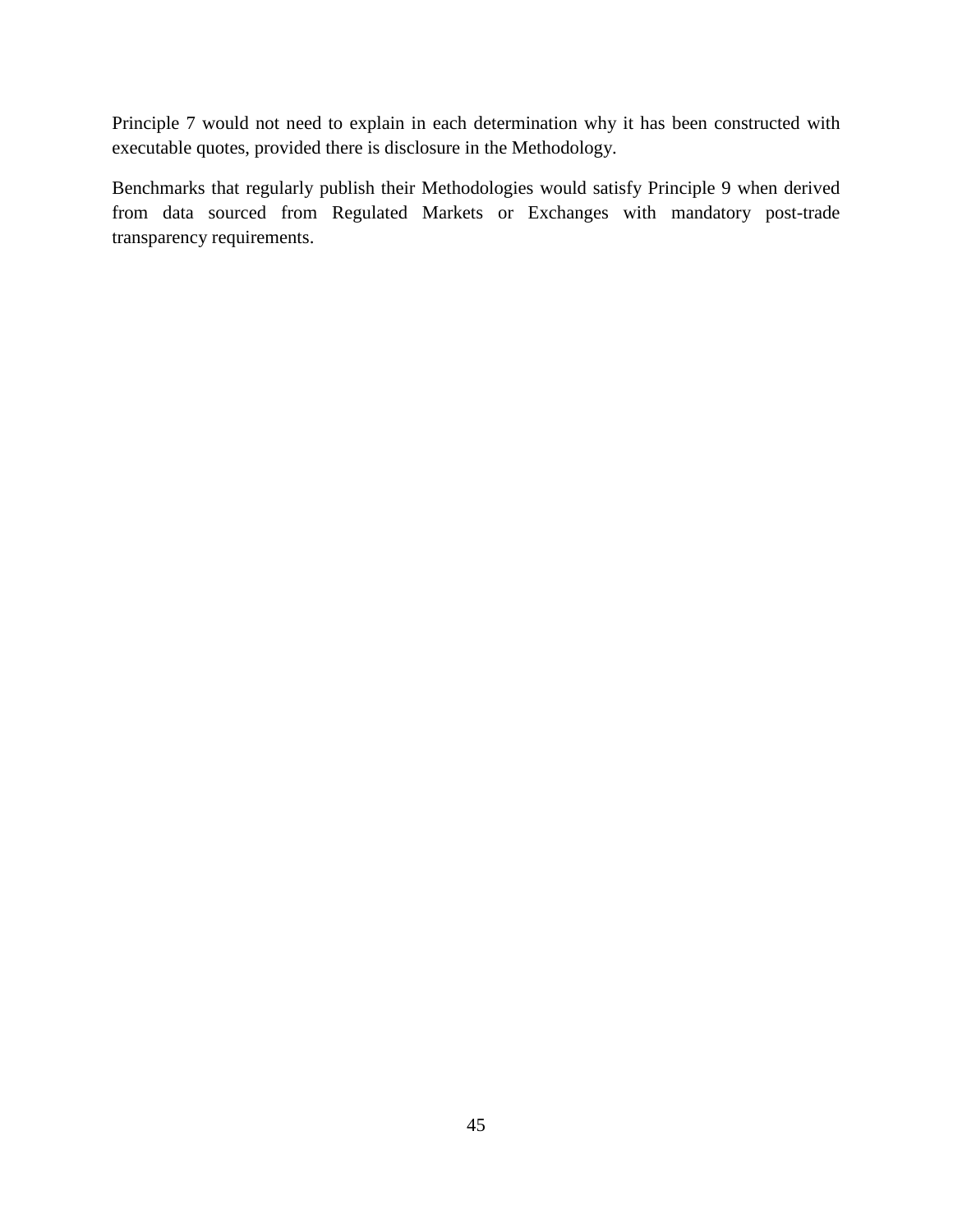Principle 7 would not need to explain in each determination why it has been constructed with executable quotes, provided there is disclosure in the Methodology.

Benchmarks that regularly publish their Methodologies would satisfy Principle 9 when derived from data sourced from Regulated Markets or Exchanges with mandatory post-trade transparency requirements.